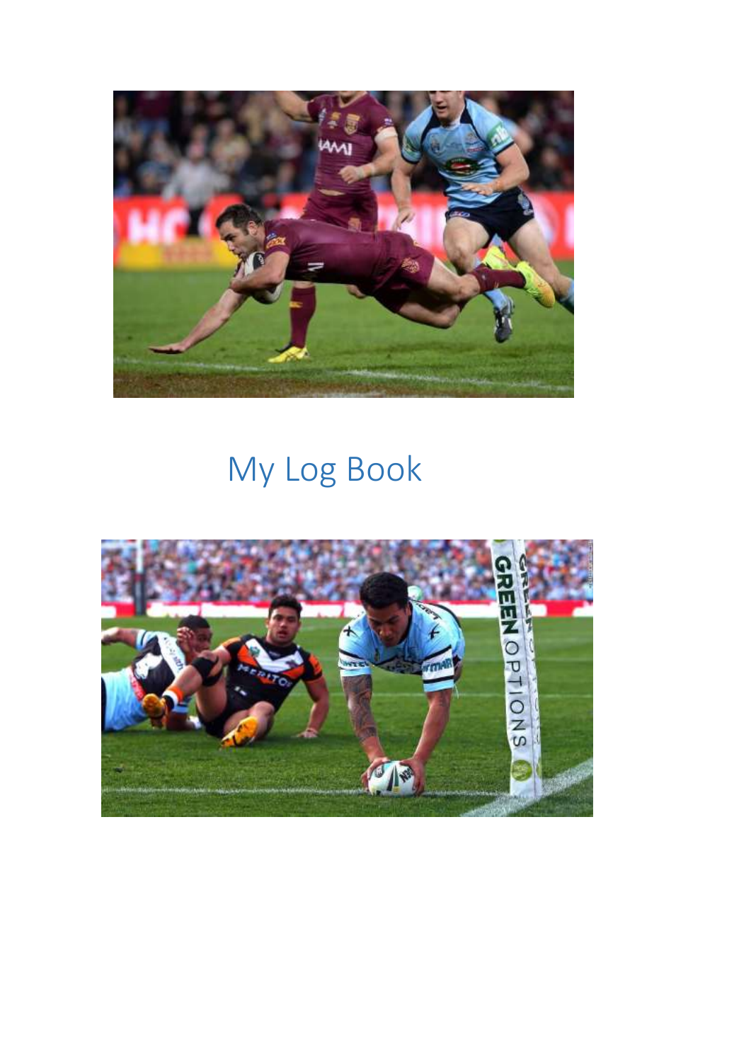# My Log Book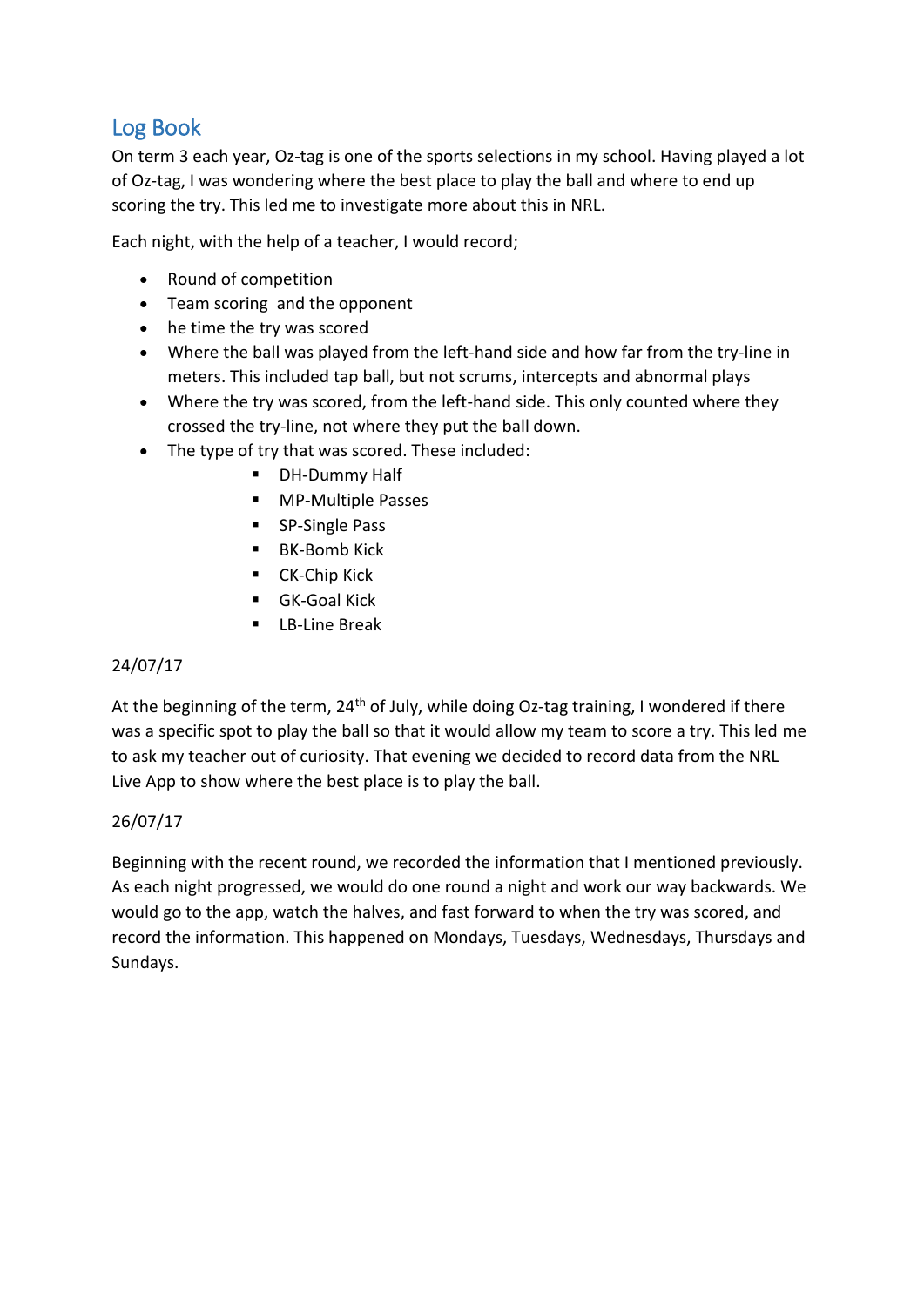## Log Book

On term 3 each year, Oz-tag is one of the sports selections in my school. Having played a lot of Oz-tag, I was wondering where the best place to play the ball and where to end up scoring the try. This led me to investigate more about this in NRL.

Each night, with the help of a teacher, I would record;

- Round of competition
- Team scoring  and the opponent
- he time the try was scored
- Where the ball was played from the left-hand side and how far from the try-line in meters. This included tap ball, but not scrums, intercepts and abnormal plays
- Where the try was scored, from the left-hand side. This only counted where they crossed the try-line, not where they put the ball down.
- The type of try that was scored. These included:
    - DH-Dummy Half
    - MP-Multiple Passes
    - SP-Single Pass
    - BK-Bomb Kick
    - CK-Chip Kick
    - GK-Goal Kick
    - LB-Line Break

24/07/17

At the beginning of the term, 24th of July, while doing Oz-tag training, I wondered if there was a specific spot to play the ball so that it would allow my team to score a try. This led me to ask my teacher out of curiosity. That evening we decided to record data from the NRL Live App to show where the best place is to play the ball.

26/07/17

Beginning with the recent round, we recorded the information that I mentioned previously. As each night progressed, we would do one round a night and work our way backwards. We would go to the app, watch the halves, and fast forward to when the try was scored, and record the information. This happened on Mondays, Tuesdays, Wednesdays, Thursdays and Sundays.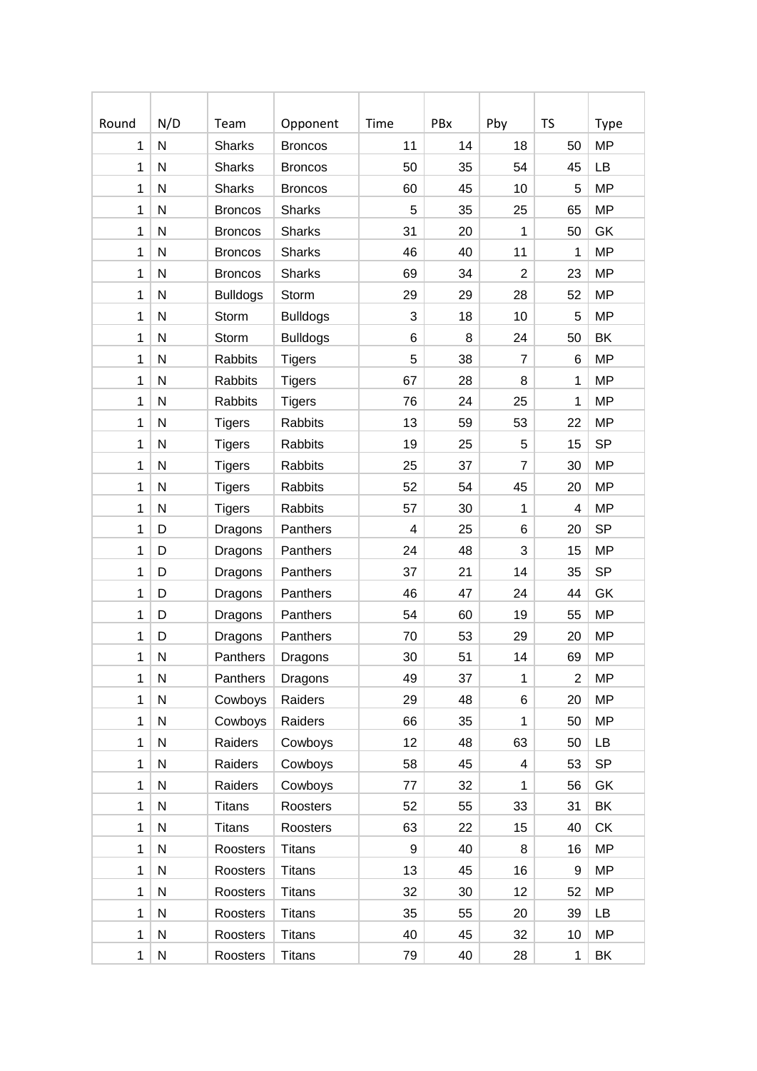| Round | N/D | Team | Opponent | Time | PBx | Pby | TS | Type |
|---|---|---|---|---|---|---|---|---|
| 1 | N | Sharks | Broncos | 11 | 14 | 18 | 50 | MP |
| 1 | N | Sharks | Broncos | 50 | 35 | 54 | 45 | LB |
| 1 | N | Sharks | Broncos | 60 | 45 | 10 | 5 | MP |
| 1 | N | Broncos | Sharks | 5 | 35 | 25 | 65 | MP |
| 1 | N | Broncos | Sharks | 31 | 20 | 1 | 50 | GK |
| 1 | N | Broncos | Sharks | 46 | 40 | 11 | 1 | MP |
| 1 | N | Broncos | Sharks | 69 | 34 | 2 | 23 | MP |
| 1 | N | Bulldogs | Storm | 29 | 29 | 28 | 52 | MP |
| 1 | N | Storm | Bulldogs | 3 | 18 | 10 | 5 | MP |
| 1 | N | Storm | Bulldogs | 6 | 8 | 24 | 50 | BK |
| 1 | N | Rabbits | Tigers | 5 | 38 | 7 | 6 | MP |
| 1 | N | Rabbits | Tigers | 67 | 28 | 8 | 1 | MP |
| 1 | N | Rabbits | Tigers | 76 | 24 | 25 | 1 | MP |
| 1 | N | Tigers | Rabbits | 13 | 59 | 53 | 22 | MP |
| 1 | N | Tigers | Rabbits | 19 | 25 | 5 | 15 | SP |
| 1 | N | Tigers | Rabbits | 25 | 37 | 7 | 30 | MP |
| 1 | N | Tigers | Rabbits | 52 | 54 | 45 | 20 | MP |
| 1 | N | Tigers | Rabbits | 57 | 30 | 1 | 4 | MP |
| 1 | D | Dragons | Panthers | 4 | 25 | 6 | 20 | SP |
| 1 | D | Dragons | Panthers | 24 | 48 | 3 | 15 | MP |
| 1 | D | Dragons | Panthers | 37 | 21 | 14 | 35 | SP |
| 1 | D | Dragons | Panthers | 46 | 47 | 24 | 44 | GK |
| 1 | D | Dragons | Panthers | 54 | 60 | 19 | 55 | MP |
| 1 | D | Dragons | Panthers | 70 | 53 | 29 | 20 | MP |
| 1 | N | Panthers | Dragons | 30 | 51 | 14 | 69 | MP |
| 1 | N | Panthers | Dragons | 49 | 37 | 1 | 2 | MP |
| 1 | N | Cowboys | Raiders | 29 | 48 | 6 | 20 | MP |
| 1 | N | Cowboys | Raiders | 66 | 35 | 1 | 50 | MP |
| 1 | N | Raiders | Cowboys | 12 | 48 | 63 | 50 | LB |
| 1 | N | Raiders | Cowboys | 58 | 45 | 4 | 53 | SP |
| 1 | N | Raiders | Cowboys | 77 | 32 | 1 | 56 | GK |
| 1 | N | Titans | Roosters | 52 | 55 | 33 | 31 | BK |
| 1 | N | Titans | Roosters | 63 | 22 | 15 | 40 | CK |
| 1 | N | Roosters | Titans | 9 | 40 | 8 | 16 | MP |
| 1 | N | Roosters | Titans | 13 | 45 | 16 | 9 | MP |
| 1 | N | Roosters | Titans | 32 | 30 | 12 | 52 | MP |
| 1 | N | Roosters | Titans | 35 | 55 | 20 | 39 | LB |
| 1 | N | Roosters | Titans | 40 | 45 | 32 | 10 | MP |
| 1 | N | Roosters | Titans | 79 | 40 | 28 | 1 | BK |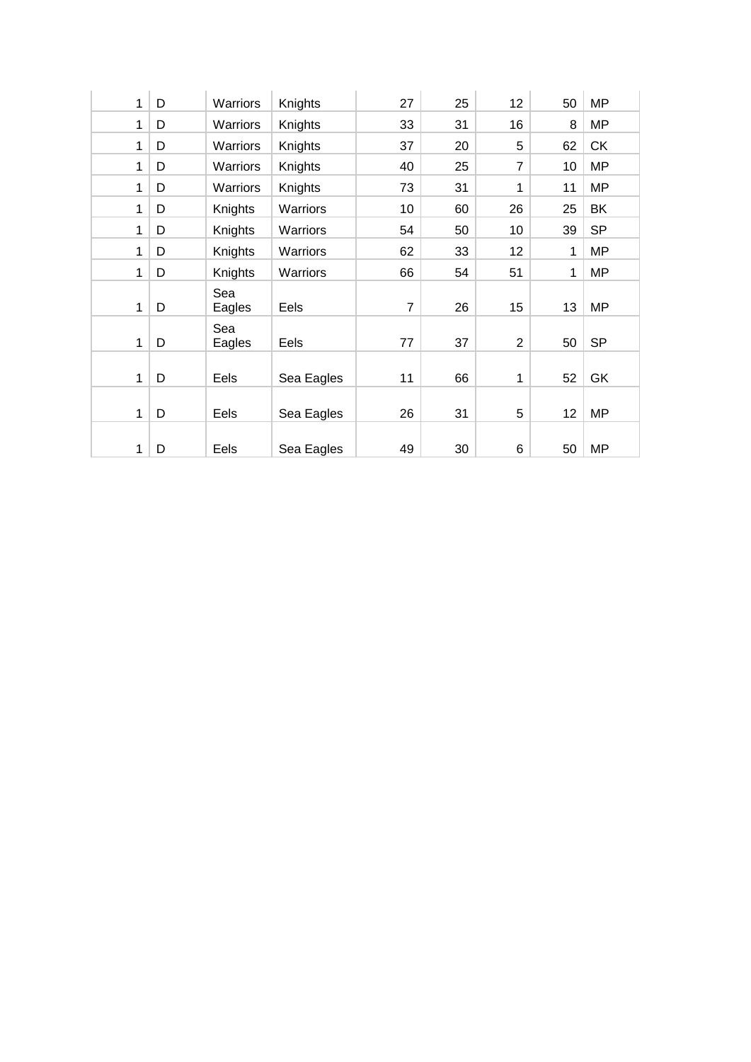| | | | | | | | | |
|---|---|---|---|---|---|---|---|---|
| 1 | D | Warriors | Knights | 27 | 25 | 12 | 50 | MP |
| 1 | D | Warriors | Knights | 33 | 31 | 16 | 8 | MP |
| 1 | D | Warriors | Knights | 37 | 20 | 5 | 62 | CK |
| 1 | D | Warriors | Knights | 40 | 25 | 7 | 10 | MP |
| 1 | D | Warriors | Knights | 73 | 31 | 1 | 11 | MP |
| 1 | D | Knights | Warriors | 10 | 60 | 26 | 25 | BK |
| 1 | D | Knights | Warriors | 54 | 50 | 10 | 39 | SP |
| 1 | D | Knights | Warriors | 62 | 33 | 12 | 1 | MP |
| 1 | D | Knights | Warriors | 66 | 54 | 51 | 1 | MP |
| 1 | D | Sea Eagles | Eels | 7 | 26 | 15 | 13 | MP |
| 1 | D | Sea Eagles | Eels | 77 | 37 | 2 | 50 | SP |
| 1 | D | Eels | Sea Eagles | 11 | 66 | 1 | 52 | GK |
| 1 | D | Eels | Sea Eagles | 26 | 31 | 5 | 12 | MP |
| 1 | D | Eels | Sea Eagles | 49 | 30 | 6 | 50 | MP |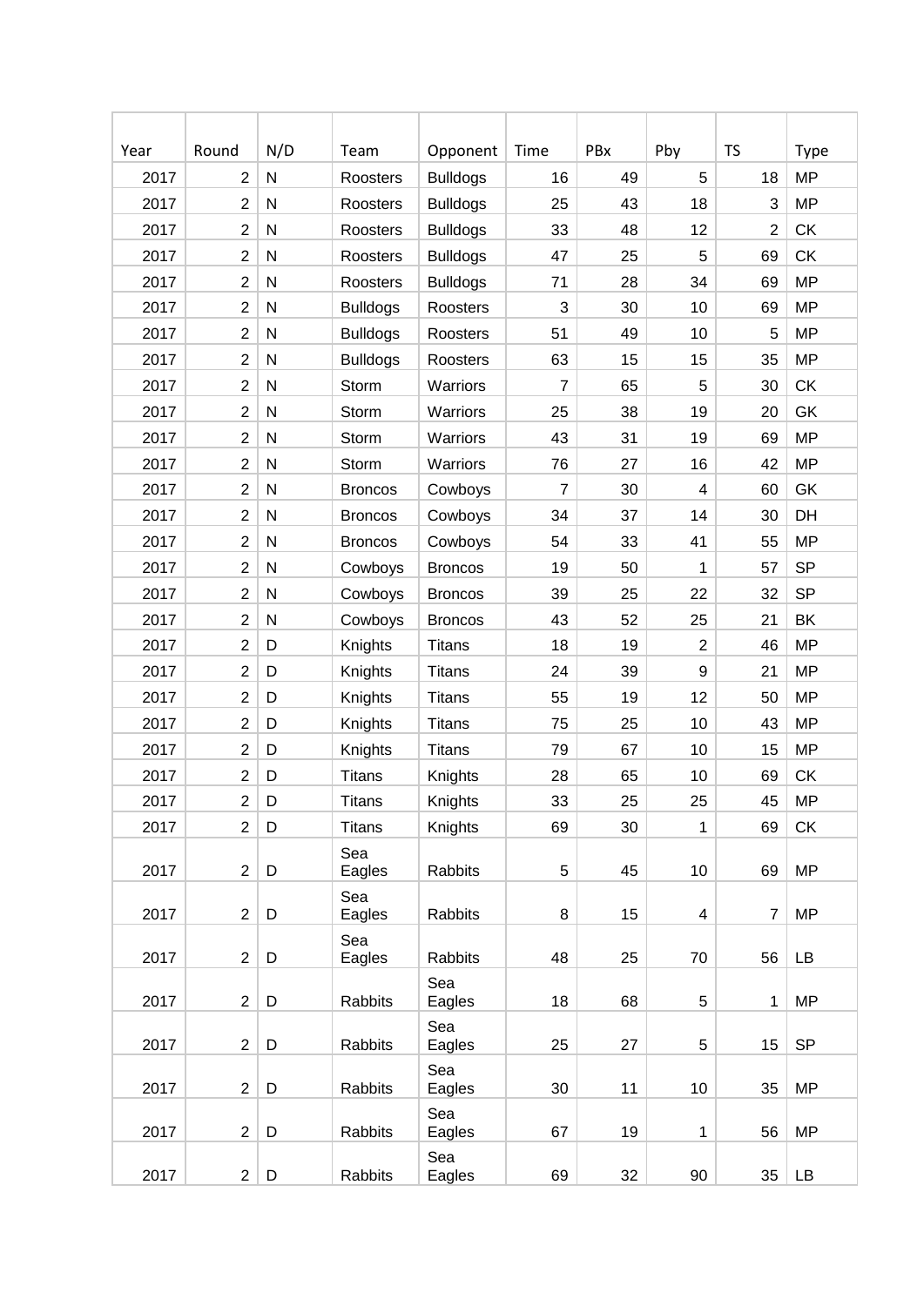| Year | Round | N/D | Team | Opponent | Time | PBx | Pby | TS | Type |
|---|---|---|---|---|---|---|---|---|---|
| 2017 | 2 | N | Roosters | Bulldogs | 16 | 49 | 5 | 18 | MP |
| 2017 | 2 | N | Roosters | Bulldogs | 25 | 43 | 18 | 3 | MP |
| 2017 | 2 | N | Roosters | Bulldogs | 33 | 48 | 12 | 2 | CK |
| 2017 | 2 | N | Roosters | Bulldogs | 47 | 25 | 5 | 69 | CK |
| 2017 | 2 | N | Roosters | Bulldogs | 71 | 28 | 34 | 69 | MP |
| 2017 | 2 | N | Bulldogs | Roosters | 3 | 30 | 10 | 69 | MP |
| 2017 | 2 | N | Bulldogs | Roosters | 51 | 49 | 10 | 5 | MP |
| 2017 | 2 | N | Bulldogs | Roosters | 63 | 15 | 15 | 35 | MP |
| 2017 | 2 | N | Storm | Warriors | 7 | 65 | 5 | 30 | CK |
| 2017 | 2 | N | Storm | Warriors | 25 | 38 | 19 | 20 | GK |
| 2017 | 2 | N | Storm | Warriors | 43 | 31 | 19 | 69 | MP |
| 2017 | 2 | N | Storm | Warriors | 76 | 27 | 16 | 42 | MP |
| 2017 | 2 | N | Broncos | Cowboys | 7 | 30 | 4 | 60 | GK |
| 2017 | 2 | N | Broncos | Cowboys | 34 | 37 | 14 | 30 | DH |
| 2017 | 2 | N | Broncos | Cowboys | 54 | 33 | 41 | 55 | MP |
| 2017 | 2 | N | Cowboys | Broncos | 19 | 50 | 1 | 57 | SP |
| 2017 | 2 | N | Cowboys | Broncos | 39 | 25 | 22 | 32 | SP |
| 2017 | 2 | N | Cowboys | Broncos | 43 | 52 | 25 | 21 | BK |
| 2017 | 2 | D | Knights | Titans | 18 | 19 | 2 | 46 | MP |
| 2017 | 2 | D | Knights | Titans | 24 | 39 | 9 | 21 | MP |
| 2017 | 2 | D | Knights | Titans | 55 | 19 | 12 | 50 | MP |
| 2017 | 2 | D | Knights | Titans | 75 | 25 | 10 | 43 | MP |
| 2017 | 2 | D | Knights | Titans | 79 | 67 | 10 | 15 | MP |
| 2017 | 2 | D | Titans | Knights | 28 | 65 | 10 | 69 | CK |
| 2017 | 2 | D | Titans | Knights | 33 | 25 | 25 | 45 | MP |
| 2017 | 2 | D | Titans | Knights | 69 | 30 | 1 | 69 | CK |
| 2017 | 2 | D | Sea Eagles | Rabbits | 5 | 45 | 10 | 69 | MP |
| 2017 | 2 | D | Sea Eagles | Rabbits | 8 | 15 | 4 | 7 | MP |
| 2017 | 2 | D | Sea Eagles | Rabbits | 48 | 25 | 70 | 56 | LB |
| 2017 | 2 | D | Rabbits | Sea Eagles | 18 | 68 | 5 | 1 | MP |
| 2017 | 2 | D | Rabbits | Sea Eagles | 25 | 27 | 5 | 15 | SP |
| 2017 | 2 | D | Rabbits | Sea Eagles | 30 | 11 | 10 | 35 | MP |
| 2017 | 2 | D | Rabbits | Sea Eagles | 67 | 19 | 1 | 56 | MP |
| 2017 | 2 | D | Rabbits | Sea Eagles | 69 | 32 | 90 | 35 | LB |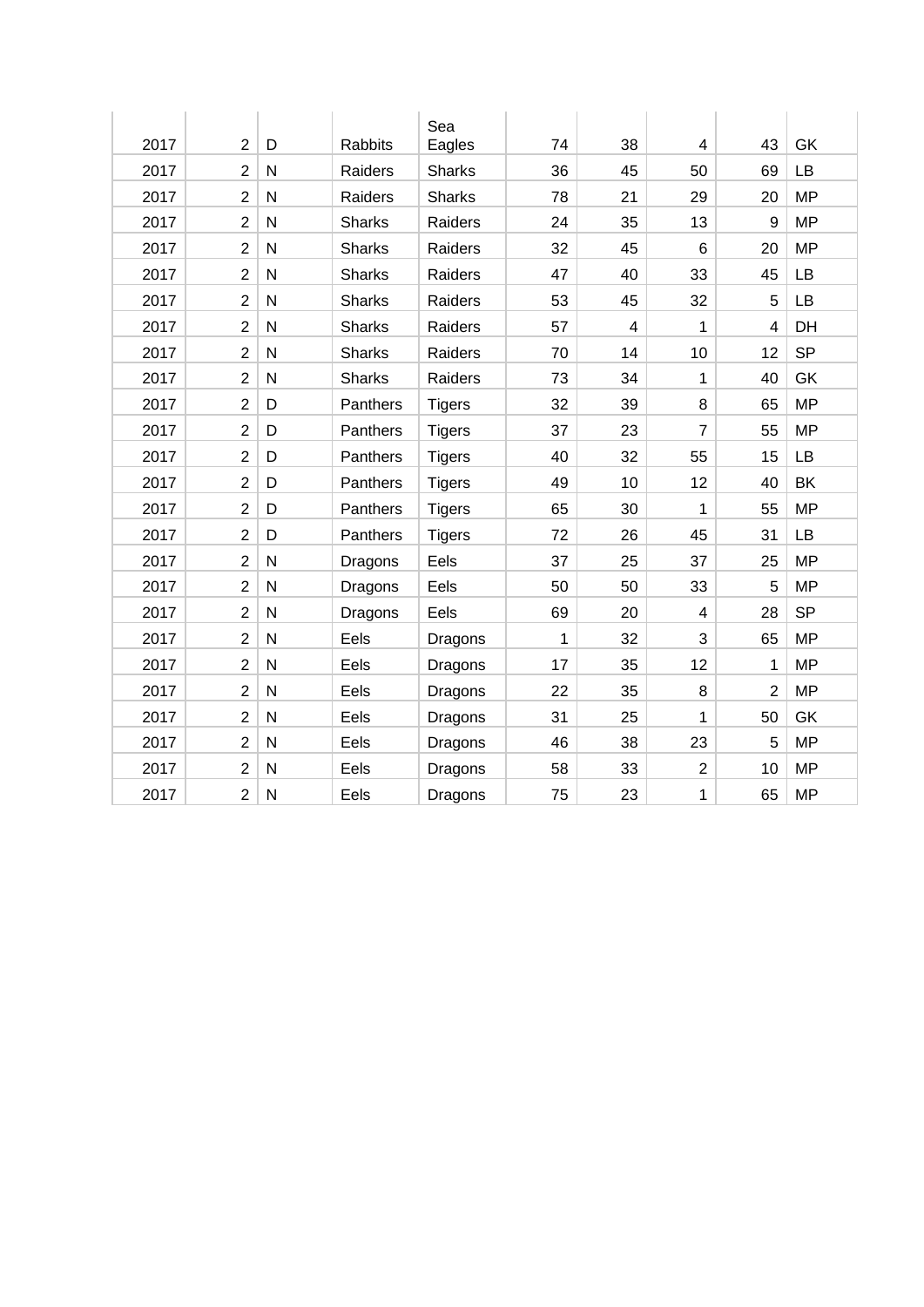| | | | | | | | | | |
|---|---|---|---|---|---|---|---|---|---|
| 2017 | 2 | D | Rabbits | Sea Eagles | 74 | 38 | 4 | 43 | GK |
| 2017 | 2 | N | Raiders | Sharks | 36 | 45 | 50 | 69 | LB |
| 2017 | 2 | N | Raiders | Sharks | 78 | 21 | 29 | 20 | MP |
| 2017 | 2 | N | Sharks | Raiders | 24 | 35 | 13 | 9 | MP |
| 2017 | 2 | N | Sharks | Raiders | 32 | 45 | 6 | 20 | MP |
| 2017 | 2 | N | Sharks | Raiders | 47 | 40 | 33 | 45 | LB |
| 2017 | 2 | N | Sharks | Raiders | 53 | 45 | 32 | 5 | LB |
| 2017 | 2 | N | Sharks | Raiders | 57 | 4 | 1 | 4 | DH |
| 2017 | 2 | N | Sharks | Raiders | 70 | 14 | 10 | 12 | SP |
| 2017 | 2 | N | Sharks | Raiders | 73 | 34 | 1 | 40 | GK |
| 2017 | 2 | D | Panthers | Tigers | 32 | 39 | 8 | 65 | MP |
| 2017 | 2 | D | Panthers | Tigers | 37 | 23 | 7 | 55 | MP |
| 2017 | 2 | D | Panthers | Tigers | 40 | 32 | 55 | 15 | LB |
| 2017 | 2 | D | Panthers | Tigers | 49 | 10 | 12 | 40 | BK |
| 2017 | 2 | D | Panthers | Tigers | 65 | 30 | 1 | 55 | MP |
| 2017 | 2 | D | Panthers | Tigers | 72 | 26 | 45 | 31 | LB |
| 2017 | 2 | N | Dragons | Eels | 37 | 25 | 37 | 25 | MP |
| 2017 | 2 | N | Dragons | Eels | 50 | 50 | 33 | 5 | MP |
| 2017 | 2 | N | Dragons | Eels | 69 | 20 | 4 | 28 | SP |
| 2017 | 2 | N | Eels | Dragons | 1 | 32 | 3 | 65 | MP |
| 2017 | 2 | N | Eels | Dragons | 17 | 35 | 12 | 1 | MP |
| 2017 | 2 | N | Eels | Dragons | 22 | 35 | 8 | 2 | MP |
| 2017 | 2 | N | Eels | Dragons | 31 | 25 | 1 | 50 | GK |
| 2017 | 2 | N | Eels | Dragons | 46 | 38 | 23 | 5 | MP |
| 2017 | 2 | N | Eels | Dragons | 58 | 33 | 2 | 10 | MP |
| 2017 | 2 | N | Eels | Dragons | 75 | 23 | 1 | 65 | MP |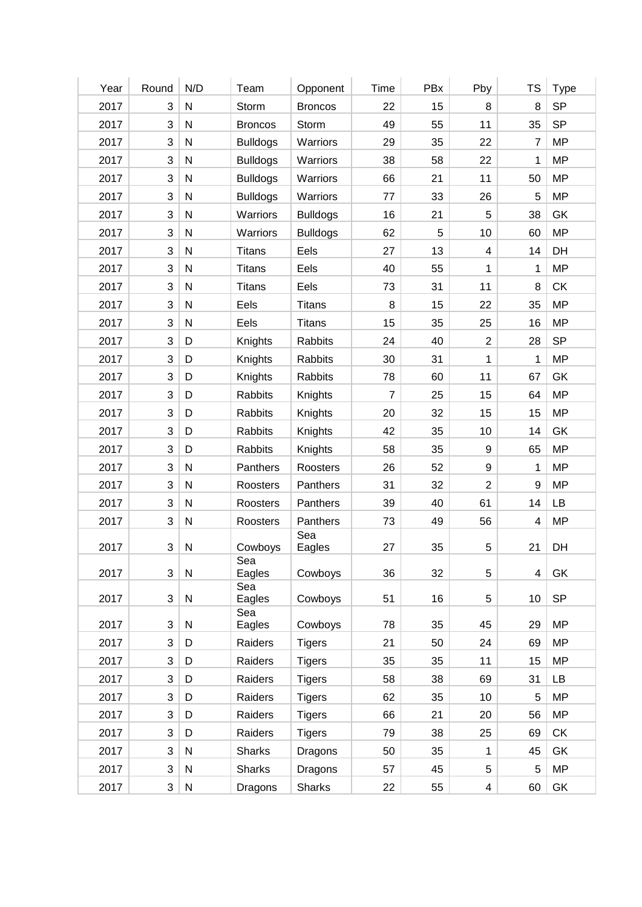| Year | Round | N/D | Team | Opponent | Time | PBx | Pby | TS | Type |
|---|---|---|---|---|---|---|---|---|---|
| 2017 | 3 | N | Storm | Broncos | 22 | 15 | 8 | 8 | SP |
| 2017 | 3 | N | Broncos | Storm | 49 | 55 | 11 | 35 | SP |
| 2017 | 3 | N | Bulldogs | Warriors | 29 | 35 | 22 | 7 | MP |
| 2017 | 3 | N | Bulldogs | Warriors | 38 | 58 | 22 | 1 | MP |
| 2017 | 3 | N | Bulldogs | Warriors | 66 | 21 | 11 | 50 | MP |
| 2017 | 3 | N | Bulldogs | Warriors | 77 | 33 | 26 | 5 | MP |
| 2017 | 3 | N | Warriors | Bulldogs | 16 | 21 | 5 | 38 | GK |
| 2017 | 3 | N | Warriors | Bulldogs | 62 | 5 | 10 | 60 | MP |
| 2017 | 3 | N | Titans | Eels | 27 | 13 | 4 | 14 | DH |
| 2017 | 3 | N | Titans | Eels | 40 | 55 | 1 | 1 | MP |
| 2017 | 3 | N | Titans | Eels | 73 | 31 | 11 | 8 | CK |
| 2017 | 3 | N | Eels | Titans | 8 | 15 | 22 | 35 | MP |
| 2017 | 3 | N | Eels | Titans | 15 | 35 | 25 | 16 | MP |
| 2017 | 3 | D | Knights | Rabbits | 24 | 40 | 2 | 28 | SP |
| 2017 | 3 | D | Knights | Rabbits | 30 | 31 | 1 | 1 | MP |
| 2017 | 3 | D | Knights | Rabbits | 78 | 60 | 11 | 67 | GK |
| 2017 | 3 | D | Rabbits | Knights | 7 | 25 | 15 | 64 | MP |
| 2017 | 3 | D | Rabbits | Knights | 20 | 32 | 15 | 15 | MP |
| 2017 | 3 | D | Rabbits | Knights | 42 | 35 | 10 | 14 | GK |
| 2017 | 3 | D | Rabbits | Knights | 58 | 35 | 9 | 65 | MP |
| 2017 | 3 | N | Panthers | Roosters | 26 | 52 | 9 | 1 | MP |
| 2017 | 3 | N | Roosters | Panthers | 31 | 32 | 2 | 9 | MP |
| 2017 | 3 | N | Roosters | Panthers | 39 | 40 | 61 | 14 | LB |
| 2017 | 3 | N | Roosters | Panthers | 73 | 49 | 56 | 4 | MP |
| 2017 | 3 | N | Cowboys | Sea Eagles | 27 | 35 | 5 | 21 | DH |
| 2017 | 3 | N | Sea Eagles | Cowboys | 36 | 32 | 5 | 4 | GK |
| 2017 | 3 | N | Sea Eagles | Cowboys | 51 | 16 | 5 | 10 | SP |
| 2017 | 3 | N | Sea Eagles | Cowboys | 78 | 35 | 45 | 29 | MP |
| 2017 | 3 | D | Raiders | Tigers | 21 | 50 | 24 | 69 | MP |
| 2017 | 3 | D | Raiders | Tigers | 35 | 35 | 11 | 15 | MP |
| 2017 | 3 | D | Raiders | Tigers | 58 | 38 | 69 | 31 | LB |
| 2017 | 3 | D | Raiders | Tigers | 62 | 35 | 10 | 5 | MP |
| 2017 | 3 | D | Raiders | Tigers | 66 | 21 | 20 | 56 | MP |
| 2017 | 3 | D | Raiders | Tigers | 79 | 38 | 25 | 69 | CK |
| 2017 | 3 | N | Sharks | Dragons | 50 | 35 | 1 | 45 | GK |
| 2017 | 3 | N | Sharks | Dragons | 57 | 45 | 5 | 5 | MP |
| 2017 | 3 | N | Dragons | Sharks | 22 | 55 | 4 | 60 | GK |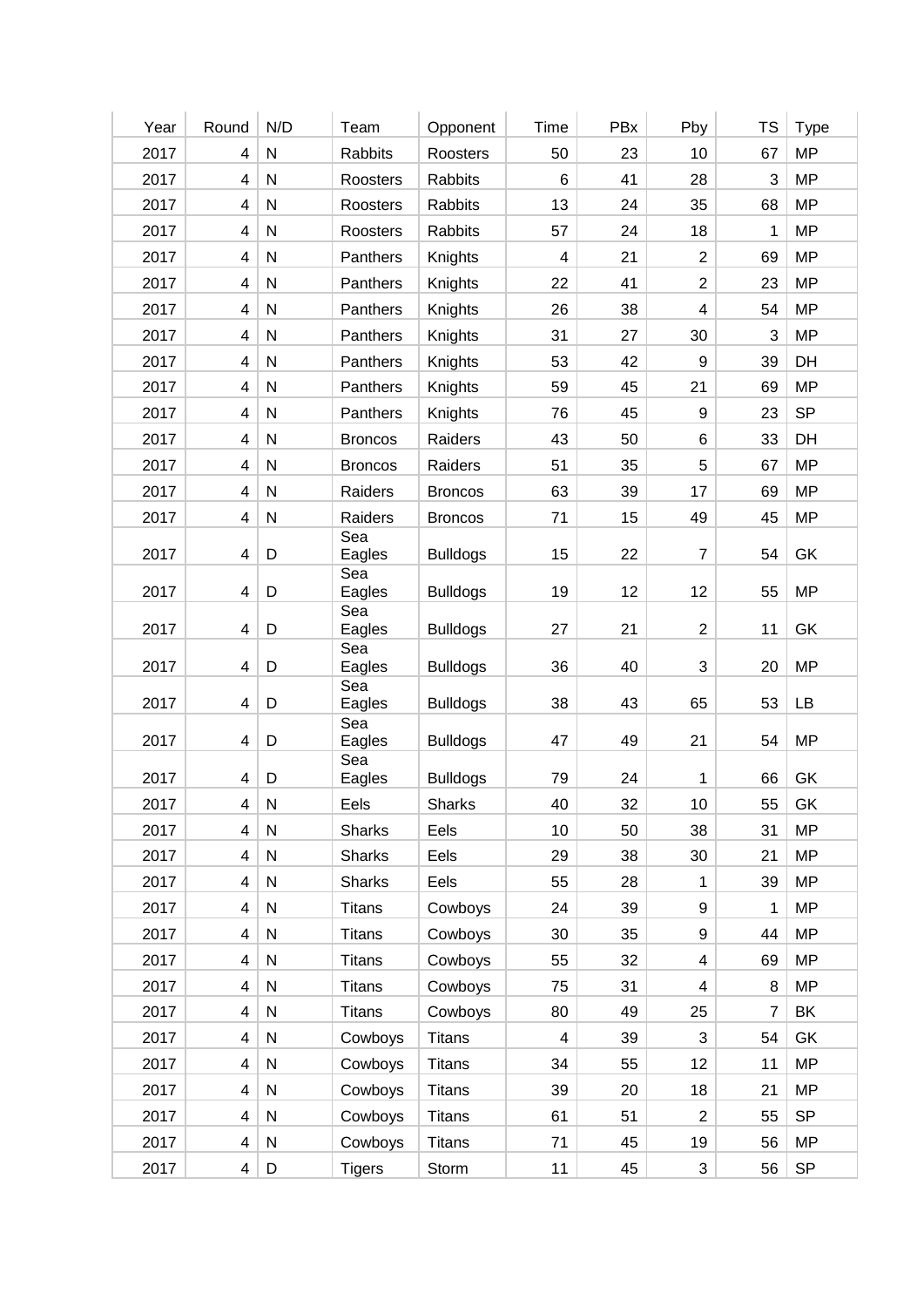| Year | Round | N/D | Team | Opponent | Time | PBx | Pby | TS | Type |
|---|---|---|---|---|---|---|---|---|---|
| 2017 | 4 | N | Rabbits | Roosters | 50 | 23 | 10 | 67 | MP |
| 2017 | 4 | N | Roosters | Rabbits | 6 | 41 | 28 | 3 | MP |
| 2017 | 4 | N | Roosters | Rabbits | 13 | 24 | 35 | 68 | MP |
| 2017 | 4 | N | Roosters | Rabbits | 57 | 24 | 18 | 1 | MP |
| 2017 | 4 | N | Panthers | Knights | 4 | 21 | 2 | 69 | MP |
| 2017 | 4 | N | Panthers | Knights | 22 | 41 | 2 | 23 | MP |
| 2017 | 4 | N | Panthers | Knights | 26 | 38 | 4 | 54 | MP |
| 2017 | 4 | N | Panthers | Knights | 31 | 27 | 30 | 3 | MP |
| 2017 | 4 | N | Panthers | Knights | 53 | 42 | 9 | 39 | DH |
| 2017 | 4 | N | Panthers | Knights | 59 | 45 | 21 | 69 | MP |
| 2017 | 4 | N | Panthers | Knights | 76 | 45 | 9 | 23 | SP |
| 2017 | 4 | N | Broncos | Raiders | 43 | 50 | 6 | 33 | DH |
| 2017 | 4 | N | Broncos | Raiders | 51 | 35 | 5 | 67 | MP |
| 2017 | 4 | N | Raiders | Broncos | 63 | 39 | 17 | 69 | MP |
| 2017 | 4 | N | Raiders | Broncos | 71 | 15 | 49 | 45 | MP |
| 2017 | 4 | D | Sea Eagles | Bulldogs | 15 | 22 | 7 | 54 | GK |
| 2017 | 4 | D | Sea Eagles | Bulldogs | 19 | 12 | 12 | 55 | MP |
| 2017 | 4 | D | Sea Eagles | Bulldogs | 27 | 21 | 2 | 11 | GK |
| 2017 | 4 | D | Sea Eagles | Bulldogs | 36 | 40 | 3 | 20 | MP |
| 2017 | 4 | D | Sea Eagles | Bulldogs | 38 | 43 | 65 | 53 | LB |
| 2017 | 4 | D | Sea Eagles | Bulldogs | 47 | 49 | 21 | 54 | MP |
| 2017 | 4 | D | Sea Eagles | Bulldogs | 79 | 24 | 1 | 66 | GK |
| 2017 | 4 | N | Eels | Sharks | 40 | 32 | 10 | 55 | GK |
| 2017 | 4 | N | Sharks | Eels | 10 | 50 | 38 | 31 | MP |
| 2017 | 4 | N | Sharks | Eels | 29 | 38 | 30 | 21 | MP |
| 2017 | 4 | N | Sharks | Eels | 55 | 28 | 1 | 39 | MP |
| 2017 | 4 | N | Titans | Cowboys | 24 | 39 | 9 | 1 | MP |
| 2017 | 4 | N | Titans | Cowboys | 30 | 35 | 9 | 44 | MP |
| 2017 | 4 | N | Titans | Cowboys | 55 | 32 | 4 | 69 | MP |
| 2017 | 4 | N | Titans | Cowboys | 75 | 31 | 4 | 8 | MP |
| 2017 | 4 | N | Titans | Cowboys | 80 | 49 | 25 | 7 | BK |
| 2017 | 4 | N | Cowboys | Titans | 4 | 39 | 3 | 54 | GK |
| 2017 | 4 | N | Cowboys | Titans | 34 | 55 | 12 | 11 | MP |
| 2017 | 4 | N | Cowboys | Titans | 39 | 20 | 18 | 21 | MP |
| 2017 | 4 | N | Cowboys | Titans | 61 | 51 | 2 | 55 | SP |
| 2017 | 4 | N | Cowboys | Titans | 71 | 45 | 19 | 56 | MP |
| 2017 | 4 | D | Tigers | Storm | 11 | 45 | 3 | 56 | SP |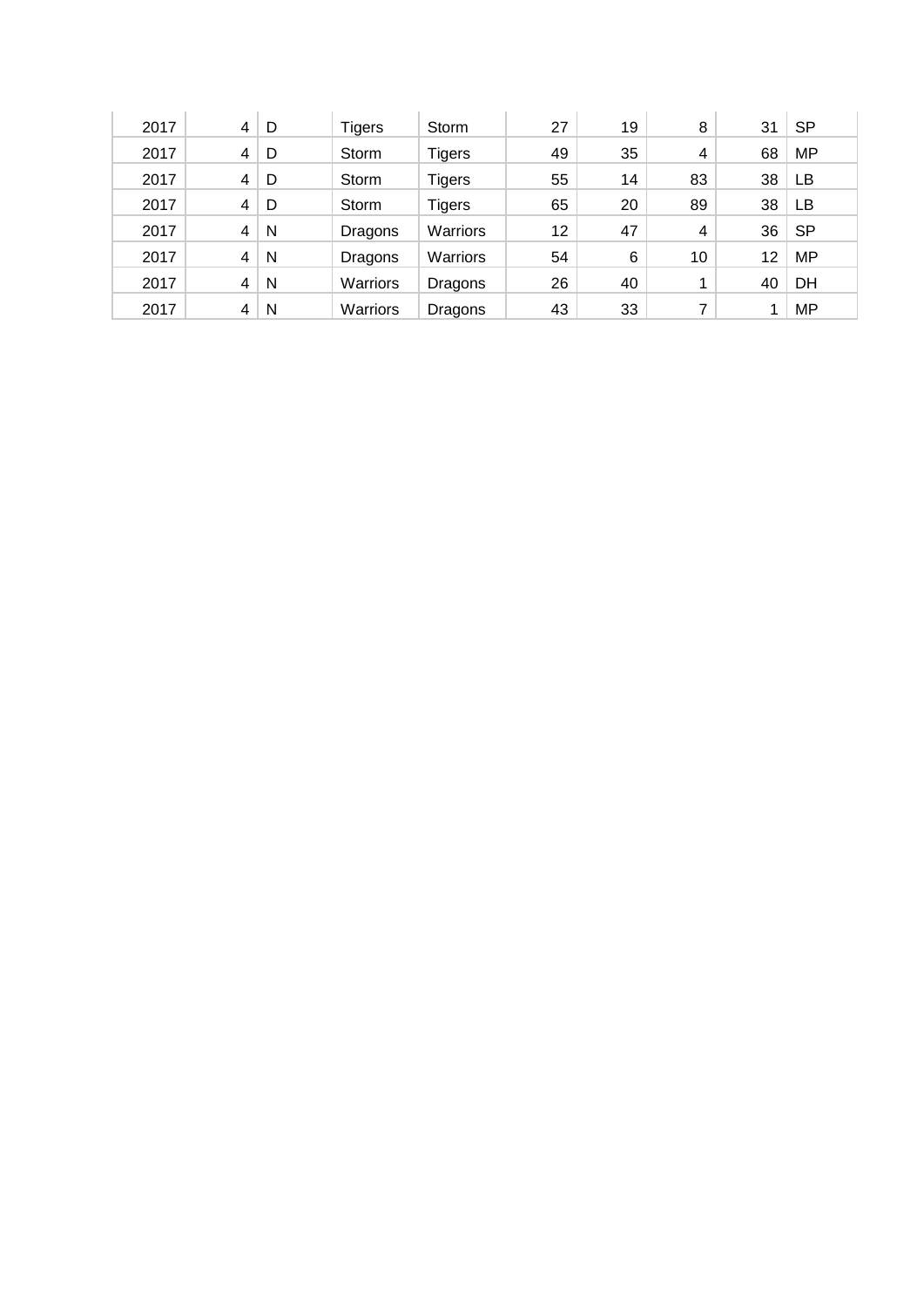| | | | | | | | | | |
|---|---|---|---|---|---|---|---|---|---|
| 2017 | 4 | D | Tigers | Storm | 27 | 19 | 8 | 31 | SP |
| 2017 | 4 | D | Storm | Tigers | 49 | 35 | 4 | 68 | MP |
| 2017 | 4 | D | Storm | Tigers | 55 | 14 | 83 | 38 | LB |
| 2017 | 4 | D | Storm | Tigers | 65 | 20 | 89 | 38 | LB |
| 2017 | 4 | N | Dragons | Warriors | 12 | 47 | 4 | 36 | SP |
| 2017 | 4 | N | Dragons | Warriors | 54 | 6 | 10 | 12 | MP |
| 2017 | 4 | N | Warriors | Dragons | 26 | 40 | 1 | 40 | DH |
| 2017 | 4 | N | Warriors | Dragons | 43 | 33 | 7 | 1 | MP |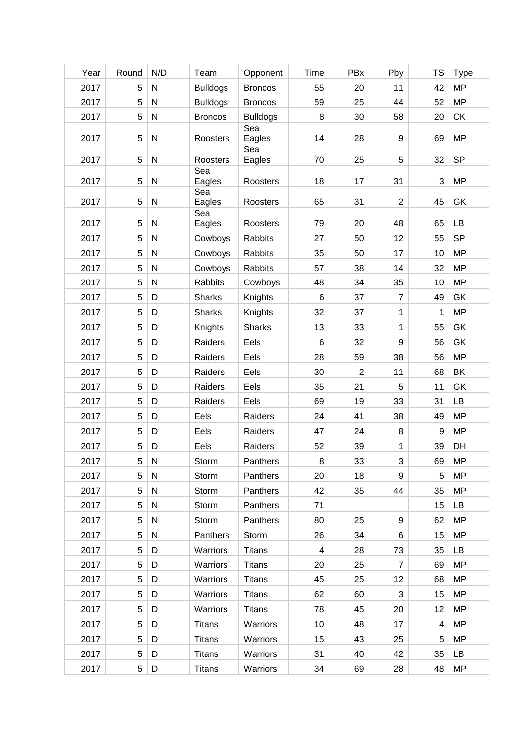| Year | Round | N/D | Team | Opponent | Time | PBx | Pby | TS | Type |
|---|---|---|---|---|---|---|---|---|---|
| 2017 | 5 | N | Bulldogs | Broncos | 55 | 20 | 11 | 42 | MP |
| 2017 | 5 | N | Bulldogs | Broncos | 59 | 25 | 44 | 52 | MP |
| 2017 | 5 | N | Broncos | Bulldogs | 8 | 30 | 58 | 20 | CK |
| 2017 | 5 | N | Roosters | Sea Eagles | 14 | 28 | 9 | 69 | MP |
| 2017 | 5 | N | Roosters | Sea Eagles | 70 | 25 | 5 | 32 | SP |
| 2017 | 5 | N | Sea Eagles | Roosters | 18 | 17 | 31 | 3 | MP |
| 2017 | 5 | N | Sea Eagles | Roosters | 65 | 31 | 2 | 45 | GK |
| 2017 | 5 | N | Sea Eagles | Roosters | 79 | 20 | 48 | 65 | LB |
| 2017 | 5 | N | Cowboys | Rabbits | 27 | 50 | 12 | 55 | SP |
| 2017 | 5 | N | Cowboys | Rabbits | 35 | 50 | 17 | 10 | MP |
| 2017 | 5 | N | Cowboys | Rabbits | 57 | 38 | 14 | 32 | MP |
| 2017 | 5 | N | Rabbits | Cowboys | 48 | 34 | 35 | 10 | MP |
| 2017 | 5 | D | Sharks | Knights | 6 | 37 | 7 | 49 | GK |
| 2017 | 5 | D | Sharks | Knights | 32 | 37 | 1 | 1 | MP |
| 2017 | 5 | D | Knights | Sharks | 13 | 33 | 1 | 55 | GK |
| 2017 | 5 | D | Raiders | Eels | 6 | 32 | 9 | 56 | GK |
| 2017 | 5 | D | Raiders | Eels | 28 | 59 | 38 | 56 | MP |
| 2017 | 5 | D | Raiders | Eels | 30 | 2 | 11 | 68 | BK |
| 2017 | 5 | D | Raiders | Eels | 35 | 21 | 5 | 11 | GK |
| 2017 | 5 | D | Raiders | Eels | 69 | 19 | 33 | 31 | LB |
| 2017 | 5 | D | Eels | Raiders | 24 | 41 | 38 | 49 | MP |
| 2017 | 5 | D | Eels | Raiders | 47 | 24 | 8 | 9 | MP |
| 2017 | 5 | D | Eels | Raiders | 52 | 39 | 1 | 39 | DH |
| 2017 | 5 | N | Storm | Panthers | 8 | 33 | 3 | 69 | MP |
| 2017 | 5 | N | Storm | Panthers | 20 | 18 | 9 | 5 | MP |
| 2017 | 5 | N | Storm | Panthers | 42 | 35 | 44 | 35 | MP |
| 2017 | 5 | N | Storm | Panthers | 71 | | | 15 | LB |
| 2017 | 5 | N | Storm | Panthers | 80 | 25 | 9 | 62 | MP |
| 2017 | 5 | N | Panthers | Storm | 26 | 34 | 6 | 15 | MP |
| 2017 | 5 | D | Warriors | Titans | 4 | 28 | 73 | 35 | LB |
| 2017 | 5 | D | Warriors | Titans | 20 | 25 | 7 | 69 | MP |
| 2017 | 5 | D | Warriors | Titans | 45 | 25 | 12 | 68 | MP |
| 2017 | 5 | D | Warriors | Titans | 62 | 60 | 3 | 15 | MP |
| 2017 | 5 | D | Warriors | Titans | 78 | 45 | 20 | 12 | MP |
| 2017 | 5 | D | Titans | Warriors | 10 | 48 | 17 | 4 | MP |
| 2017 | 5 | D | Titans | Warriors | 15 | 43 | 25 | 5 | MP |
| 2017 | 5 | D | Titans | Warriors | 31 | 40 | 42 | 35 | LB |
| 2017 | 5 | D | Titans | Warriors | 34 | 69 | 28 | 48 | MP |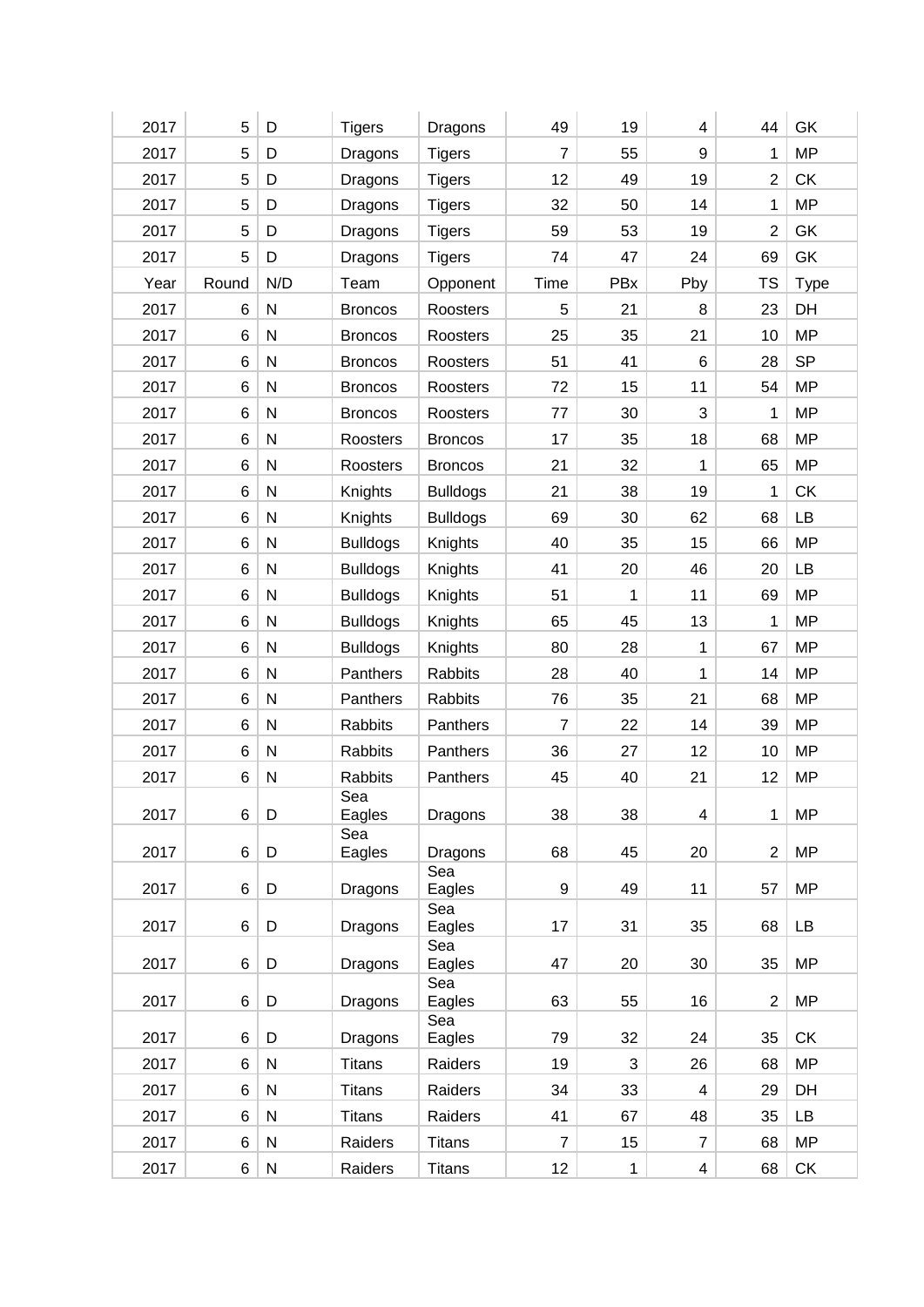| 2017 | 5 | D | Tigers | Dragons | 49 | 19 | 4 | 44 | GK |
|---|---|---|---|---|---|---|---|---|---|
| 2017 | 5 | D | Dragons | Tigers | 7 | 55 | 9 | 1 | MP |
| 2017 | 5 | D | Dragons | Tigers | 12 | 49 | 19 | 2 | CK |
| 2017 | 5 | D | Dragons | Tigers | 32 | 50 | 14 | 1 | MP |
| 2017 | 5 | D | Dragons | Tigers | 59 | 53 | 19 | 2 | GK |
| 2017 | 5 | D | Dragons | Tigers | 74 | 47 | 24 | 69 | GK |
| Year | Round | N/D | Team | Opponent | Time | PBx | Pby | TS | Type |
| 2017 | 6 | N | Broncos | Roosters | 5 | 21 | 8 | 23 | DH |
| 2017 | 6 | N | Broncos | Roosters | 25 | 35 | 21 | 10 | MP |
| 2017 | 6 | N | Broncos | Roosters | 51 | 41 | 6 | 28 | SP |
| 2017 | 6 | N | Broncos | Roosters | 72 | 15 | 11 | 54 | MP |
| 2017 | 6 | N | Broncos | Roosters | 77 | 30 | 3 | 1 | MP |
| 2017 | 6 | N | Roosters | Broncos | 17 | 35 | 18 | 68 | MP |
| 2017 | 6 | N | Roosters | Broncos | 21 | 32 | 1 | 65 | MP |
| 2017 | 6 | N | Knights | Bulldogs | 21 | 38 | 19 | 1 | CK |
| 2017 | 6 | N | Knights | Bulldogs | 69 | 30 | 62 | 68 | LB |
| 2017 | 6 | N | Bulldogs | Knights | 40 | 35 | 15 | 66 | MP |
| 2017 | 6 | N | Bulldogs | Knights | 41 | 20 | 46 | 20 | LB |
| 2017 | 6 | N | Bulldogs | Knights | 51 | 1 | 11 | 69 | MP |
| 2017 | 6 | N | Bulldogs | Knights | 65 | 45 | 13 | 1 | MP |
| 2017 | 6 | N | Bulldogs | Knights | 80 | 28 | 1 | 67 | MP |
| 2017 | 6 | N | Panthers | Rabbits | 28 | 40 | 1 | 14 | MP |
| 2017 | 6 | N | Panthers | Rabbits | 76 | 35 | 21 | 68 | MP |
| 2017 | 6 | N | Rabbits | Panthers | 7 | 22 | 14 | 39 | MP |
| 2017 | 6 | N | Rabbits | Panthers | 36 | 27 | 12 | 10 | MP |
| 2017 | 6 | N | Rabbits | Panthers | 45 | 40 | 21 | 12 | MP |
| 2017 | 6 | D | Sea Eagles | Dragons | 38 | 38 | 4 | 1 | MP |
| 2017 | 6 | D | Sea Eagles | Dragons | 68 | 45 | 20 | 2 | MP |
| 2017 | 6 | D | Dragons | Sea Eagles | 9 | 49 | 11 | 57 | MP |
| 2017 | 6 | D | Dragons | Sea Eagles | 17 | 31 | 35 | 68 | LB |
| 2017 | 6 | D | Dragons | Sea Eagles | 47 | 20 | 30 | 35 | MP |
| 2017 | 6 | D | Dragons | Sea Eagles | 63 | 55 | 16 | 2 | MP |
| 2017 | 6 | D | Dragons | Sea Eagles | 79 | 32 | 24 | 35 | CK |
| 2017 | 6 | N | Titans | Raiders | 19 | 3 | 26 | 68 | MP |
| 2017 | 6 | N | Titans | Raiders | 34 | 33 | 4 | 29 | DH |
| 2017 | 6 | N | Titans | Raiders | 41 | 67 | 48 | 35 | LB |
| 2017 | 6 | N | Raiders | Titans | 7 | 15 | 7 | 68 | MP |
| 2017 | 6 | N | Raiders | Titans | 12 | 1 | 4 | 68 | CK |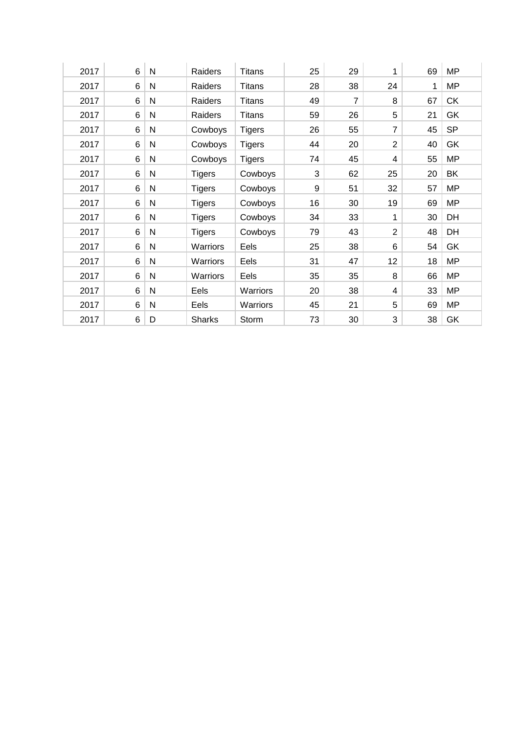| | | | | | | | | | |
|---|---|---|---|---|---|---|---|---|---|
| 2017 | 6 | N | Raiders | Titans | 25 | 29 | 1 | 69 | MP |
| 2017 | 6 | N | Raiders | Titans | 28 | 38 | 24 | 1 | MP |
| 2017 | 6 | N | Raiders | Titans | 49 | 7 | 8 | 67 | CK |
| 2017 | 6 | N | Raiders | Titans | 59 | 26 | 5 | 21 | GK |
| 2017 | 6 | N | Cowboys | Tigers | 26 | 55 | 7 | 45 | SP |
| 2017 | 6 | N | Cowboys | Tigers | 44 | 20 | 2 | 40 | GK |
| 2017 | 6 | N | Cowboys | Tigers | 74 | 45 | 4 | 55 | MP |
| 2017 | 6 | N | Tigers | Cowboys | 3 | 62 | 25 | 20 | BK |
| 2017 | 6 | N | Tigers | Cowboys | 9 | 51 | 32 | 57 | MP |
| 2017 | 6 | N | Tigers | Cowboys | 16 | 30 | 19 | 69 | MP |
| 2017 | 6 | N | Tigers | Cowboys | 34 | 33 | 1 | 30 | DH |
| 2017 | 6 | N | Tigers | Cowboys | 79 | 43 | 2 | 48 | DH |
| 2017 | 6 | N | Warriors | Eels | 25 | 38 | 6 | 54 | GK |
| 2017 | 6 | N | Warriors | Eels | 31 | 47 | 12 | 18 | MP |
| 2017 | 6 | N | Warriors | Eels | 35 | 35 | 8 | 66 | MP |
| 2017 | 6 | N | Eels | Warriors | 20 | 38 | 4 | 33 | MP |
| 2017 | 6 | N | Eels | Warriors | 45 | 21 | 5 | 69 | MP |
| 2017 | 6 | D | Sharks | Storm | 73 | 30 | 3 | 38 | GK |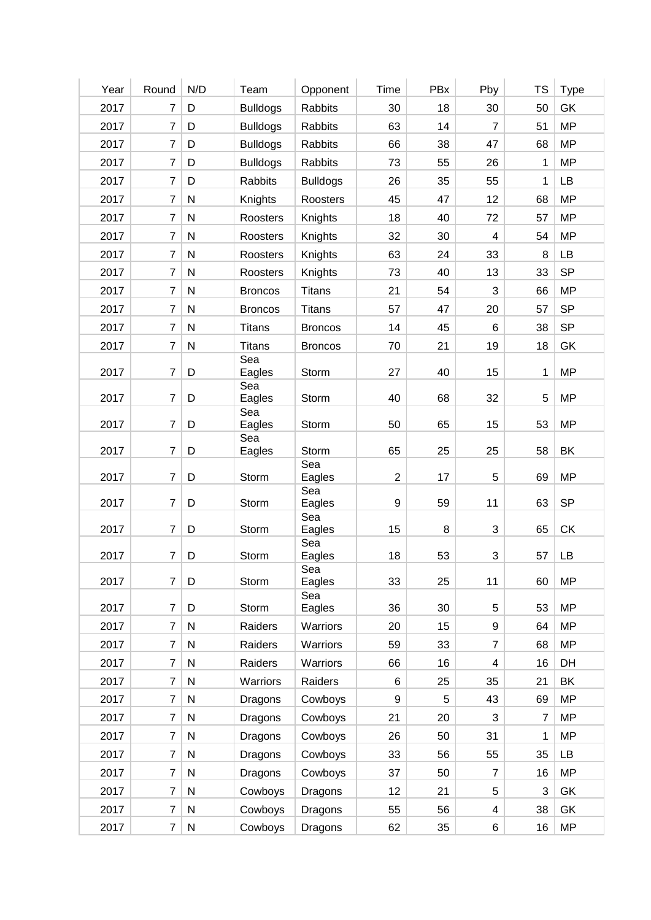| Year | Round | N/D | Team | Opponent | Time | PBx | Pby | TS | Type |
|---|---|---|---|---|---|---|---|---|---|
| 2017 | 7 | D | Bulldogs | Rabbits | 30 | 18 | 30 | 50 | GK |
| 2017 | 7 | D | Bulldogs | Rabbits | 63 | 14 | 7 | 51 | MP |
| 2017 | 7 | D | Bulldogs | Rabbits | 66 | 38 | 47 | 68 | MP |
| 2017 | 7 | D | Bulldogs | Rabbits | 73 | 55 | 26 | 1 | MP |
| 2017 | 7 | D | Rabbits | Bulldogs | 26 | 35 | 55 | 1 | LB |
| 2017 | 7 | N | Knights | Roosters | 45 | 47 | 12 | 68 | MP |
| 2017 | 7 | N | Roosters | Knights | 18 | 40 | 72 | 57 | MP |
| 2017 | 7 | N | Roosters | Knights | 32 | 30 | 4 | 54 | MP |
| 2017 | 7 | N | Roosters | Knights | 63 | 24 | 33 | 8 | LB |
| 2017 | 7 | N | Roosters | Knights | 73 | 40 | 13 | 33 | SP |
| 2017 | 7 | N | Broncos | Titans | 21 | 54 | 3 | 66 | MP |
| 2017 | 7 | N | Broncos | Titans | 57 | 47 | 20 | 57 | SP |
| 2017 | 7 | N | Titans | Broncos | 14 | 45 | 6 | 38 | SP |
| 2017 | 7 | N | Titans | Broncos | 70 | 21 | 19 | 18 | GK |
| 2017 | 7 | D | Sea Eagles | Storm | 27 | 40 | 15 | 1 | MP |
| 2017 | 7 | D | Sea Eagles | Storm | 40 | 68 | 32 | 5 | MP |
| 2017 | 7 | D | Sea Eagles | Storm | 50 | 65 | 15 | 53 | MP |
| 2017 | 7 | D | Sea Eagles | Storm | 65 | 25 | 25 | 58 | BK |
| 2017 | 7 | D | Storm | Sea Eagles | 2 | 17 | 5 | 69 | MP |
| 2017 | 7 | D | Storm | Sea Eagles | 9 | 59 | 11 | 63 | SP |
| 2017 | 7 | D | Storm | Sea Eagles | 15 | 8 | 3 | 65 | CK |
| 2017 | 7 | D | Storm | Sea Eagles | 18 | 53 | 3 | 57 | LB |
| 2017 | 7 | D | Storm | Sea Eagles | 33 | 25 | 11 | 60 | MP |
| 2017 | 7 | D | Storm | Sea Eagles | 36 | 30 | 5 | 53 | MP |
| 2017 | 7 | N | Raiders | Warriors | 20 | 15 | 9 | 64 | MP |
| 2017 | 7 | N | Raiders | Warriors | 59 | 33 | 7 | 68 | MP |
| 2017 | 7 | N | Raiders | Warriors | 66 | 16 | 4 | 16 | DH |
| 2017 | 7 | N | Warriors | Raiders | 6 | 25 | 35 | 21 | BK |
| 2017 | 7 | N | Dragons | Cowboys | 9 | 5 | 43 | 69 | MP |
| 2017 | 7 | N | Dragons | Cowboys | 21 | 20 | 3 | 7 | MP |
| 2017 | 7 | N | Dragons | Cowboys | 26 | 50 | 31 | 1 | MP |
| 2017 | 7 | N | Dragons | Cowboys | 33 | 56 | 55 | 35 | LB |
| 2017 | 7 | N | Dragons | Cowboys | 37 | 50 | 7 | 16 | MP |
| 2017 | 7 | N | Cowboys | Dragons | 12 | 21 | 5 | 3 | GK |
| 2017 | 7 | N | Cowboys | Dragons | 55 | 56 | 4 | 38 | GK |
| 2017 | 7 | N | Cowboys | Dragons | 62 | 35 | 6 | 16 | MP |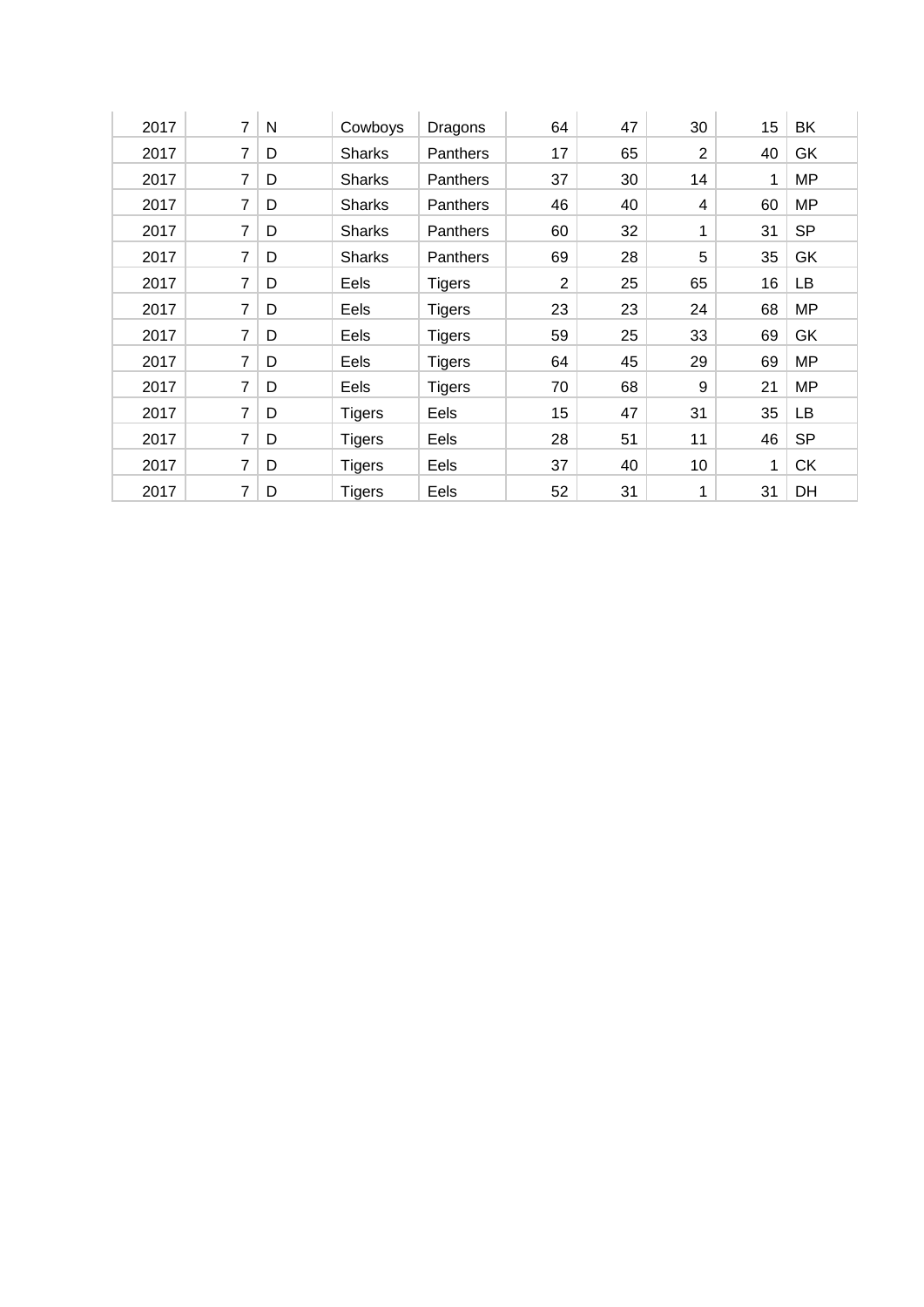| | | | | | | | | | |
|---|---|---|---|---|---|---|---|---|---|
| 2017 | 7 | N | Cowboys | Dragons | 64 | 47 | 30 | 15 | BK |
| 2017 | 7 | D | Sharks | Panthers | 17 | 65 | 2 | 40 | GK |
| 2017 | 7 | D | Sharks | Panthers | 37 | 30 | 14 | 1 | MP |
| 2017 | 7 | D | Sharks | Panthers | 46 | 40 | 4 | 60 | MP |
| 2017 | 7 | D | Sharks | Panthers | 60 | 32 | 1 | 31 | SP |
| 2017 | 7 | D | Sharks | Panthers | 69 | 28 | 5 | 35 | GK |
| 2017 | 7 | D | Eels | Tigers | 2 | 25 | 65 | 16 | LB |
| 2017 | 7 | D | Eels | Tigers | 23 | 23 | 24 | 68 | MP |
| 2017 | 7 | D | Eels | Tigers | 59 | 25 | 33 | 69 | GK |
| 2017 | 7 | D | Eels | Tigers | 64 | 45 | 29 | 69 | MP |
| 2017 | 7 | D | Eels | Tigers | 70 | 68 | 9 | 21 | MP |
| 2017 | 7 | D | Tigers | Eels | 15 | 47 | 31 | 35 | LB |
| 2017 | 7 | D | Tigers | Eels | 28 | 51 | 11 | 46 | SP |
| 2017 | 7 | D | Tigers | Eels | 37 | 40 | 10 | 1 | CK |
| 2017 | 7 | D | Tigers | Eels | 52 | 31 | 1 | 31 | DH |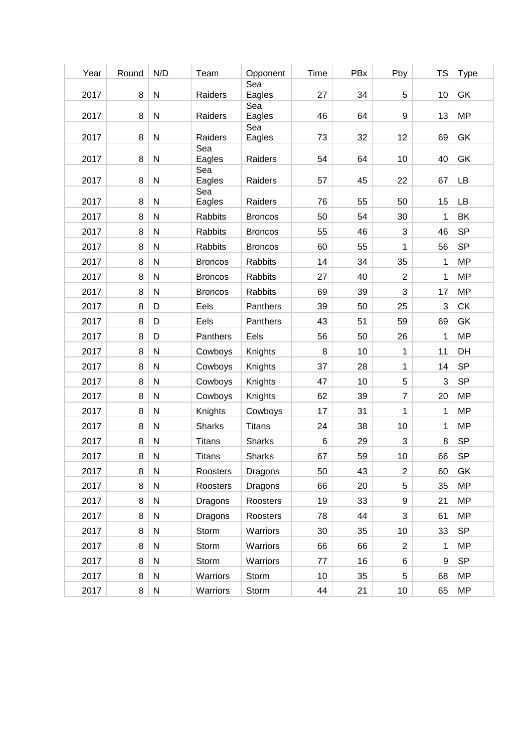| Year | Round | N/D | Team | Opponent | Time | PBx | Pby | TS | Type |
|---|---|---|---|---|---|---|---|---|---|
| 2017 | 8 | N | Raiders | Sea Eagles | 27 | 34 | 5 | 10 | GK |
| 2017 | 8 | N | Raiders | Sea Eagles | 46 | 64 | 9 | 13 | MP |
| 2017 | 8 | N | Raiders | Sea Eagles | 73 | 32 | 12 | 69 | GK |
| 2017 | 8 | N | Sea Eagles | Raiders | 54 | 64 | 10 | 40 | GK |
| 2017 | 8 | N | Sea Eagles | Raiders | 57 | 45 | 22 | 67 | LB |
| 2017 | 8 | N | Sea Eagles | Raiders | 76 | 55 | 50 | 15 | LB |
| 2017 | 8 | N | Rabbits | Broncos | 50 | 54 | 30 | 1 | BK |
| 2017 | 8 | N | Rabbits | Broncos | 55 | 46 | 3 | 46 | SP |
| 2017 | 8 | N | Rabbits | Broncos | 60 | 55 | 1 | 56 | SP |
| 2017 | 8 | N | Broncos | Rabbits | 14 | 34 | 35 | 1 | MP |
| 2017 | 8 | N | Broncos | Rabbits | 27 | 40 | 2 | 1 | MP |
| 2017 | 8 | N | Broncos | Rabbits | 69 | 39 | 3 | 17 | MP |
| 2017 | 8 | D | Eels | Panthers | 39 | 50 | 25 | 3 | CK |
| 2017 | 8 | D | Eels | Panthers | 43 | 51 | 59 | 69 | GK |
| 2017 | 8 | D | Panthers | Eels | 56 | 50 | 26 | 1 | MP |
| 2017 | 8 | N | Cowboys | Knights | 8 | 10 | 1 | 11 | DH |
| 2017 | 8 | N | Cowboys | Knights | 37 | 28 | 1 | 14 | SP |
| 2017 | 8 | N | Cowboys | Knights | 47 | 10 | 5 | 3 | SP |
| 2017 | 8 | N | Cowboys | Knights | 62 | 39 | 7 | 20 | MP |
| 2017 | 8 | N | Knights | Cowboys | 17 | 31 | 1 | 1 | MP |
| 2017 | 8 | N | Sharks | Titans | 24 | 38 | 10 | 1 | MP |
| 2017 | 8 | N | Titans | Sharks | 6 | 29 | 3 | 8 | SP |
| 2017 | 8 | N | Titans | Sharks | 67 | 59 | 10 | 66 | SP |
| 2017 | 8 | N | Roosters | Dragons | 50 | 43 | 2 | 60 | GK |
| 2017 | 8 | N | Roosters | Dragons | 66 | 20 | 5 | 35 | MP |
| 2017 | 8 | N | Dragons | Roosters | 19 | 33 | 9 | 21 | MP |
| 2017 | 8 | N | Dragons | Roosters | 78 | 44 | 3 | 61 | MP |
| 2017 | 8 | N | Storm | Warriors | 30 | 35 | 10 | 33 | SP |
| 2017 | 8 | N | Storm | Warriors | 66 | 66 | 2 | 1 | MP |
| 2017 | 8 | N | Storm | Warriors | 77 | 16 | 6 | 9 | SP |
| 2017 | 8 | N | Warriors | Storm | 10 | 35 | 5 | 68 | MP |
| 2017 | 8 | N | Warriors | Storm | 44 | 21 | 10 | 65 | MP |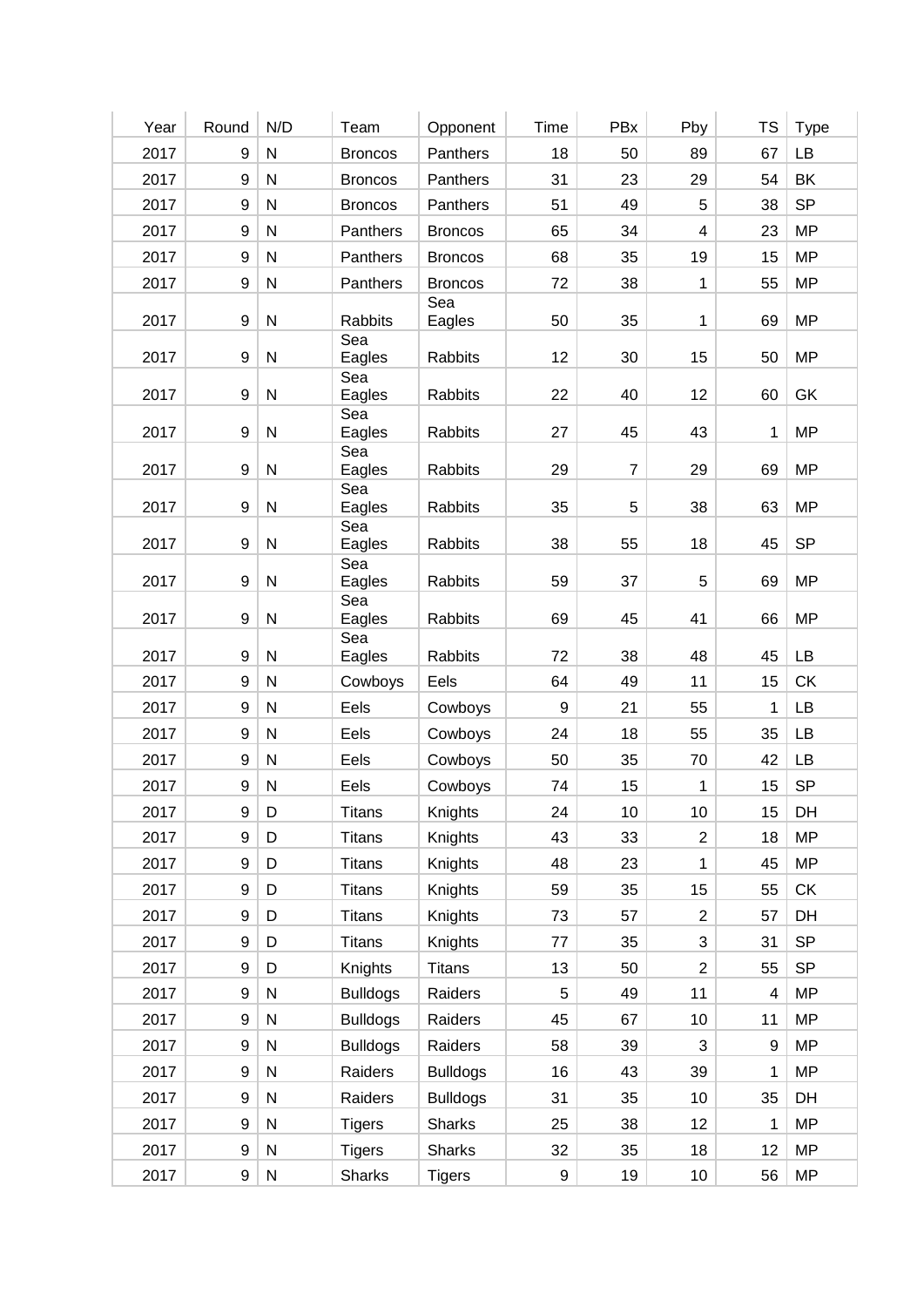| Year | Round | N/D | Team | Opponent | Time | PBx | Pby | TS | Type |
|---|---|---|---|---|---|---|---|---|---|
| 2017 | 9 | N | Broncos | Panthers | 18 | 50 | 89 | 67 | LB |
| 2017 | 9 | N | Broncos | Panthers | 31 | 23 | 29 | 54 | BK |
| 2017 | 9 | N | Broncos | Panthers | 51 | 49 | 5 | 38 | SP |
| 2017 | 9 | N | Panthers | Broncos | 65 | 34 | 4 | 23 | MP |
| 2017 | 9 | N | Panthers | Broncos | 68 | 35 | 19 | 15 | MP |
| 2017 | 9 | N | Panthers | Broncos | 72 | 38 | 1 | 55 | MP |
| 2017 | 9 | N | Rabbits | Sea Eagles | 50 | 35 | 1 | 69 | MP |
| 2017 | 9 | N | Sea Eagles | Rabbits | 12 | 30 | 15 | 50 | MP |
| 2017 | 9 | N | Sea Eagles | Rabbits | 22 | 40 | 12 | 60 | GK |
| 2017 | 9 | N | Sea Eagles | Rabbits | 27 | 45 | 43 | 1 | MP |
| 2017 | 9 | N | Sea Eagles | Rabbits | 29 | 7 | 29 | 69 | MP |
| 2017 | 9 | N | Sea Eagles | Rabbits | 35 | 5 | 38 | 63 | MP |
| 2017 | 9 | N | Sea Eagles | Rabbits | 38 | 55 | 18 | 45 | SP |
| 2017 | 9 | N | Sea Eagles | Rabbits | 59 | 37 | 5 | 69 | MP |
| 2017 | 9 | N | Sea Eagles | Rabbits | 69 | 45 | 41 | 66 | MP |
| 2017 | 9 | N | Sea Eagles | Rabbits | 72 | 38 | 48 | 45 | LB |
| 2017 | 9 | N | Cowboys | Eels | 64 | 49 | 11 | 15 | CK |
| 2017 | 9 | N | Eels | Cowboys | 9 | 21 | 55 | 1 | LB |
| 2017 | 9 | N | Eels | Cowboys | 24 | 18 | 55 | 35 | LB |
| 2017 | 9 | N | Eels | Cowboys | 50 | 35 | 70 | 42 | LB |
| 2017 | 9 | N | Eels | Cowboys | 74 | 15 | 1 | 15 | SP |
| 2017 | 9 | D | Titans | Knights | 24 | 10 | 10 | 15 | DH |
| 2017 | 9 | D | Titans | Knights | 43 | 33 | 2 | 18 | MP |
| 2017 | 9 | D | Titans | Knights | 48 | 23 | 1 | 45 | MP |
| 2017 | 9 | D | Titans | Knights | 59 | 35 | 15 | 55 | CK |
| 2017 | 9 | D | Titans | Knights | 73 | 57 | 2 | 57 | DH |
| 2017 | 9 | D | Titans | Knights | 77 | 35 | 3 | 31 | SP |
| 2017 | 9 | D | Knights | Titans | 13 | 50 | 2 | 55 | SP |
| 2017 | 9 | N | Bulldogs | Raiders | 5 | 49 | 11 | 4 | MP |
| 2017 | 9 | N | Bulldogs | Raiders | 45 | 67 | 10 | 11 | MP |
| 2017 | 9 | N | Bulldogs | Raiders | 58 | 39 | 3 | 9 | MP |
| 2017 | 9 | N | Raiders | Bulldogs | 16 | 43 | 39 | 1 | MP |
| 2017 | 9 | N | Raiders | Bulldogs | 31 | 35 | 10 | 35 | DH |
| 2017 | 9 | N | Tigers | Sharks | 25 | 38 | 12 | 1 | MP |
| 2017 | 9 | N | Tigers | Sharks | 32 | 35 | 18 | 12 | MP |
| 2017 | 9 | N | Sharks | Tigers | 9 | 19 | 10 | 56 | MP |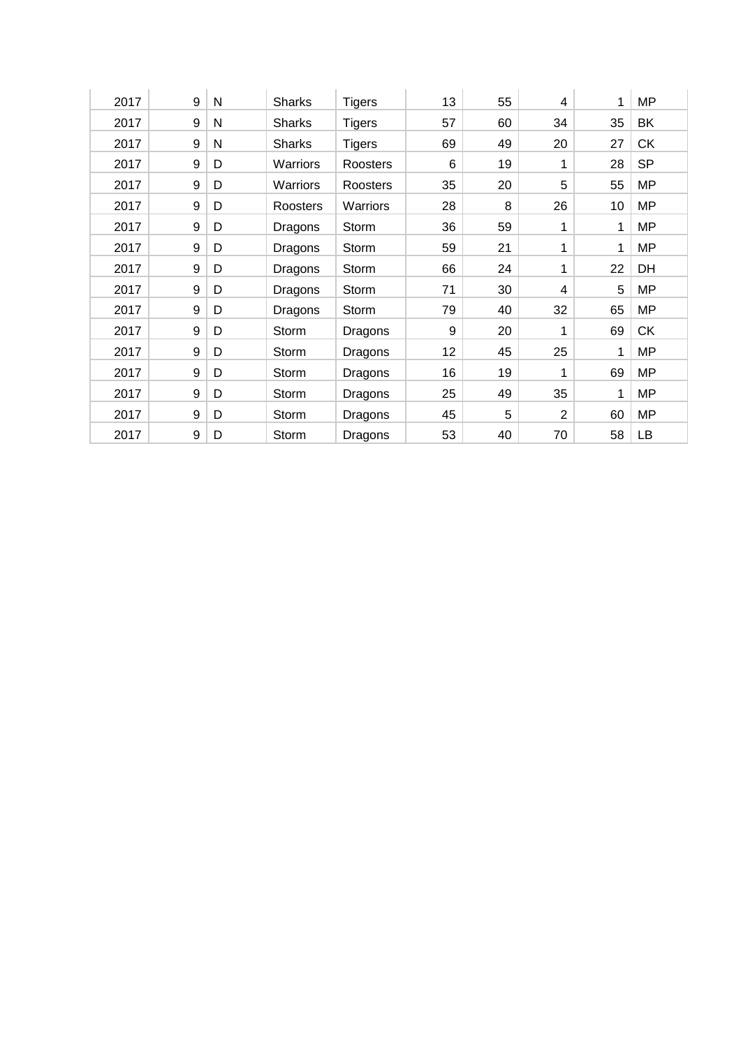| | | | | | | | | | |
|---|---|---|---|---|---|---|---|---|---|
| 2017 | 9 | N | Sharks | Tigers | 13 | 55 | 4 | 1 | MP |
| 2017 | 9 | N | Sharks | Tigers | 57 | 60 | 34 | 35 | BK |
| 2017 | 9 | N | Sharks | Tigers | 69 | 49 | 20 | 27 | CK |
| 2017 | 9 | D | Warriors | Roosters | 6 | 19 | 1 | 28 | SP |
| 2017 | 9 | D | Warriors | Roosters | 35 | 20 | 5 | 55 | MP |
| 2017 | 9 | D | Roosters | Warriors | 28 | 8 | 26 | 10 | MP |
| 2017 | 9 | D | Dragons | Storm | 36 | 59 | 1 | 1 | MP |
| 2017 | 9 | D | Dragons | Storm | 59 | 21 | 1 | 1 | MP |
| 2017 | 9 | D | Dragons | Storm | 66 | 24 | 1 | 22 | DH |
| 2017 | 9 | D | Dragons | Storm | 71 | 30 | 4 | 5 | MP |
| 2017 | 9 | D | Dragons | Storm | 79 | 40 | 32 | 65 | MP |
| 2017 | 9 | D | Storm | Dragons | 9 | 20 | 1 | 69 | CK |
| 2017 | 9 | D | Storm | Dragons | 12 | 45 | 25 | 1 | MP |
| 2017 | 9 | D | Storm | Dragons | 16 | 19 | 1 | 69 | MP |
| 2017 | 9 | D | Storm | Dragons | 25 | 49 | 35 | 1 | MP |
| 2017 | 9 | D | Storm | Dragons | 45 | 5 | 2 | 60 | MP |
| 2017 | 9 | D | Storm | Dragons | 53 | 40 | 70 | 58 | LB |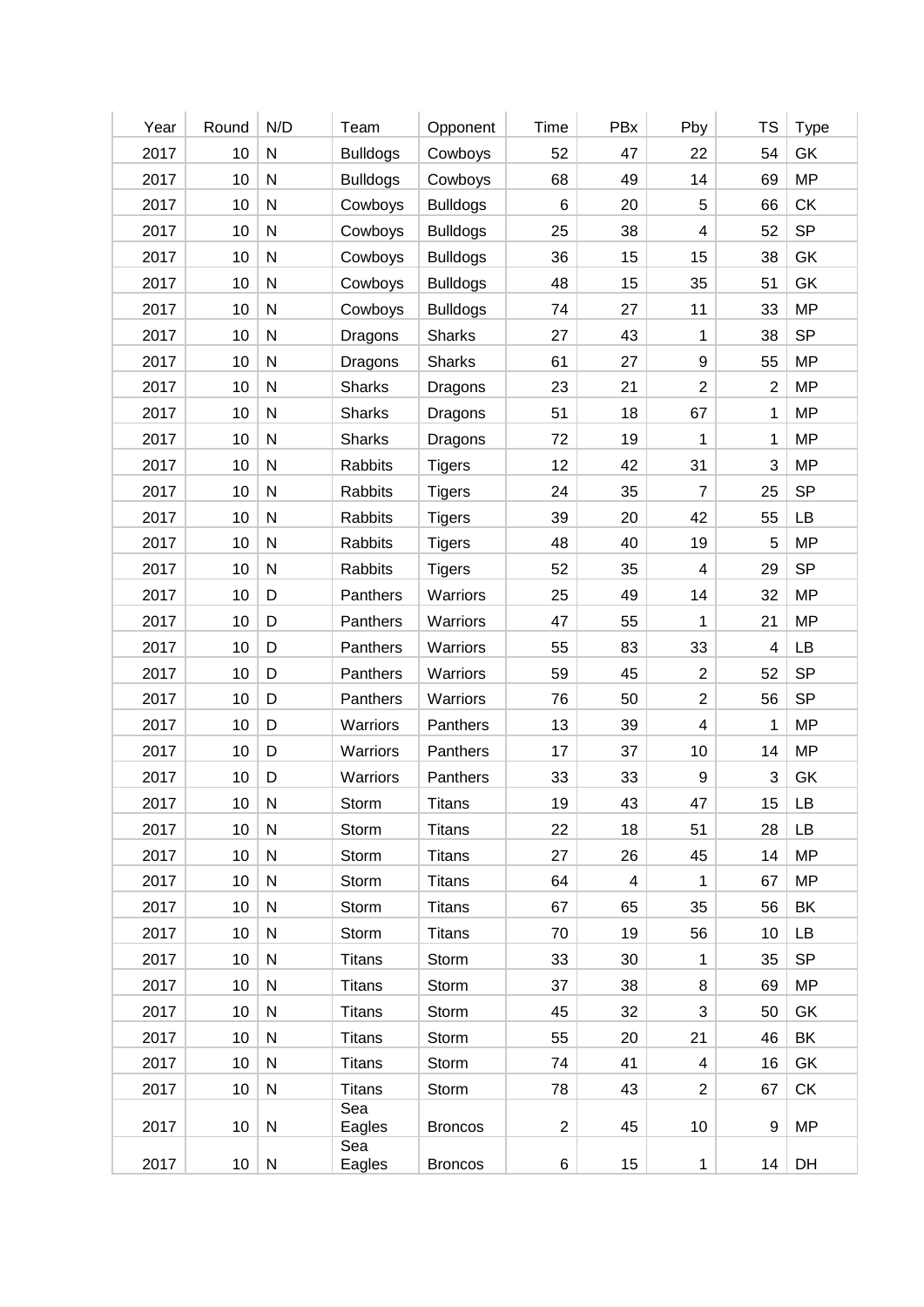| Year | Round | N/D | Team | Opponent | Time | PBx | Pby | TS | Type |
|---|---|---|---|---|---|---|---|---|---|
| 2017 | 10 | N | Bulldogs | Cowboys | 52 | 47 | 22 | 54 | GK |
| 2017 | 10 | N | Bulldogs | Cowboys | 68 | 49 | 14 | 69 | MP |
| 2017 | 10 | N | Cowboys | Bulldogs | 6 | 20 | 5 | 66 | CK |
| 2017 | 10 | N | Cowboys | Bulldogs | 25 | 38 | 4 | 52 | SP |
| 2017 | 10 | N | Cowboys | Bulldogs | 36 | 15 | 15 | 38 | GK |
| 2017 | 10 | N | Cowboys | Bulldogs | 48 | 15 | 35 | 51 | GK |
| 2017 | 10 | N | Cowboys | Bulldogs | 74 | 27 | 11 | 33 | MP |
| 2017 | 10 | N | Dragons | Sharks | 27 | 43 | 1 | 38 | SP |
| 2017 | 10 | N | Dragons | Sharks | 61 | 27 | 9 | 55 | MP |
| 2017 | 10 | N | Sharks | Dragons | 23 | 21 | 2 | 2 | MP |
| 2017 | 10 | N | Sharks | Dragons | 51 | 18 | 67 | 1 | MP |
| 2017 | 10 | N | Sharks | Dragons | 72 | 19 | 1 | 1 | MP |
| 2017 | 10 | N | Rabbits | Tigers | 12 | 42 | 31 | 3 | MP |
| 2017 | 10 | N | Rabbits | Tigers | 24 | 35 | 7 | 25 | SP |
| 2017 | 10 | N | Rabbits | Tigers | 39 | 20 | 42 | 55 | LB |
| 2017 | 10 | N | Rabbits | Tigers | 48 | 40 | 19 | 5 | MP |
| 2017 | 10 | N | Rabbits | Tigers | 52 | 35 | 4 | 29 | SP |
| 2017 | 10 | D | Panthers | Warriors | 25 | 49 | 14 | 32 | MP |
| 2017 | 10 | D | Panthers | Warriors | 47 | 55 | 1 | 21 | MP |
| 2017 | 10 | D | Panthers | Warriors | 55 | 83 | 33 | 4 | LB |
| 2017 | 10 | D | Panthers | Warriors | 59 | 45 | 2 | 52 | SP |
| 2017 | 10 | D | Panthers | Warriors | 76 | 50 | 2 | 56 | SP |
| 2017 | 10 | D | Warriors | Panthers | 13 | 39 | 4 | 1 | MP |
| 2017 | 10 | D | Warriors | Panthers | 17 | 37 | 10 | 14 | MP |
| 2017 | 10 | D | Warriors | Panthers | 33 | 33 | 9 | 3 | GK |
| 2017 | 10 | N | Storm | Titans | 19 | 43 | 47 | 15 | LB |
| 2017 | 10 | N | Storm | Titans | 22 | 18 | 51 | 28 | LB |
| 2017 | 10 | N | Storm | Titans | 27 | 26 | 45 | 14 | MP |
| 2017 | 10 | N | Storm | Titans | 64 | 4 | 1 | 67 | MP |
| 2017 | 10 | N | Storm | Titans | 67 | 65 | 35 | 56 | BK |
| 2017 | 10 | N | Storm | Titans | 70 | 19 | 56 | 10 | LB |
| 2017 | 10 | N | Titans | Storm | 33 | 30 | 1 | 35 | SP |
| 2017 | 10 | N | Titans | Storm | 37 | 38 | 8 | 69 | MP |
| 2017 | 10 | N | Titans | Storm | 45 | 32 | 3 | 50 | GK |
| 2017 | 10 | N | Titans | Storm | 55 | 20 | 21 | 46 | BK |
| 2017 | 10 | N | Titans | Storm | 74 | 41 | 4 | 16 | GK |
| 2017 | 10 | N | Titans | Storm | 78 | 43 | 2 | 67 | CK |
| 2017 | 10 | N | Sea Eagles | Broncos | 2 | 45 | 10 | 9 | MP |
| 2017 | 10 | N | Sea Eagles | Broncos | 6 | 15 | 1 | 14 | DH |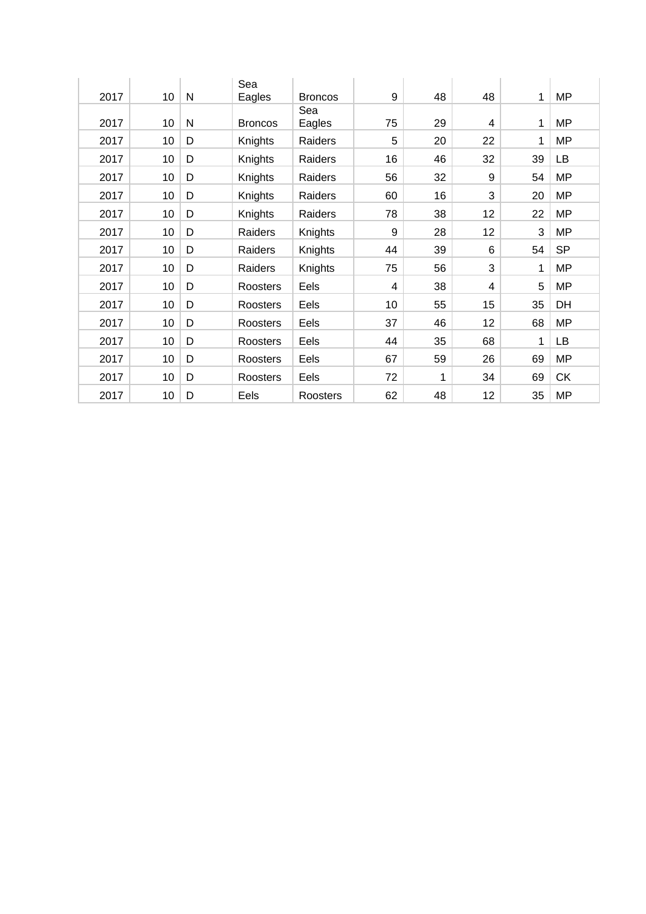| | | | | | | | | | |
|---|---|---|---|---|---|---|---|---|---|
| 2017 | 10 | N | Sea Eagles | Broncos | 9 | 48 | 48 | 1 | MP |
| 2017 | 10 | N | Broncos | Sea Eagles | 75 | 29 | 4 | 1 | MP |
| 2017 | 10 | D | Knights | Raiders | 5 | 20 | 22 | 1 | MP |
| 2017 | 10 | D | Knights | Raiders | 16 | 46 | 32 | 39 | LB |
| 2017 | 10 | D | Knights | Raiders | 56 | 32 | 9 | 54 | MP |
| 2017 | 10 | D | Knights | Raiders | 60 | 16 | 3 | 20 | MP |
| 2017 | 10 | D | Knights | Raiders | 78 | 38 | 12 | 22 | MP |
| 2017 | 10 | D | Raiders | Knights | 9 | 28 | 12 | 3 | MP |
| 2017 | 10 | D | Raiders | Knights | 44 | 39 | 6 | 54 | SP |
| 2017 | 10 | D | Raiders | Knights | 75 | 56 | 3 | 1 | MP |
| 2017 | 10 | D | Roosters | Eels | 4 | 38 | 4 | 5 | MP |
| 2017 | 10 | D | Roosters | Eels | 10 | 55 | 15 | 35 | DH |
| 2017 | 10 | D | Roosters | Eels | 37 | 46 | 12 | 68 | MP |
| 2017 | 10 | D | Roosters | Eels | 44 | 35 | 68 | 1 | LB |
| 2017 | 10 | D | Roosters | Eels | 67 | 59 | 26 | 69 | MP |
| 2017 | 10 | D | Roosters | Eels | 72 | 1 | 34 | 69 | CK |
| 2017 | 10 | D | Eels | Roosters | 62 | 48 | 12 | 35 | MP |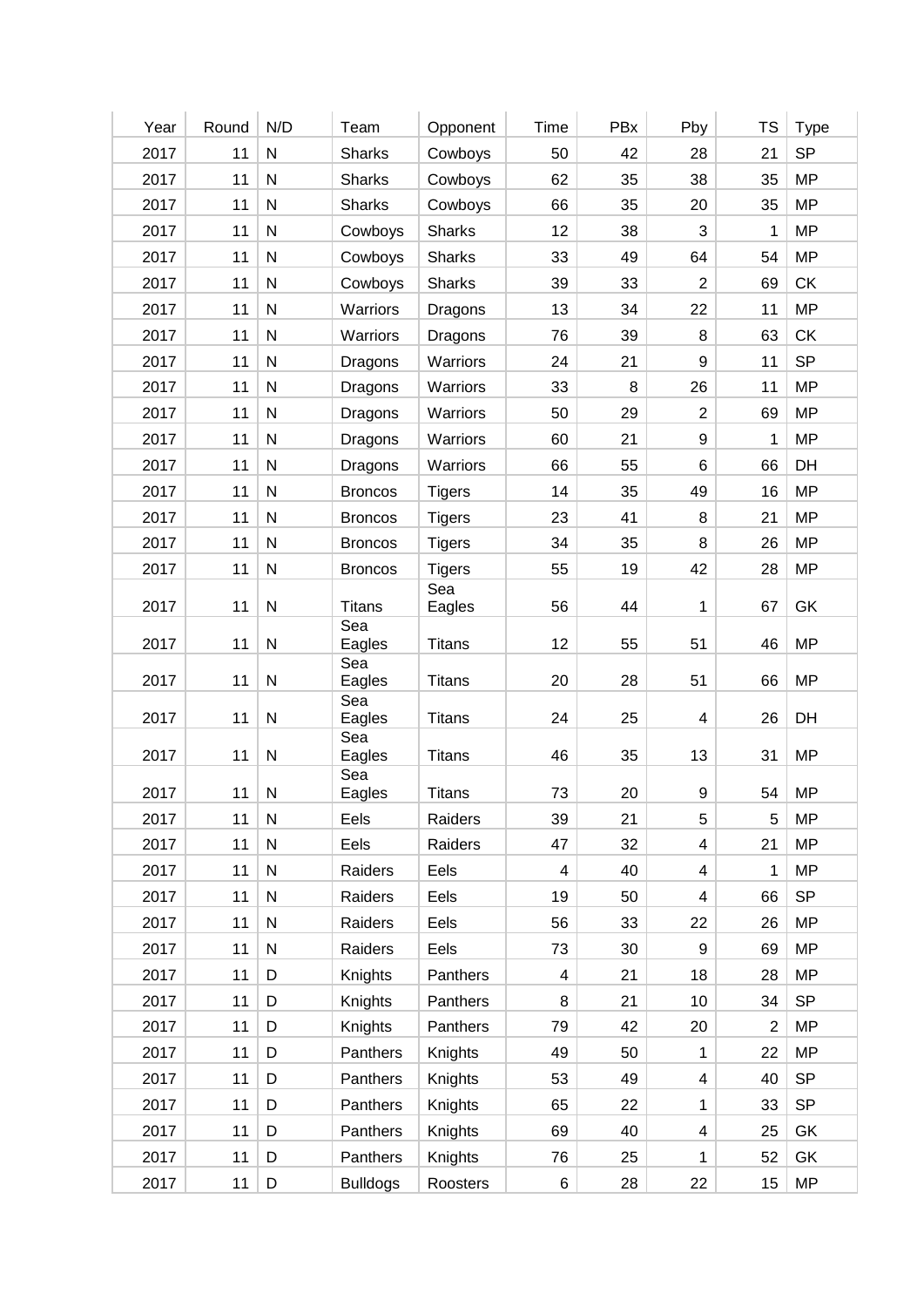| Year | Round | N/D | Team | Opponent | Time | PBx | Pby | TS | Type |
|---|---|---|---|---|---|---|---|---|---|
| 2017 | 11 | N | Sharks | Cowboys | 50 | 42 | 28 | 21 | SP |
| 2017 | 11 | N | Sharks | Cowboys | 62 | 35 | 38 | 35 | MP |
| 2017 | 11 | N | Sharks | Cowboys | 66 | 35 | 20 | 35 | MP |
| 2017 | 11 | N | Cowboys | Sharks | 12 | 38 | 3 | 1 | MP |
| 2017 | 11 | N | Cowboys | Sharks | 33 | 49 | 64 | 54 | MP |
| 2017 | 11 | N | Cowboys | Sharks | 39 | 33 | 2 | 69 | CK |
| 2017 | 11 | N | Warriors | Dragons | 13 | 34 | 22 | 11 | MP |
| 2017 | 11 | N | Warriors | Dragons | 76 | 39 | 8 | 63 | CK |
| 2017 | 11 | N | Dragons | Warriors | 24 | 21 | 9 | 11 | SP |
| 2017 | 11 | N | Dragons | Warriors | 33 | 8 | 26 | 11 | MP |
| 2017 | 11 | N | Dragons | Warriors | 50 | 29 | 2 | 69 | MP |
| 2017 | 11 | N | Dragons | Warriors | 60 | 21 | 9 | 1 | MP |
| 2017 | 11 | N | Dragons | Warriors | 66 | 55 | 6 | 66 | DH |
| 2017 | 11 | N | Broncos | Tigers | 14 | 35 | 49 | 16 | MP |
| 2017 | 11 | N | Broncos | Tigers | 23 | 41 | 8 | 21 | MP |
| 2017 | 11 | N | Broncos | Tigers | 34 | 35 | 8 | 26 | MP |
| 2017 | 11 | N | Broncos | Tigers | 55 | 19 | 42 | 28 | MP |
| 2017 | 11 | N | Titans | Sea Eagles | 56 | 44 | 1 | 67 | GK |
| 2017 | 11 | N | Sea Eagles | Titans | 12 | 55 | 51 | 46 | MP |
| 2017 | 11 | N | Sea Eagles | Titans | 20 | 28 | 51 | 66 | MP |
| 2017 | 11 | N | Sea Eagles | Titans | 24 | 25 | 4 | 26 | DH |
| 2017 | 11 | N | Sea Eagles | Titans | 46 | 35 | 13 | 31 | MP |
| 2017 | 11 | N | Sea Eagles | Titans | 73 | 20 | 9 | 54 | MP |
| 2017 | 11 | N | Eels | Raiders | 39 | 21 | 5 | 5 | MP |
| 2017 | 11 | N | Eels | Raiders | 47 | 32 | 4 | 21 | MP |
| 2017 | 11 | N | Raiders | Eels | 4 | 40 | 4 | 1 | MP |
| 2017 | 11 | N | Raiders | Eels | 19 | 50 | 4 | 66 | SP |
| 2017 | 11 | N | Raiders | Eels | 56 | 33 | 22 | 26 | MP |
| 2017 | 11 | N | Raiders | Eels | 73 | 30 | 9 | 69 | MP |
| 2017 | 11 | D | Knights | Panthers | 4 | 21 | 18 | 28 | MP |
| 2017 | 11 | D | Knights | Panthers | 8 | 21 | 10 | 34 | SP |
| 2017 | 11 | D | Knights | Panthers | 79 | 42 | 20 | 2 | MP |
| 2017 | 11 | D | Panthers | Knights | 49 | 50 | 1 | 22 | MP |
| 2017 | 11 | D | Panthers | Knights | 53 | 49 | 4 | 40 | SP |
| 2017 | 11 | D | Panthers | Knights | 65 | 22 | 1 | 33 | SP |
| 2017 | 11 | D | Panthers | Knights | 69 | 40 | 4 | 25 | GK |
| 2017 | 11 | D | Panthers | Knights | 76 | 25 | 1 | 52 | GK |
| 2017 | 11 | D | Bulldogs | Roosters | 6 | 28 | 22 | 15 | MP |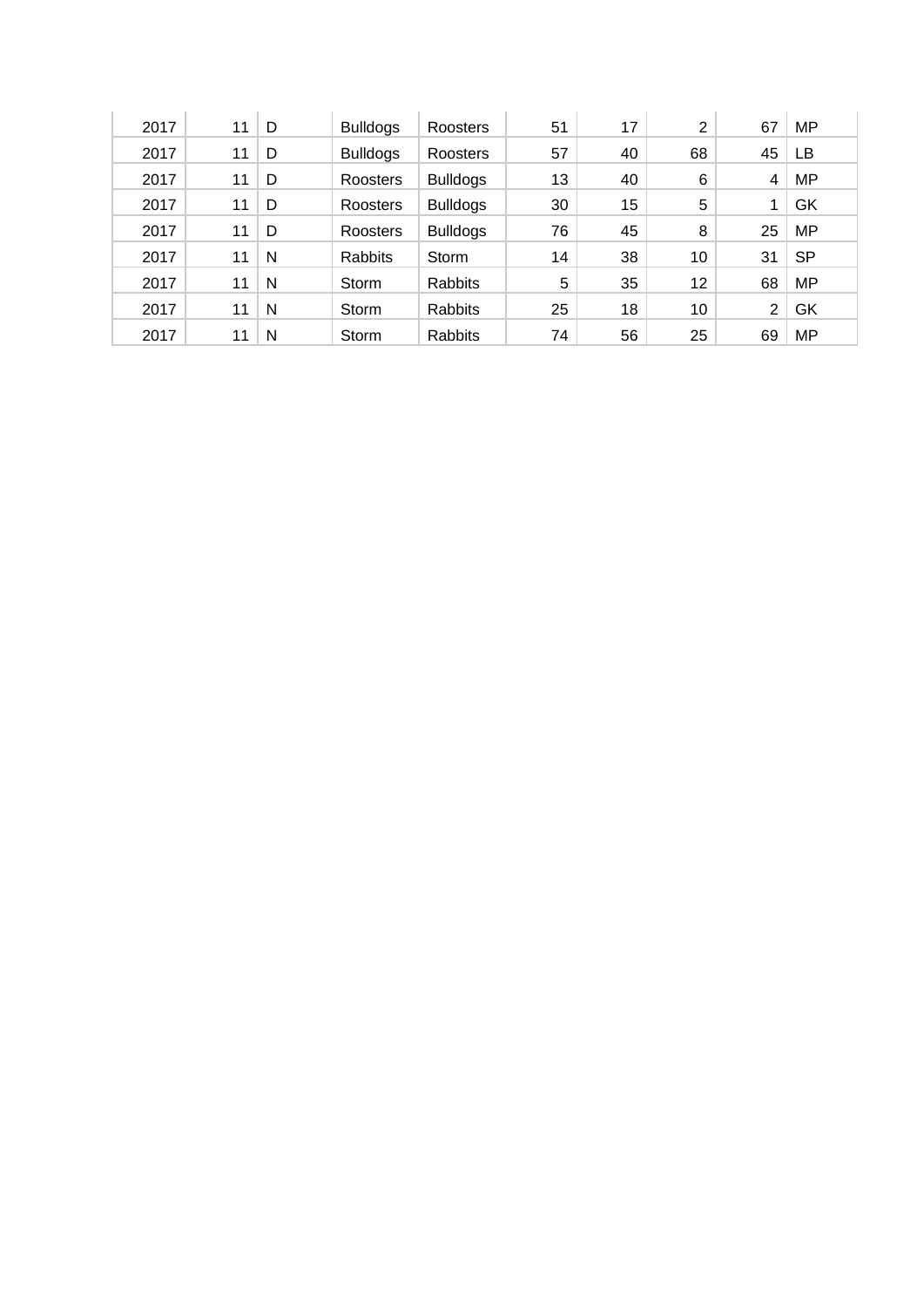| | | | | | | | | | |
|---|---|---|---|---|---|---|---|---|---|
| 2017 | 11 | D | Bulldogs | Roosters | 51 | 17 | 2 | 67 | MP |
| 2017 | 11 | D | Bulldogs | Roosters | 57 | 40 | 68 | 45 | LB |
| 2017 | 11 | D | Roosters | Bulldogs | 13 | 40 | 6 | 4 | MP |
| 2017 | 11 | D | Roosters | Bulldogs | 30 | 15 | 5 | 1 | GK |
| 2017 | 11 | D | Roosters | Bulldogs | 76 | 45 | 8 | 25 | MP |
| 2017 | 11 | N | Rabbits | Storm | 14 | 38 | 10 | 31 | SP |
| 2017 | 11 | N | Storm | Rabbits | 5 | 35 | 12 | 68 | MP |
| 2017 | 11 | N | Storm | Rabbits | 25 | 18 | 10 | 2 | GK |
| 2017 | 11 | N | Storm | Rabbits | 74 | 56 | 25 | 69 | MP |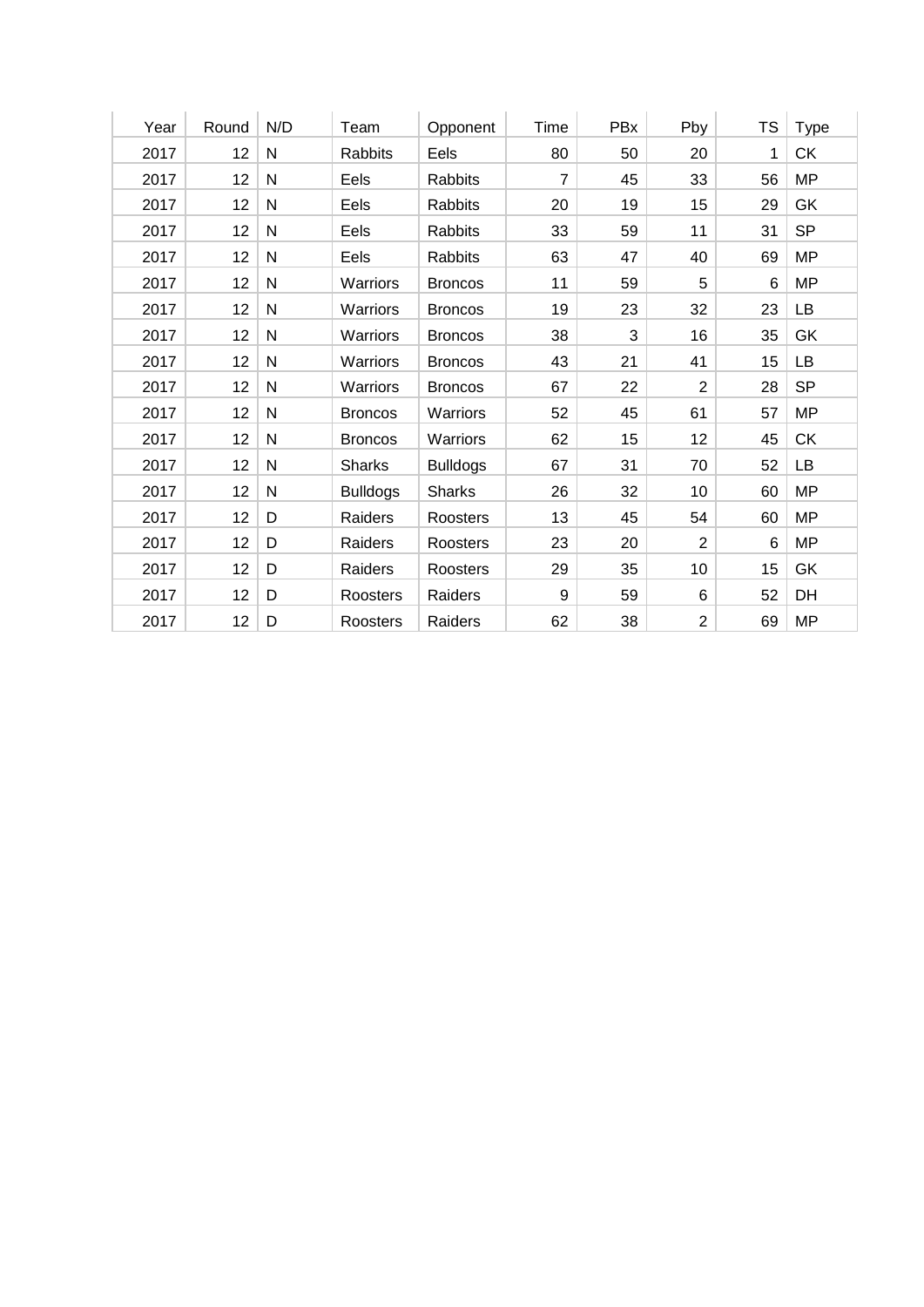| Year | Round | N/D | Team | Opponent | Time | PBx | Pby | TS | Type |
|---|---|---|---|---|---|---|---|---|---|
| 2017 | 12 | N | Rabbits | Eels | 80 | 50 | 20 | 1 | CK |
| 2017 | 12 | N | Eels | Rabbits | 7 | 45 | 33 | 56 | MP |
| 2017 | 12 | N | Eels | Rabbits | 20 | 19 | 15 | 29 | GK |
| 2017 | 12 | N | Eels | Rabbits | 33 | 59 | 11 | 31 | SP |
| 2017 | 12 | N | Eels | Rabbits | 63 | 47 | 40 | 69 | MP |
| 2017 | 12 | N | Warriors | Broncos | 11 | 59 | 5 | 6 | MP |
| 2017 | 12 | N | Warriors | Broncos | 19 | 23 | 32 | 23 | LB |
| 2017 | 12 | N | Warriors | Broncos | 38 | 3 | 16 | 35 | GK |
| 2017 | 12 | N | Warriors | Broncos | 43 | 21 | 41 | 15 | LB |
| 2017 | 12 | N | Warriors | Broncos | 67 | 22 | 2 | 28 | SP |
| 2017 | 12 | N | Broncos | Warriors | 52 | 45 | 61 | 57 | MP |
| 2017 | 12 | N | Broncos | Warriors | 62 | 15 | 12 | 45 | CK |
| 2017 | 12 | N | Sharks | Bulldogs | 67 | 31 | 70 | 52 | LB |
| 2017 | 12 | N | Bulldogs | Sharks | 26 | 32 | 10 | 60 | MP |
| 2017 | 12 | D | Raiders | Roosters | 13 | 45 | 54 | 60 | MP |
| 2017 | 12 | D | Raiders | Roosters | 23 | 20 | 2 | 6 | MP |
| 2017 | 12 | D | Raiders | Roosters | 29 | 35 | 10 | 15 | GK |
| 2017 | 12 | D | Roosters | Raiders | 9 | 59 | 6 | 52 | DH |
| 2017 | 12 | D | Roosters | Raiders | 62 | 38 | 2 | 69 | MP |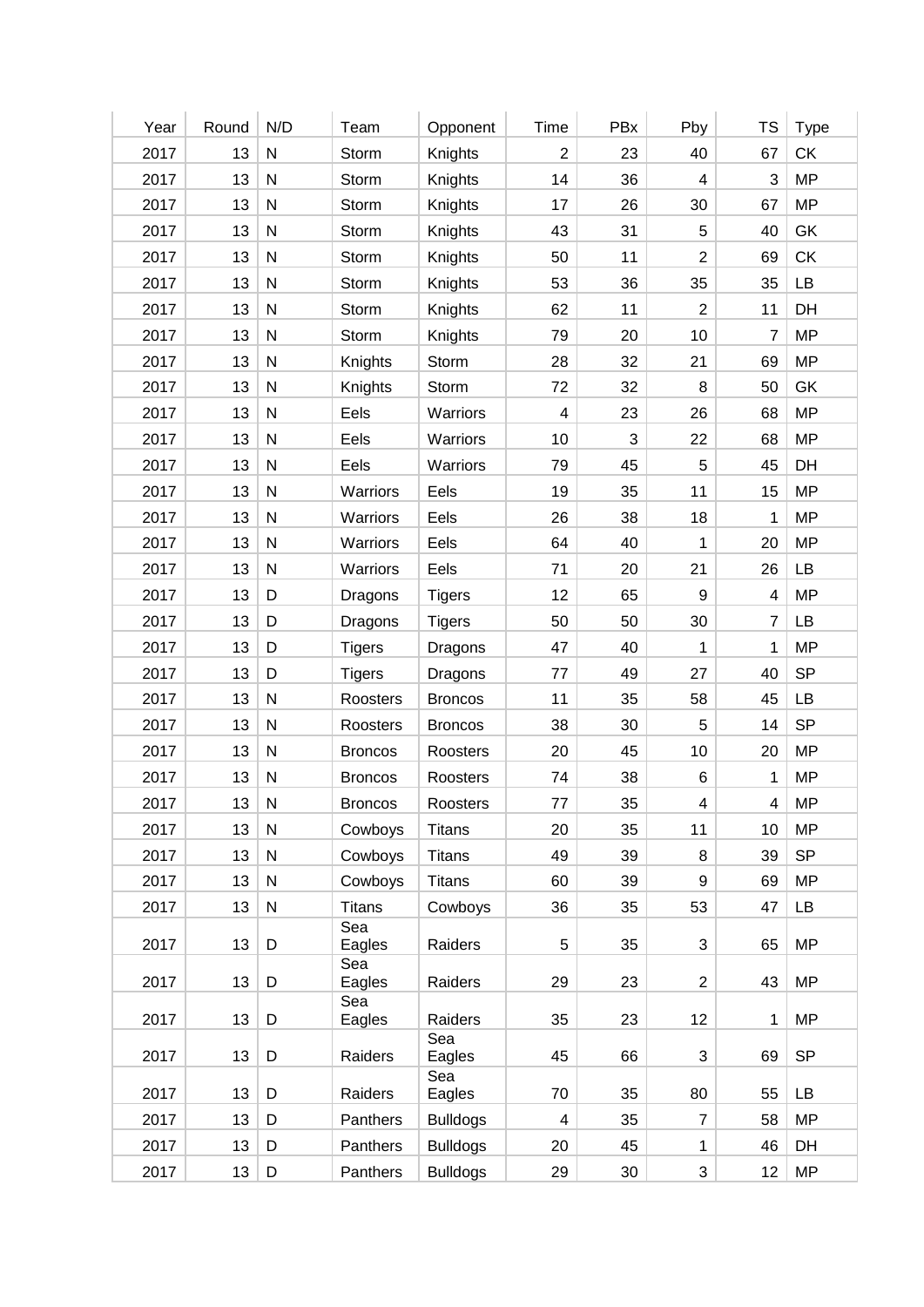| Year | Round | N/D | Team | Opponent | Time | PBx | Pby | TS | Type |
|---|---|---|---|---|---|---|---|---|---|
| 2017 | 13 | N | Storm | Knights | 2 | 23 | 40 | 67 | CK |
| 2017 | 13 | N | Storm | Knights | 14 | 36 | 4 | 3 | MP |
| 2017 | 13 | N | Storm | Knights | 17 | 26 | 30 | 67 | MP |
| 2017 | 13 | N | Storm | Knights | 43 | 31 | 5 | 40 | GK |
| 2017 | 13 | N | Storm | Knights | 50 | 11 | 2 | 69 | CK |
| 2017 | 13 | N | Storm | Knights | 53 | 36 | 35 | 35 | LB |
| 2017 | 13 | N | Storm | Knights | 62 | 11 | 2 | 11 | DH |
| 2017 | 13 | N | Storm | Knights | 79 | 20 | 10 | 7 | MP |
| 2017 | 13 | N | Knights | Storm | 28 | 32 | 21 | 69 | MP |
| 2017 | 13 | N | Knights | Storm | 72 | 32 | 8 | 50 | GK |
| 2017 | 13 | N | Eels | Warriors | 4 | 23 | 26 | 68 | MP |
| 2017 | 13 | N | Eels | Warriors | 10 | 3 | 22 | 68 | MP |
| 2017 | 13 | N | Eels | Warriors | 79 | 45 | 5 | 45 | DH |
| 2017 | 13 | N | Warriors | Eels | 19 | 35 | 11 | 15 | MP |
| 2017 | 13 | N | Warriors | Eels | 26 | 38 | 18 | 1 | MP |
| 2017 | 13 | N | Warriors | Eels | 64 | 40 | 1 | 20 | MP |
| 2017 | 13 | N | Warriors | Eels | 71 | 20 | 21 | 26 | LB |
| 2017 | 13 | D | Dragons | Tigers | 12 | 65 | 9 | 4 | MP |
| 2017 | 13 | D | Dragons | Tigers | 50 | 50 | 30 | 7 | LB |
| 2017 | 13 | D | Tigers | Dragons | 47 | 40 | 1 | 1 | MP |
| 2017 | 13 | D | Tigers | Dragons | 77 | 49 | 27 | 40 | SP |
| 2017 | 13 | N | Roosters | Broncos | 11 | 35 | 58 | 45 | LB |
| 2017 | 13 | N | Roosters | Broncos | 38 | 30 | 5 | 14 | SP |
| 2017 | 13 | N | Broncos | Roosters | 20 | 45 | 10 | 20 | MP |
| 2017 | 13 | N | Broncos | Roosters | 74 | 38 | 6 | 1 | MP |
| 2017 | 13 | N | Broncos | Roosters | 77 | 35 | 4 | 4 | MP |
| 2017 | 13 | N | Cowboys | Titans | 20 | 35 | 11 | 10 | MP |
| 2017 | 13 | N | Cowboys | Titans | 49 | 39 | 8 | 39 | SP |
| 2017 | 13 | N | Cowboys | Titans | 60 | 39 | 9 | 69 | MP |
| 2017 | 13 | N | Titans | Cowboys | 36 | 35 | 53 | 47 | LB |
| 2017 | 13 | D | Sea Eagles | Raiders | 5 | 35 | 3 | 65 | MP |
| 2017 | 13 | D | Sea Eagles | Raiders | 29 | 23 | 2 | 43 | MP |
| 2017 | 13 | D | Sea Eagles | Raiders | 35 | 23 | 12 | 1 | MP |
| 2017 | 13 | D | Raiders | Sea Eagles | 45 | 66 | 3 | 69 | SP |
| 2017 | 13 | D | Raiders | Sea Eagles | 70 | 35 | 80 | 55 | LB |
| 2017 | 13 | D | Panthers | Bulldogs | 4 | 35 | 7 | 58 | MP |
| 2017 | 13 | D | Panthers | Bulldogs | 20 | 45 | 1 | 46 | DH |
| 2017 | 13 | D | Panthers | Bulldogs | 29 | 30 | 3 | 12 | MP |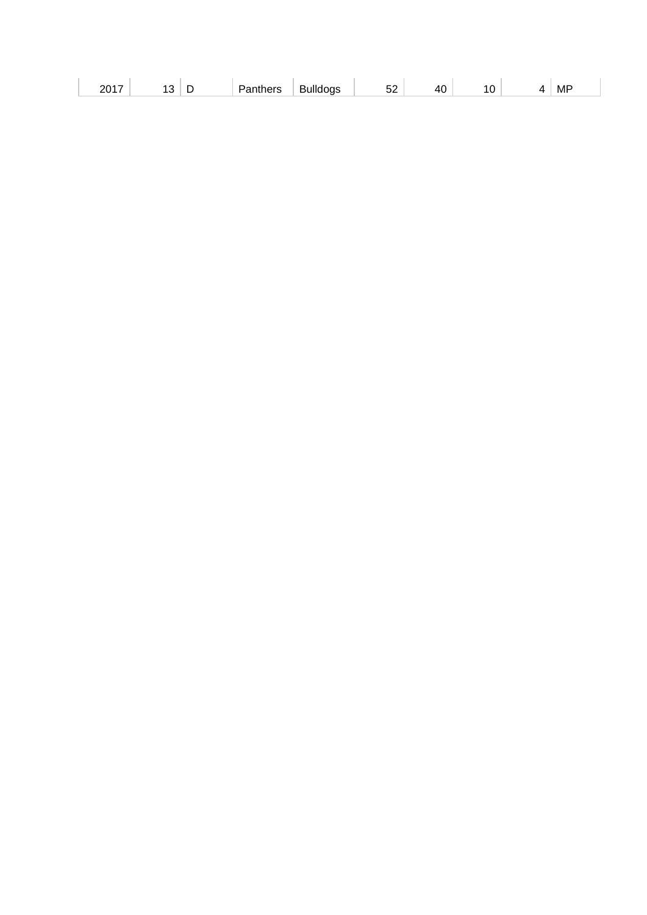| | | | | | | | | | |
|---|---|---|---|---|---|---|---|---|---|
| 2017 | 13 | D | Panthers | Bulldogs | 52 | 40 | 10 | 4 | MP |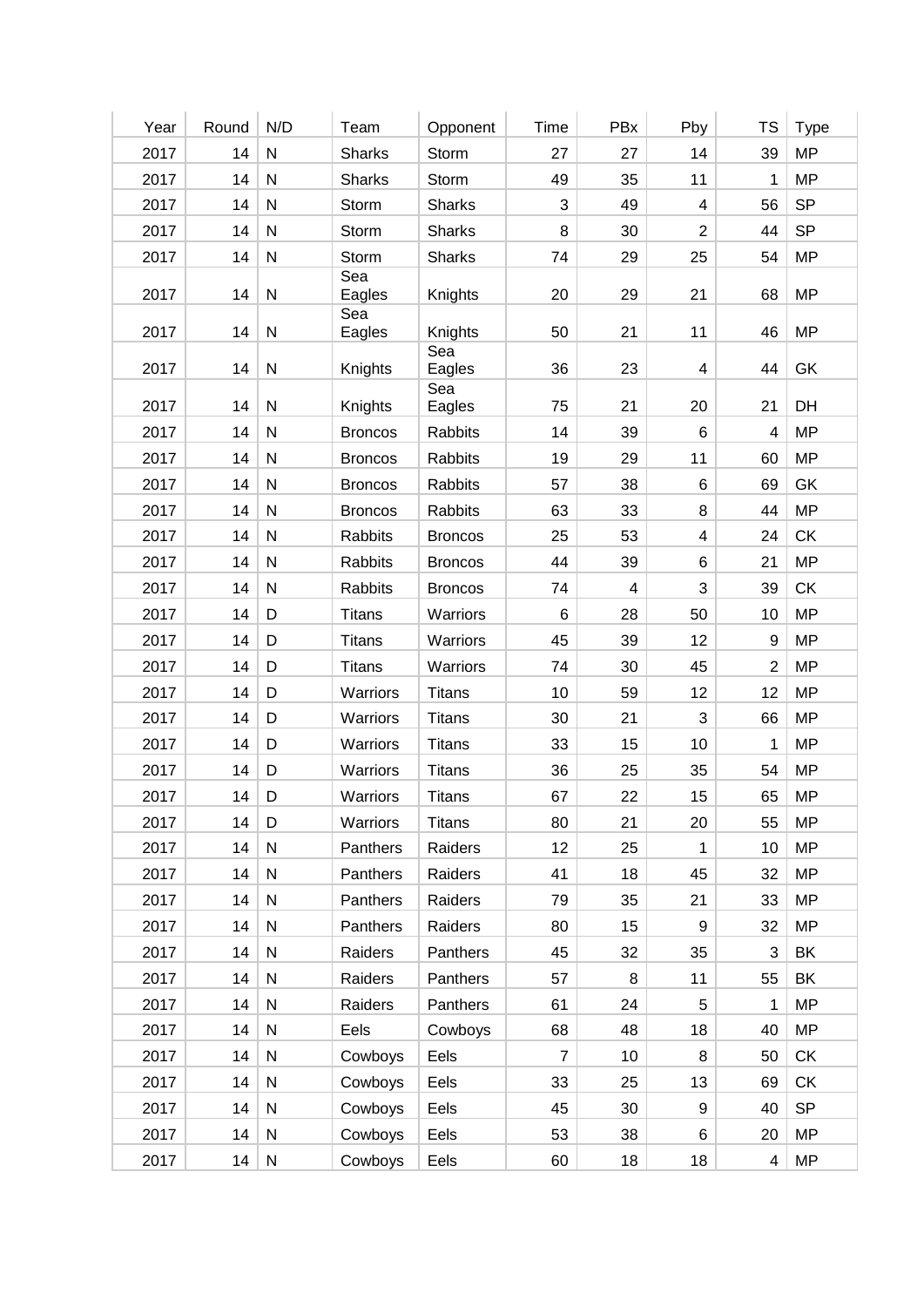| Year | Round | N/D | Team | Opponent | Time | PBx | Pby | TS | Type |
|---|---|---|---|---|---|---|---|---|---|
| 2017 | 14 | N | Sharks | Storm | 27 | 27 | 14 | 39 | MP |
| 2017 | 14 | N | Sharks | Storm | 49 | 35 | 11 | 1 | MP |
| 2017 | 14 | N | Storm | Sharks | 3 | 49 | 4 | 56 | SP |
| 2017 | 14 | N | Storm | Sharks | 8 | 30 | 2 | 44 | SP |
| 2017 | 14 | N | Storm | Sharks | 74 | 29 | 25 | 54 | MP |
| 2017 | 14 | N | Sea Eagles | Knights | 20 | 29 | 21 | 68 | MP |
| 2017 | 14 | N | Sea Eagles | Knights | 50 | 21 | 11 | 46 | MP |
| 2017 | 14 | N | Knights | Sea Eagles | 36 | 23 | 4 | 44 | GK |
| 2017 | 14 | N | Knights | Sea Eagles | 75 | 21 | 20 | 21 | DH |
| 2017 | 14 | N | Broncos | Rabbits | 14 | 39 | 6 | 4 | MP |
| 2017 | 14 | N | Broncos | Rabbits | 19 | 29 | 11 | 60 | MP |
| 2017 | 14 | N | Broncos | Rabbits | 57 | 38 | 6 | 69 | GK |
| 2017 | 14 | N | Broncos | Rabbits | 63 | 33 | 8 | 44 | MP |
| 2017 | 14 | N | Rabbits | Broncos | 25 | 53 | 4 | 24 | CK |
| 2017 | 14 | N | Rabbits | Broncos | 44 | 39 | 6 | 21 | MP |
| 2017 | 14 | N | Rabbits | Broncos | 74 | 4 | 3 | 39 | CK |
| 2017 | 14 | D | Titans | Warriors | 6 | 28 | 50 | 10 | MP |
| 2017 | 14 | D | Titans | Warriors | 45 | 39 | 12 | 9 | MP |
| 2017 | 14 | D | Titans | Warriors | 74 | 30 | 45 | 2 | MP |
| 2017 | 14 | D | Warriors | Titans | 10 | 59 | 12 | 12 | MP |
| 2017 | 14 | D | Warriors | Titans | 30 | 21 | 3 | 66 | MP |
| 2017 | 14 | D | Warriors | Titans | 33 | 15 | 10 | 1 | MP |
| 2017 | 14 | D | Warriors | Titans | 36 | 25 | 35 | 54 | MP |
| 2017 | 14 | D | Warriors | Titans | 67 | 22 | 15 | 65 | MP |
| 2017 | 14 | D | Warriors | Titans | 80 | 21 | 20 | 55 | MP |
| 2017 | 14 | N | Panthers | Raiders | 12 | 25 | 1 | 10 | MP |
| 2017 | 14 | N | Panthers | Raiders | 41 | 18 | 45 | 32 | MP |
| 2017 | 14 | N | Panthers | Raiders | 79 | 35 | 21 | 33 | MP |
| 2017 | 14 | N | Panthers | Raiders | 80 | 15 | 9 | 32 | MP |
| 2017 | 14 | N | Raiders | Panthers | 45 | 32 | 35 | 3 | BK |
| 2017 | 14 | N | Raiders | Panthers | 57 | 8 | 11 | 55 | BK |
| 2017 | 14 | N | Raiders | Panthers | 61 | 24 | 5 | 1 | MP |
| 2017 | 14 | N | Eels | Cowboys | 68 | 48 | 18 | 40 | MP |
| 2017 | 14 | N | Cowboys | Eels | 7 | 10 | 8 | 50 | CK |
| 2017 | 14 | N | Cowboys | Eels | 33 | 25 | 13 | 69 | CK |
| 2017 | 14 | N | Cowboys | Eels | 45 | 30 | 9 | 40 | SP |
| 2017 | 14 | N | Cowboys | Eels | 53 | 38 | 6 | 20 | MP |
| 2017 | 14 | N | Cowboys | Eels | 60 | 18 | 18 | 4 | MP |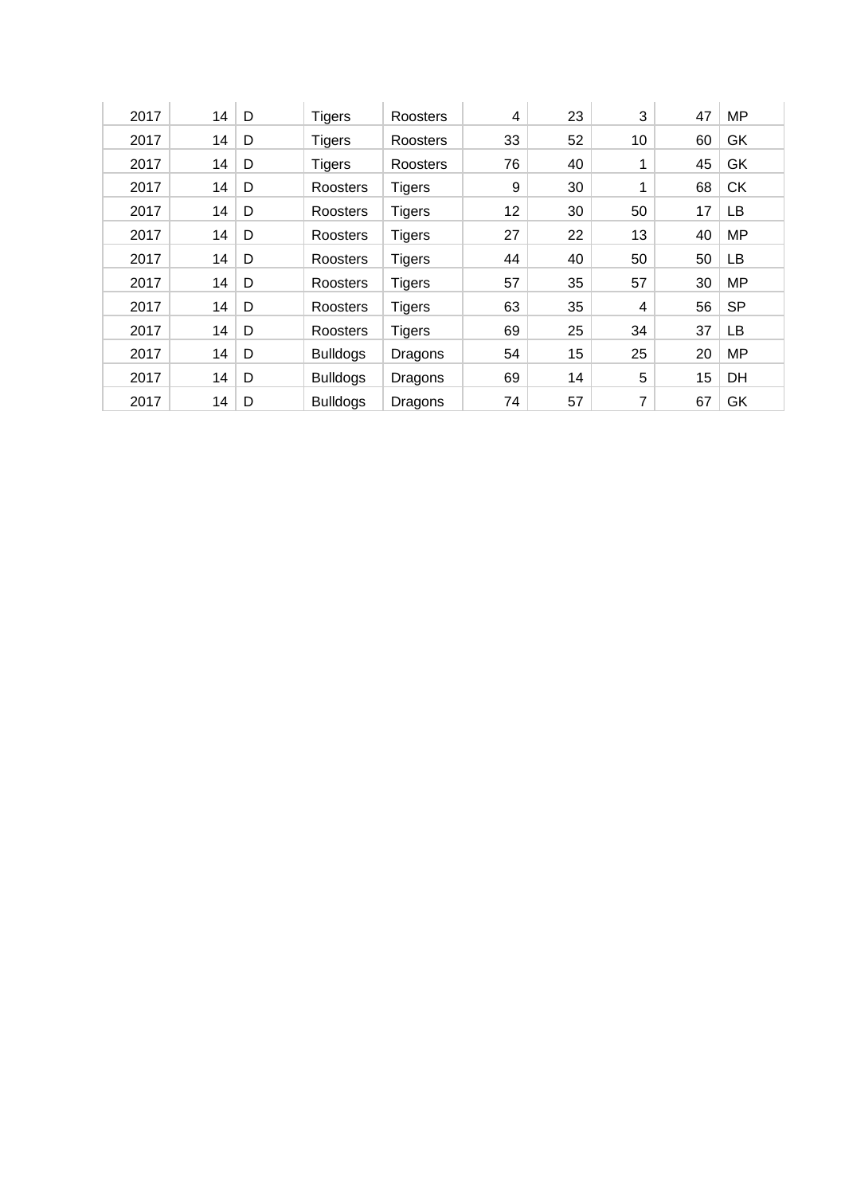| | | | | | | | | | |
|---|---|---|---|---|---|---|---|---|---|
| 2017 | 14 | D | Tigers | Roosters | 4 | 23 | 3 | 47 | MP |
| 2017 | 14 | D | Tigers | Roosters | 33 | 52 | 10 | 60 | GK |
| 2017 | 14 | D | Tigers | Roosters | 76 | 40 | 1 | 45 | GK |
| 2017 | 14 | D | Roosters | Tigers | 9 | 30 | 1 | 68 | CK |
| 2017 | 14 | D | Roosters | Tigers | 12 | 30 | 50 | 17 | LB |
| 2017 | 14 | D | Roosters | Tigers | 27 | 22 | 13 | 40 | MP |
| 2017 | 14 | D | Roosters | Tigers | 44 | 40 | 50 | 50 | LB |
| 2017 | 14 | D | Roosters | Tigers | 57 | 35 | 57 | 30 | MP |
| 2017 | 14 | D | Roosters | Tigers | 63 | 35 | 4 | 56 | SP |
| 2017 | 14 | D | Roosters | Tigers | 69 | 25 | 34 | 37 | LB |
| 2017 | 14 | D | Bulldogs | Dragons | 54 | 15 | 25 | 20 | MP |
| 2017 | 14 | D | Bulldogs | Dragons | 69 | 14 | 5 | 15 | DH |
| 2017 | 14 | D | Bulldogs | Dragons | 74 | 57 | 7 | 67 | GK |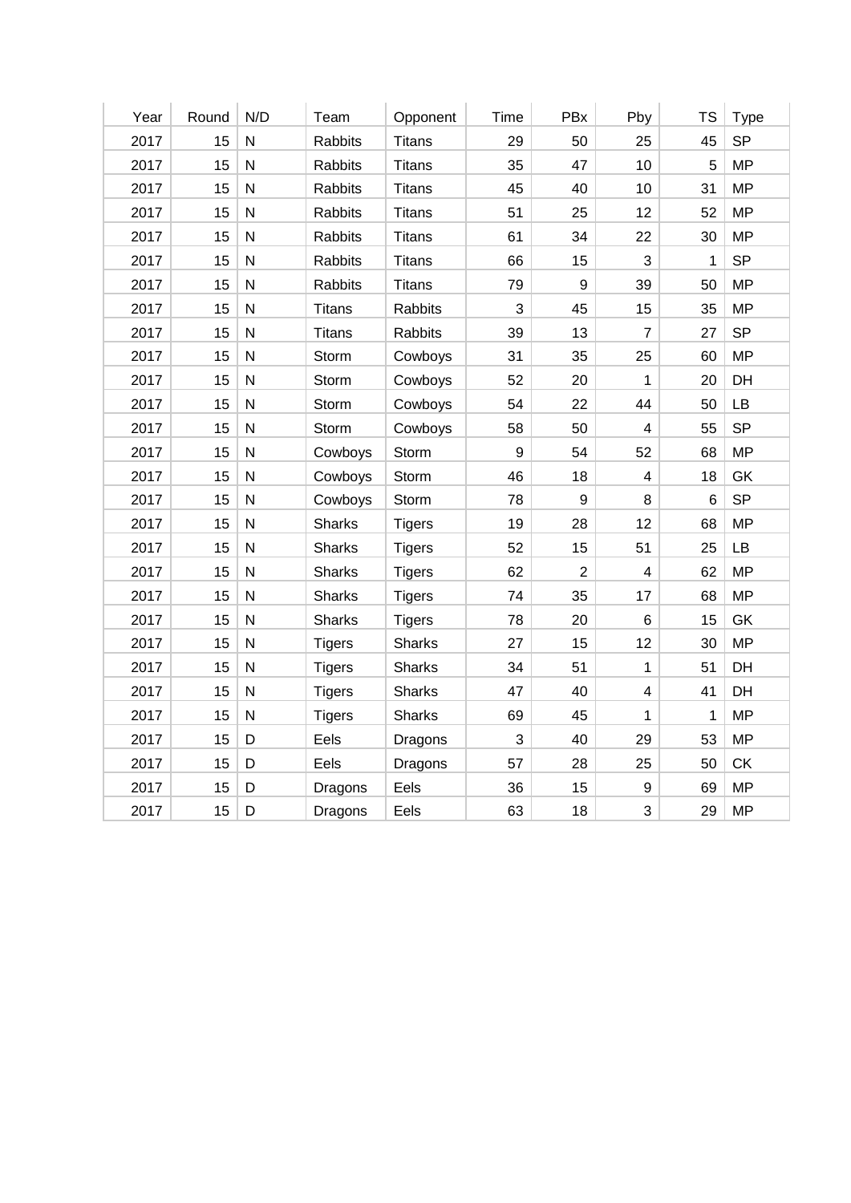| Year | Round | N/D | Team | Opponent | Time | PBx | Pby | TS | Type |
|---|---|---|---|---|---|---|---|---|---|
| 2017 | 15 | N | Rabbits | Titans | 29 | 50 | 25 | 45 | SP |
| 2017 | 15 | N | Rabbits | Titans | 35 | 47 | 10 | 5 | MP |
| 2017 | 15 | N | Rabbits | Titans | 45 | 40 | 10 | 31 | MP |
| 2017 | 15 | N | Rabbits | Titans | 51 | 25 | 12 | 52 | MP |
| 2017 | 15 | N | Rabbits | Titans | 61 | 34 | 22 | 30 | MP |
| 2017 | 15 | N | Rabbits | Titans | 66 | 15 | 3 | 1 | SP |
| 2017 | 15 | N | Rabbits | Titans | 79 | 9 | 39 | 50 | MP |
| 2017 | 15 | N | Titans | Rabbits | 3 | 45 | 15 | 35 | MP |
| 2017 | 15 | N | Titans | Rabbits | 39 | 13 | 7 | 27 | SP |
| 2017 | 15 | N | Storm | Cowboys | 31 | 35 | 25 | 60 | MP |
| 2017 | 15 | N | Storm | Cowboys | 52 | 20 | 1 | 20 | DH |
| 2017 | 15 | N | Storm | Cowboys | 54 | 22 | 44 | 50 | LB |
| 2017 | 15 | N | Storm | Cowboys | 58 | 50 | 4 | 55 | SP |
| 2017 | 15 | N | Cowboys | Storm | 9 | 54 | 52 | 68 | MP |
| 2017 | 15 | N | Cowboys | Storm | 46 | 18 | 4 | 18 | GK |
| 2017 | 15 | N | Cowboys | Storm | 78 | 9 | 8 | 6 | SP |
| 2017 | 15 | N | Sharks | Tigers | 19 | 28 | 12 | 68 | MP |
| 2017 | 15 | N | Sharks | Tigers | 52 | 15 | 51 | 25 | LB |
| 2017 | 15 | N | Sharks | Tigers | 62 | 2 | 4 | 62 | MP |
| 2017 | 15 | N | Sharks | Tigers | 74 | 35 | 17 | 68 | MP |
| 2017 | 15 | N | Sharks | Tigers | 78 | 20 | 6 | 15 | GK |
| 2017 | 15 | N | Tigers | Sharks | 27 | 15 | 12 | 30 | MP |
| 2017 | 15 | N | Tigers | Sharks | 34 | 51 | 1 | 51 | DH |
| 2017 | 15 | N | Tigers | Sharks | 47 | 40 | 4 | 41 | DH |
| 2017 | 15 | N | Tigers | Sharks | 69 | 45 | 1 | 1 | MP |
| 2017 | 15 | D | Eels | Dragons | 3 | 40 | 29 | 53 | MP |
| 2017 | 15 | D | Eels | Dragons | 57 | 28 | 25 | 50 | CK |
| 2017 | 15 | D | Dragons | Eels | 36 | 15 | 9 | 69 | MP |
| 2017 | 15 | D | Dragons | Eels | 63 | 18 | 3 | 29 | MP |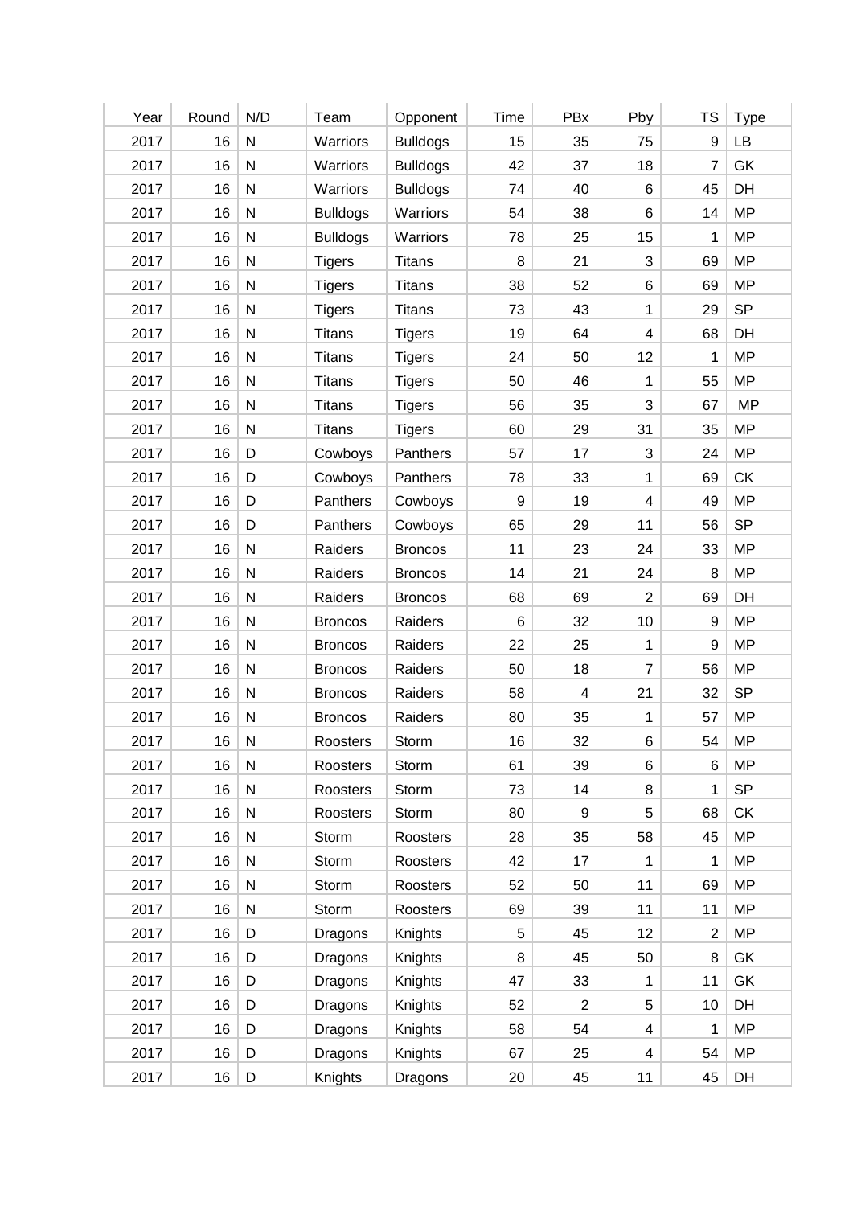| Year | Round | N/D | Team | Opponent | Time | PBx | Pby | TS | Type |
|---|---|---|---|---|---|---|---|---|---|
| 2017 | 16 | N | Warriors | Bulldogs | 15 | 35 | 75 | 9 | LB |
| 2017 | 16 | N | Warriors | Bulldogs | 42 | 37 | 18 | 7 | GK |
| 2017 | 16 | N | Warriors | Bulldogs | 74 | 40 | 6 | 45 | DH |
| 2017 | 16 | N | Bulldogs | Warriors | 54 | 38 | 6 | 14 | MP |
| 2017 | 16 | N | Bulldogs | Warriors | 78 | 25 | 15 | 1 | MP |
| 2017 | 16 | N | Tigers | Titans | 8 | 21 | 3 | 69 | MP |
| 2017 | 16 | N | Tigers | Titans | 38 | 52 | 6 | 69 | MP |
| 2017 | 16 | N | Tigers | Titans | 73 | 43 | 1 | 29 | SP |
| 2017 | 16 | N | Titans | Tigers | 19 | 64 | 4 | 68 | DH |
| 2017 | 16 | N | Titans | Tigers | 24 | 50 | 12 | 1 | MP |
| 2017 | 16 | N | Titans | Tigers | 50 | 46 | 1 | 55 | MP |
| 2017 | 16 | N | Titans | Tigers | 56 | 35 | 3 | 67 | MP |
| 2017 | 16 | N | Titans | Tigers | 60 | 29 | 31 | 35 | MP |
| 2017 | 16 | D | Cowboys | Panthers | 57 | 17 | 3 | 24 | MP |
| 2017 | 16 | D | Cowboys | Panthers | 78 | 33 | 1 | 69 | CK |
| 2017 | 16 | D | Panthers | Cowboys | 9 | 19 | 4 | 49 | MP |
| 2017 | 16 | D | Panthers | Cowboys | 65 | 29 | 11 | 56 | SP |
| 2017 | 16 | N | Raiders | Broncos | 11 | 23 | 24 | 33 | MP |
| 2017 | 16 | N | Raiders | Broncos | 14 | 21 | 24 | 8 | MP |
| 2017 | 16 | N | Raiders | Broncos | 68 | 69 | 2 | 69 | DH |
| 2017 | 16 | N | Broncos | Raiders | 6 | 32 | 10 | 9 | MP |
| 2017 | 16 | N | Broncos | Raiders | 22 | 25 | 1 | 9 | MP |
| 2017 | 16 | N | Broncos | Raiders | 50 | 18 | 7 | 56 | MP |
| 2017 | 16 | N | Broncos | Raiders | 58 | 4 | 21 | 32 | SP |
| 2017 | 16 | N | Broncos | Raiders | 80 | 35 | 1 | 57 | MP |
| 2017 | 16 | N | Roosters | Storm | 16 | 32 | 6 | 54 | MP |
| 2017 | 16 | N | Roosters | Storm | 61 | 39 | 6 | 6 | MP |
| 2017 | 16 | N | Roosters | Storm | 73 | 14 | 8 | 1 | SP |
| 2017 | 16 | N | Roosters | Storm | 80 | 9 | 5 | 68 | CK |
| 2017 | 16 | N | Storm | Roosters | 28 | 35 | 58 | 45 | MP |
| 2017 | 16 | N | Storm | Roosters | 42 | 17 | 1 | 1 | MP |
| 2017 | 16 | N | Storm | Roosters | 52 | 50 | 11 | 69 | MP |
| 2017 | 16 | N | Storm | Roosters | 69 | 39 | 11 | 11 | MP |
| 2017 | 16 | D | Dragons | Knights | 5 | 45 | 12 | 2 | MP |
| 2017 | 16 | D | Dragons | Knights | 8 | 45 | 50 | 8 | GK |
| 2017 | 16 | D | Dragons | Knights | 47 | 33 | 1 | 11 | GK |
| 2017 | 16 | D | Dragons | Knights | 52 | 2 | 5 | 10 | DH |
| 2017 | 16 | D | Dragons | Knights | 58 | 54 | 4 | 1 | MP |
| 2017 | 16 | D | Dragons | Knights | 67 | 25 | 4 | 54 | MP |
| 2017 | 16 | D | Knights | Dragons | 20 | 45 | 11 | 45 | DH |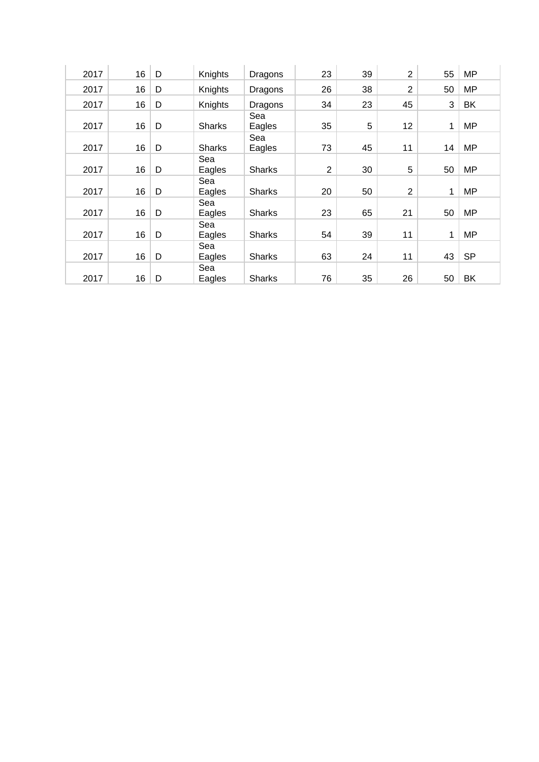| | | | | | | | | | |
|---|---|---|---|---|---|---|---|---|---|
| 2017 | 16 | D | Knights | Dragons | 23 | 39 | 2 | 55 | MP |
| 2017 | 16 | D | Knights | Dragons | 26 | 38 | 2 | 50 | MP |
| 2017 | 16 | D | Knights | Dragons | 34 | 23 | 45 | 3 | BK |
| 2017 | 16 | D | Sharks | Sea Eagles | 35 | 5 | 12 | 1 | MP |
| 2017 | 16 | D | Sharks | Sea Eagles | 73 | 45 | 11 | 14 | MP |
| 2017 | 16 | D | Sea Eagles | Sharks | 2 | 30 | 5 | 50 | MP |
| 2017 | 16 | D | Sea Eagles | Sharks | 20 | 50 | 2 | 1 | MP |
| 2017 | 16 | D | Sea Eagles | Sharks | 23 | 65 | 21 | 50 | MP |
| 2017 | 16 | D | Sea Eagles | Sharks | 54 | 39 | 11 | 1 | MP |
| 2017 | 16 | D | Sea Eagles | Sharks | 63 | 24 | 11 | 43 | SP |
| 2017 | 16 | D | Sea Eagles | Sharks | 76 | 35 | 26 | 50 | BK |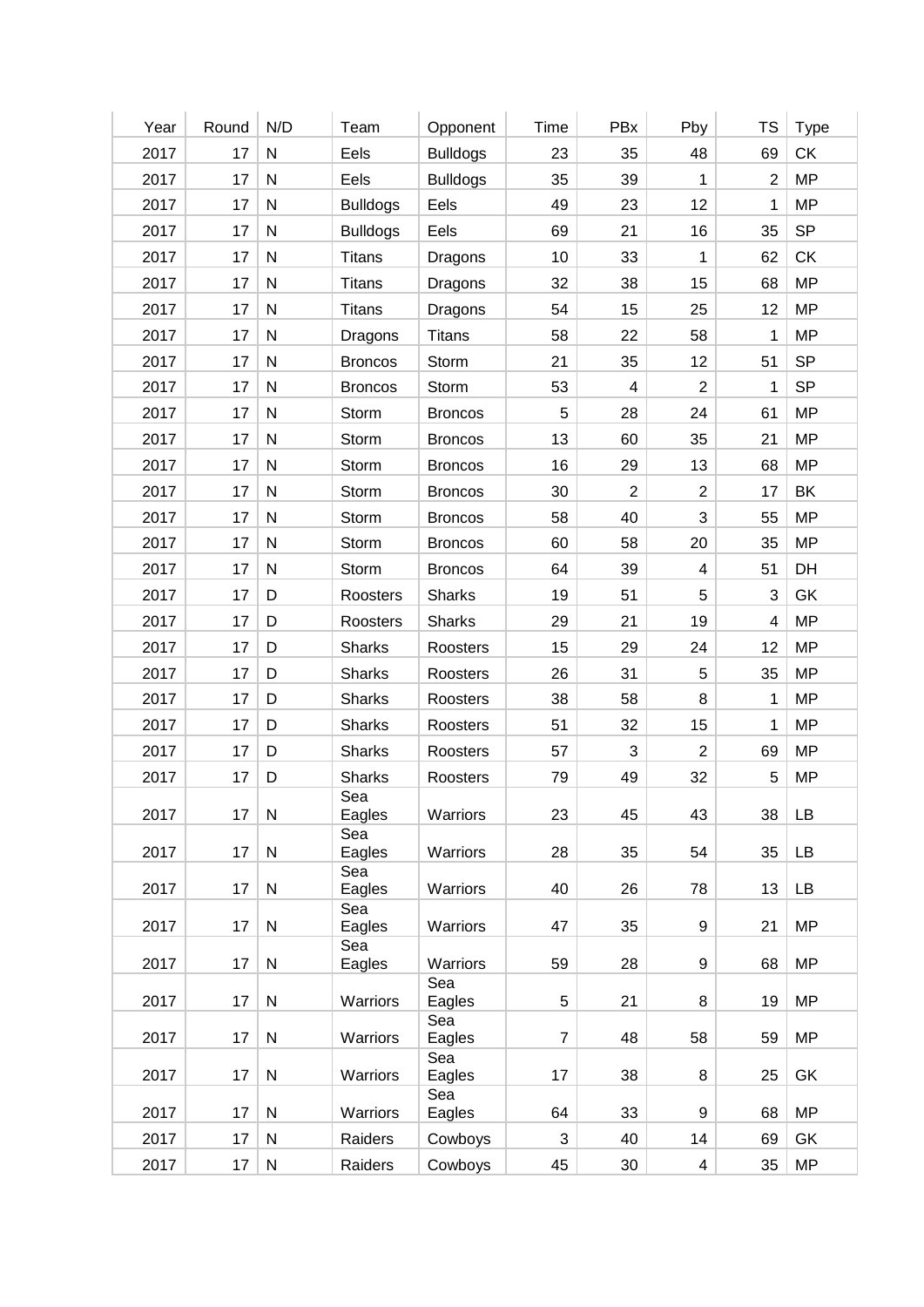| Year | Round | N/D | Team | Opponent | Time | PBx | Pby | TS | Type |
|---|---|---|---|---|---|---|---|---|---|
| 2017 | 17 | N | Eels | Bulldogs | 23 | 35 | 48 | 69 | CK |
| 2017 | 17 | N | Eels | Bulldogs | 35 | 39 | 1 | 2 | MP |
| 2017 | 17 | N | Bulldogs | Eels | 49 | 23 | 12 | 1 | MP |
| 2017 | 17 | N | Bulldogs | Eels | 69 | 21 | 16 | 35 | SP |
| 2017 | 17 | N | Titans | Dragons | 10 | 33 | 1 | 62 | CK |
| 2017 | 17 | N | Titans | Dragons | 32 | 38 | 15 | 68 | MP |
| 2017 | 17 | N | Titans | Dragons | 54 | 15 | 25 | 12 | MP |
| 2017 | 17 | N | Dragons | Titans | 58 | 22 | 58 | 1 | MP |
| 2017 | 17 | N | Broncos | Storm | 21 | 35 | 12 | 51 | SP |
| 2017 | 17 | N | Broncos | Storm | 53 | 4 | 2 | 1 | SP |
| 2017 | 17 | N | Storm | Broncos | 5 | 28 | 24 | 61 | MP |
| 2017 | 17 | N | Storm | Broncos | 13 | 60 | 35 | 21 | MP |
| 2017 | 17 | N | Storm | Broncos | 16 | 29 | 13 | 68 | MP |
| 2017 | 17 | N | Storm | Broncos | 30 | 2 | 2 | 17 | BK |
| 2017 | 17 | N | Storm | Broncos | 58 | 40 | 3 | 55 | MP |
| 2017 | 17 | N | Storm | Broncos | 60 | 58 | 20 | 35 | MP |
| 2017 | 17 | N | Storm | Broncos | 64 | 39 | 4 | 51 | DH |
| 2017 | 17 | D | Roosters | Sharks | 19 | 51 | 5 | 3 | GK |
| 2017 | 17 | D | Roosters | Sharks | 29 | 21 | 19 | 4 | MP |
| 2017 | 17 | D | Sharks | Roosters | 15 | 29 | 24 | 12 | MP |
| 2017 | 17 | D | Sharks | Roosters | 26 | 31 | 5 | 35 | MP |
| 2017 | 17 | D | Sharks | Roosters | 38 | 58 | 8 | 1 | MP |
| 2017 | 17 | D | Sharks | Roosters | 51 | 32 | 15 | 1 | MP |
| 2017 | 17 | D | Sharks | Roosters | 57 | 3 | 2 | 69 | MP |
| 2017 | 17 | D | Sharks | Roosters | 79 | 49 | 32 | 5 | MP |
| 2017 | 17 | N | Sea Eagles | Warriors | 23 | 45 | 43 | 38 | LB |
| 2017 | 17 | N | Sea Eagles | Warriors | 28 | 35 | 54 | 35 | LB |
| 2017 | 17 | N | Sea Eagles | Warriors | 40 | 26 | 78 | 13 | LB |
| 2017 | 17 | N | Sea Eagles | Warriors | 47 | 35 | 9 | 21 | MP |
| 2017 | 17 | N | Sea Eagles | Warriors | 59 | 28 | 9 | 68 | MP |
| 2017 | 17 | N | Warriors | Sea Eagles | 5 | 21 | 8 | 19 | MP |
| 2017 | 17 | N | Warriors | Sea Eagles | 7 | 48 | 58 | 59 | MP |
| 2017 | 17 | N | Warriors | Sea Eagles | 17 | 38 | 8 | 25 | GK |
| 2017 | 17 | N | Warriors | Sea Eagles | 64 | 33 | 9 | 68 | MP |
| 2017 | 17 | N | Raiders | Cowboys | 3 | 40 | 14 | 69 | GK |
| 2017 | 17 | N | Raiders | Cowboys | 45 | 30 | 4 | 35 | MP |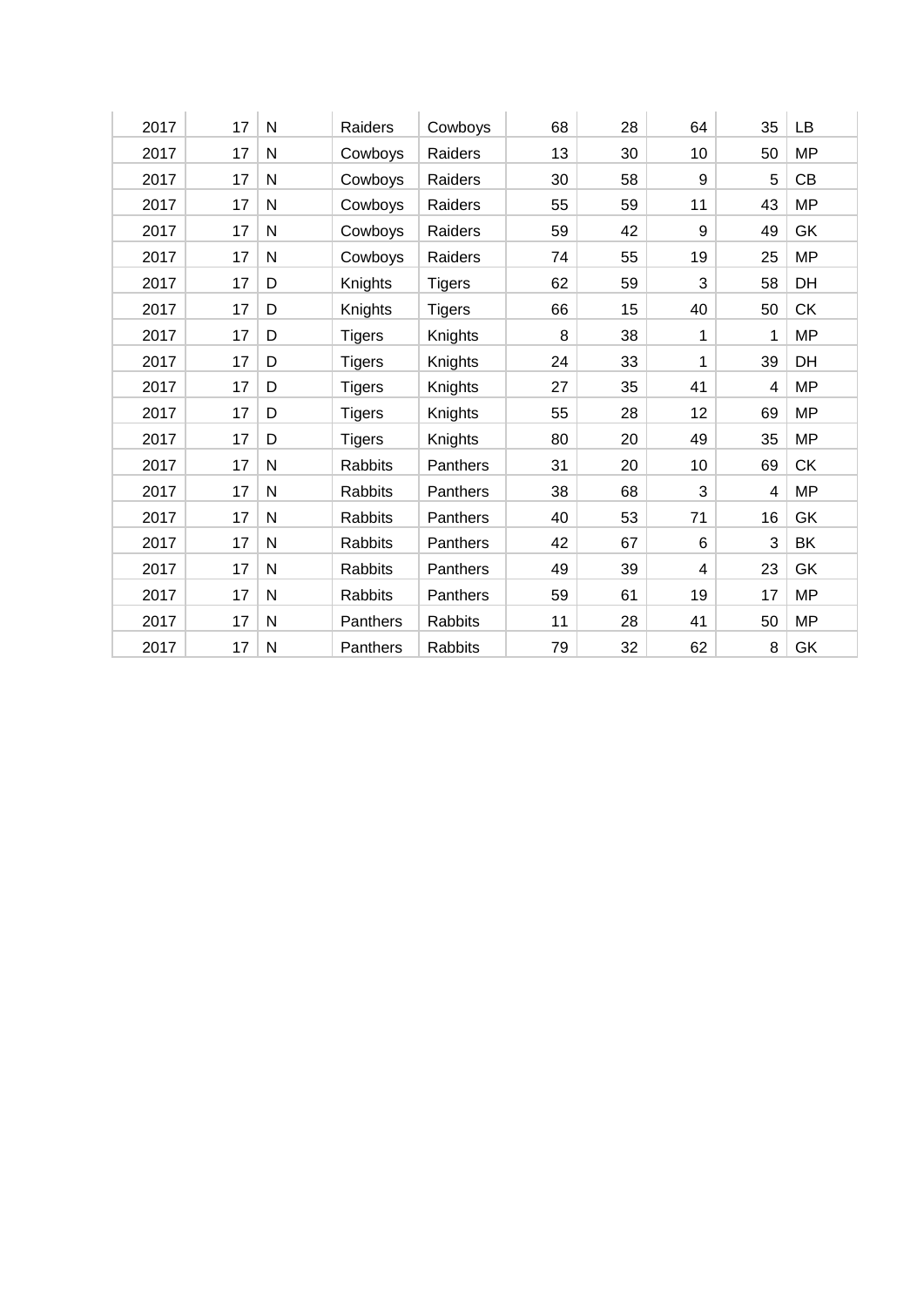| | | | | | | | | | |
|---|---|---|---|---|---|---|---|---|---|
| 2017 | 17 | N | Raiders | Cowboys | 68 | 28 | 64 | 35 | LB |
| 2017 | 17 | N | Cowboys | Raiders | 13 | 30 | 10 | 50 | MP |
| 2017 | 17 | N | Cowboys | Raiders | 30 | 58 | 9 | 5 | CB |
| 2017 | 17 | N | Cowboys | Raiders | 55 | 59 | 11 | 43 | MP |
| 2017 | 17 | N | Cowboys | Raiders | 59 | 42 | 9 | 49 | GK |
| 2017 | 17 | N | Cowboys | Raiders | 74 | 55 | 19 | 25 | MP |
| 2017 | 17 | D | Knights | Tigers | 62 | 59 | 3 | 58 | DH |
| 2017 | 17 | D | Knights | Tigers | 66 | 15 | 40 | 50 | CK |
| 2017 | 17 | D | Tigers | Knights | 8 | 38 | 1 | 1 | MP |
| 2017 | 17 | D | Tigers | Knights | 24 | 33 | 1 | 39 | DH |
| 2017 | 17 | D | Tigers | Knights | 27 | 35 | 41 | 4 | MP |
| 2017 | 17 | D | Tigers | Knights | 55 | 28 | 12 | 69 | MP |
| 2017 | 17 | D | Tigers | Knights | 80 | 20 | 49 | 35 | MP |
| 2017 | 17 | N | Rabbits | Panthers | 31 | 20 | 10 | 69 | CK |
| 2017 | 17 | N | Rabbits | Panthers | 38 | 68 | 3 | 4 | MP |
| 2017 | 17 | N | Rabbits | Panthers | 40 | 53 | 71 | 16 | GK |
| 2017 | 17 | N | Rabbits | Panthers | 42 | 67 | 6 | 3 | BK |
| 2017 | 17 | N | Rabbits | Panthers | 49 | 39 | 4 | 23 | GK |
| 2017 | 17 | N | Rabbits | Panthers | 59 | 61 | 19 | 17 | MP |
| 2017 | 17 | N | Panthers | Rabbits | 11 | 28 | 41 | 50 | MP |
| 2017 | 17 | N | Panthers | Rabbits | 79 | 32 | 62 | 8 | GK |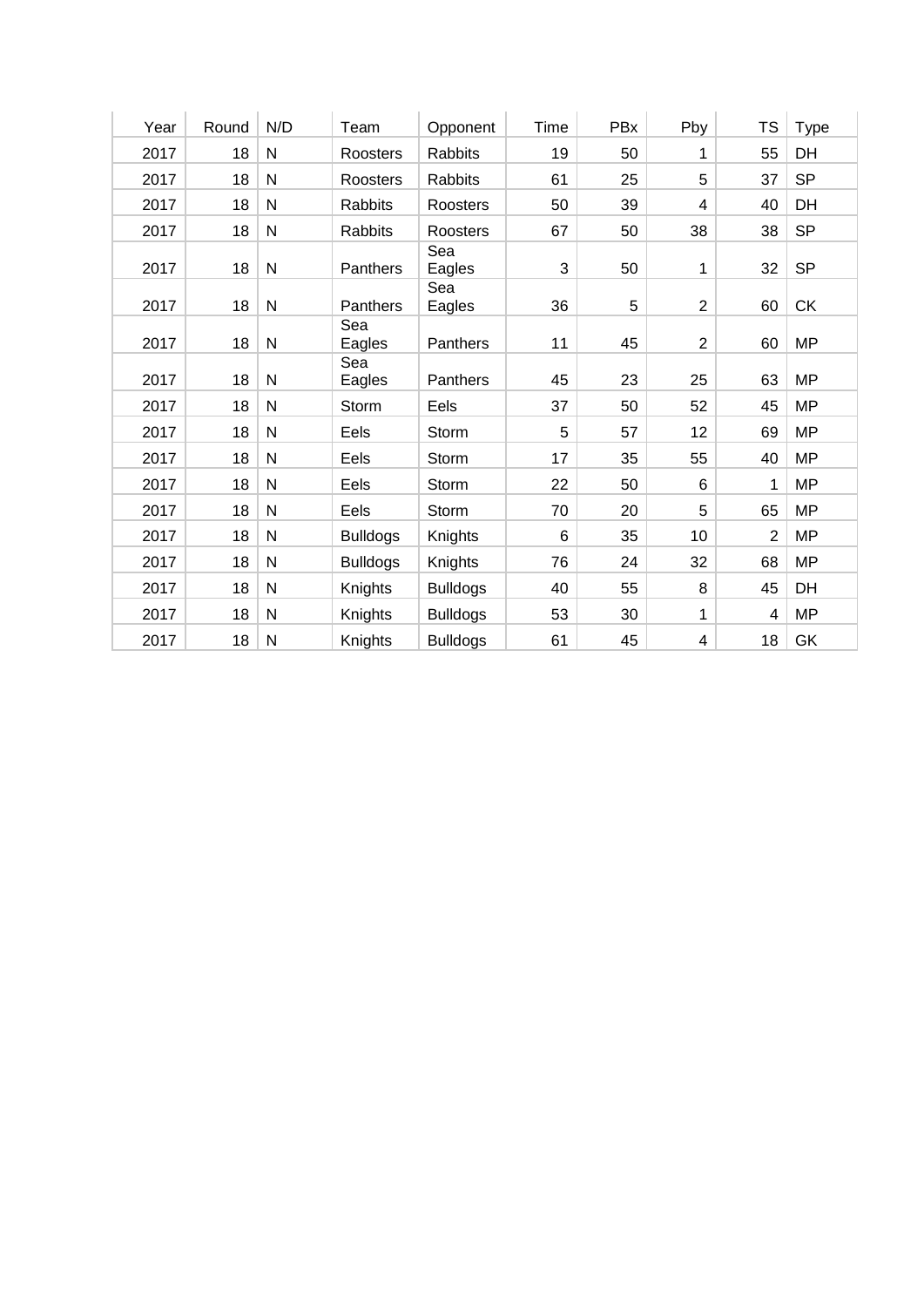| Year | Round | N/D | Team | Opponent | Time | PBx | Pby | TS | Type |
|---|---|---|---|---|---|---|---|---|---|
| 2017 | 18 | N | Roosters | Rabbits | 19 | 50 | 1 | 55 | DH |
| 2017 | 18 | N | Roosters | Rabbits | 61 | 25 | 5 | 37 | SP |
| 2017 | 18 | N | Rabbits | Roosters | 50 | 39 | 4 | 40 | DH |
| 2017 | 18 | N | Rabbits | Roosters | 67 | 50 | 38 | 38 | SP |
| 2017 | 18 | N | Panthers | Sea Eagles | 3 | 50 | 1 | 32 | SP |
| 2017 | 18 | N | Panthers | Sea Eagles | 36 | 5 | 2 | 60 | CK |
| 2017 | 18 | N | Sea Eagles | Panthers | 11 | 45 | 2 | 60 | MP |
| 2017 | 18 | N | Sea Eagles | Panthers | 45 | 23 | 25 | 63 | MP |
| 2017 | 18 | N | Storm | Eels | 37 | 50 | 52 | 45 | MP |
| 2017 | 18 | N | Eels | Storm | 5 | 57 | 12 | 69 | MP |
| 2017 | 18 | N | Eels | Storm | 17 | 35 | 55 | 40 | MP |
| 2017 | 18 | N | Eels | Storm | 22 | 50 | 6 | 1 | MP |
| 2017 | 18 | N | Eels | Storm | 70 | 20 | 5 | 65 | MP |
| 2017 | 18 | N | Bulldogs | Knights | 6 | 35 | 10 | 2 | MP |
| 2017 | 18 | N | Bulldogs | Knights | 76 | 24 | 32 | 68 | MP |
| 2017 | 18 | N | Knights | Bulldogs | 40 | 55 | 8 | 45 | DH |
| 2017 | 18 | N | Knights | Bulldogs | 53 | 30 | 1 | 4 | MP |
| 2017 | 18 | N | Knights | Bulldogs | 61 | 45 | 4 | 18 | GK |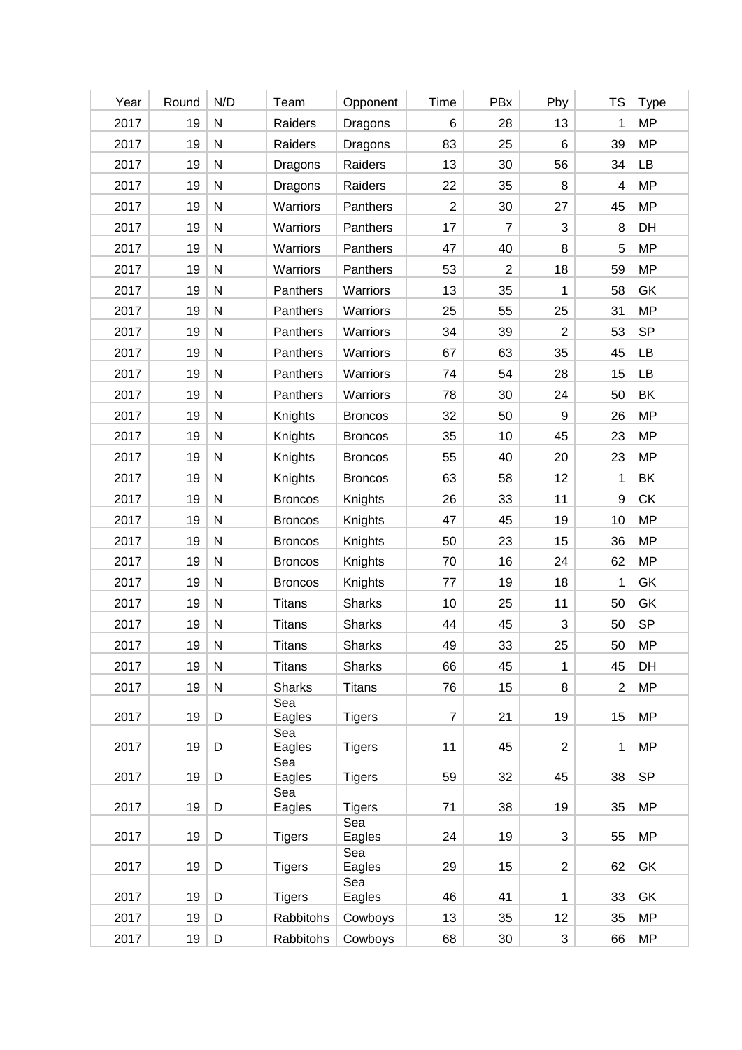| Year | Round | N/D | Team | Opponent | Time | PBx | Pby | TS | Type |
|---|---|---|---|---|---|---|---|---|---|
| 2017 | 19 | N | Raiders | Dragons | 6 | 28 | 13 | 1 | MP |
| 2017 | 19 | N | Raiders | Dragons | 83 | 25 | 6 | 39 | MP |
| 2017 | 19 | N | Dragons | Raiders | 13 | 30 | 56 | 34 | LB |
| 2017 | 19 | N | Dragons | Raiders | 22 | 35 | 8 | 4 | MP |
| 2017 | 19 | N | Warriors | Panthers | 2 | 30 | 27 | 45 | MP |
| 2017 | 19 | N | Warriors | Panthers | 17 | 7 | 3 | 8 | DH |
| 2017 | 19 | N | Warriors | Panthers | 47 | 40 | 8 | 5 | MP |
| 2017 | 19 | N | Warriors | Panthers | 53 | 2 | 18 | 59 | MP |
| 2017 | 19 | N | Panthers | Warriors | 13 | 35 | 1 | 58 | GK |
| 2017 | 19 | N | Panthers | Warriors | 25 | 55 | 25 | 31 | MP |
| 2017 | 19 | N | Panthers | Warriors | 34 | 39 | 2 | 53 | SP |
| 2017 | 19 | N | Panthers | Warriors | 67 | 63 | 35 | 45 | LB |
| 2017 | 19 | N | Panthers | Warriors | 74 | 54 | 28 | 15 | LB |
| 2017 | 19 | N | Panthers | Warriors | 78 | 30 | 24 | 50 | BK |
| 2017 | 19 | N | Knights | Broncos | 32 | 50 | 9 | 26 | MP |
| 2017 | 19 | N | Knights | Broncos | 35 | 10 | 45 | 23 | MP |
| 2017 | 19 | N | Knights | Broncos | 55 | 40 | 20 | 23 | MP |
| 2017 | 19 | N | Knights | Broncos | 63 | 58 | 12 | 1 | BK |
| 2017 | 19 | N | Broncos | Knights | 26 | 33 | 11 | 9 | CK |
| 2017 | 19 | N | Broncos | Knights | 47 | 45 | 19 | 10 | MP |
| 2017 | 19 | N | Broncos | Knights | 50 | 23 | 15 | 36 | MP |
| 2017 | 19 | N | Broncos | Knights | 70 | 16 | 24 | 62 | MP |
| 2017 | 19 | N | Broncos | Knights | 77 | 19 | 18 | 1 | GK |
| 2017 | 19 | N | Titans | Sharks | 10 | 25 | 11 | 50 | GK |
| 2017 | 19 | N | Titans | Sharks | 44 | 45 | 3 | 50 | SP |
| 2017 | 19 | N | Titans | Sharks | 49 | 33 | 25 | 50 | MP |
| 2017 | 19 | N | Titans | Sharks | 66 | 45 | 1 | 45 | DH |
| 2017 | 19 | N | Sharks | Titans | 76 | 15 | 8 | 2 | MP |
| 2017 | 19 | D | Sea Eagles | Tigers | 7 | 21 | 19 | 15 | MP |
| 2017 | 19 | D | Sea Eagles | Tigers | 11 | 45 | 2 | 1 | MP |
| 2017 | 19 | D | Sea Eagles | Tigers | 59 | 32 | 45 | 38 | SP |
| 2017 | 19 | D | Sea Eagles | Tigers | 71 | 38 | 19 | 35 | MP |
| 2017 | 19 | D | Tigers | Sea Eagles | 24 | 19 | 3 | 55 | MP |
| 2017 | 19 | D | Tigers | Sea Eagles | 29 | 15 | 2 | 62 | GK |
| 2017 | 19 | D | Tigers | Sea Eagles | 46 | 41 | 1 | 33 | GK |
| 2017 | 19 | D | Rabbitohs | Cowboys | 13 | 35 | 12 | 35 | MP |
| 2017 | 19 | D | Rabbitohs | Cowboys | 68 | 30 | 3 | 66 | MP |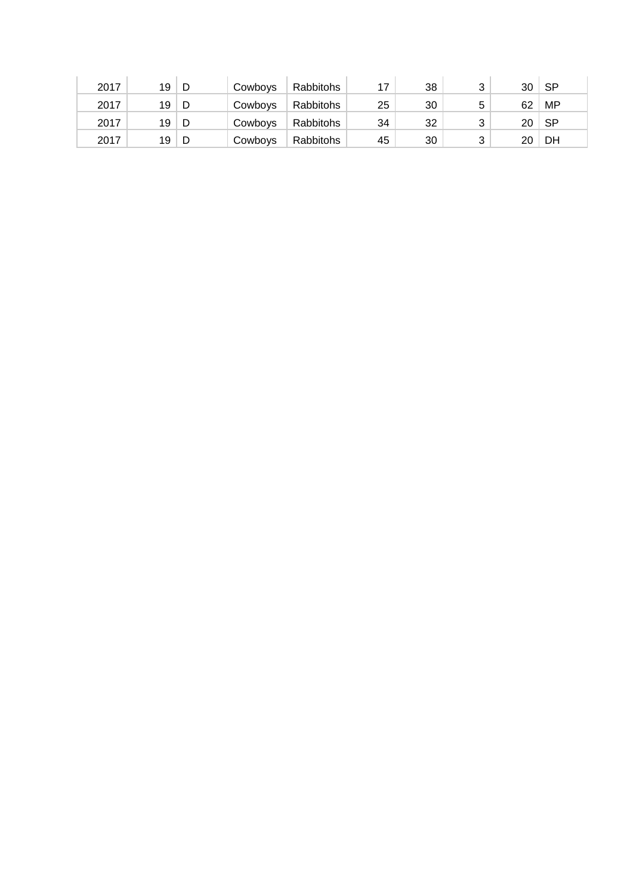| | | | | | | | | | |
|---|---|---|---|---|---|---|---|---|---|
| 2017 | 19 | D | Cowboys | Rabbitohs | 17 | 38 | 3 | 30 | SP |
| 2017 | 19 | D | Cowboys | Rabbitohs | 25 | 30 | 5 | 62 | MP |
| 2017 | 19 | D | Cowboys | Rabbitohs | 34 | 32 | 3 | 20 | SP |
| 2017 | 19 | D | Cowboys | Rabbitohs | 45 | 30 | 3 | 20 | DH |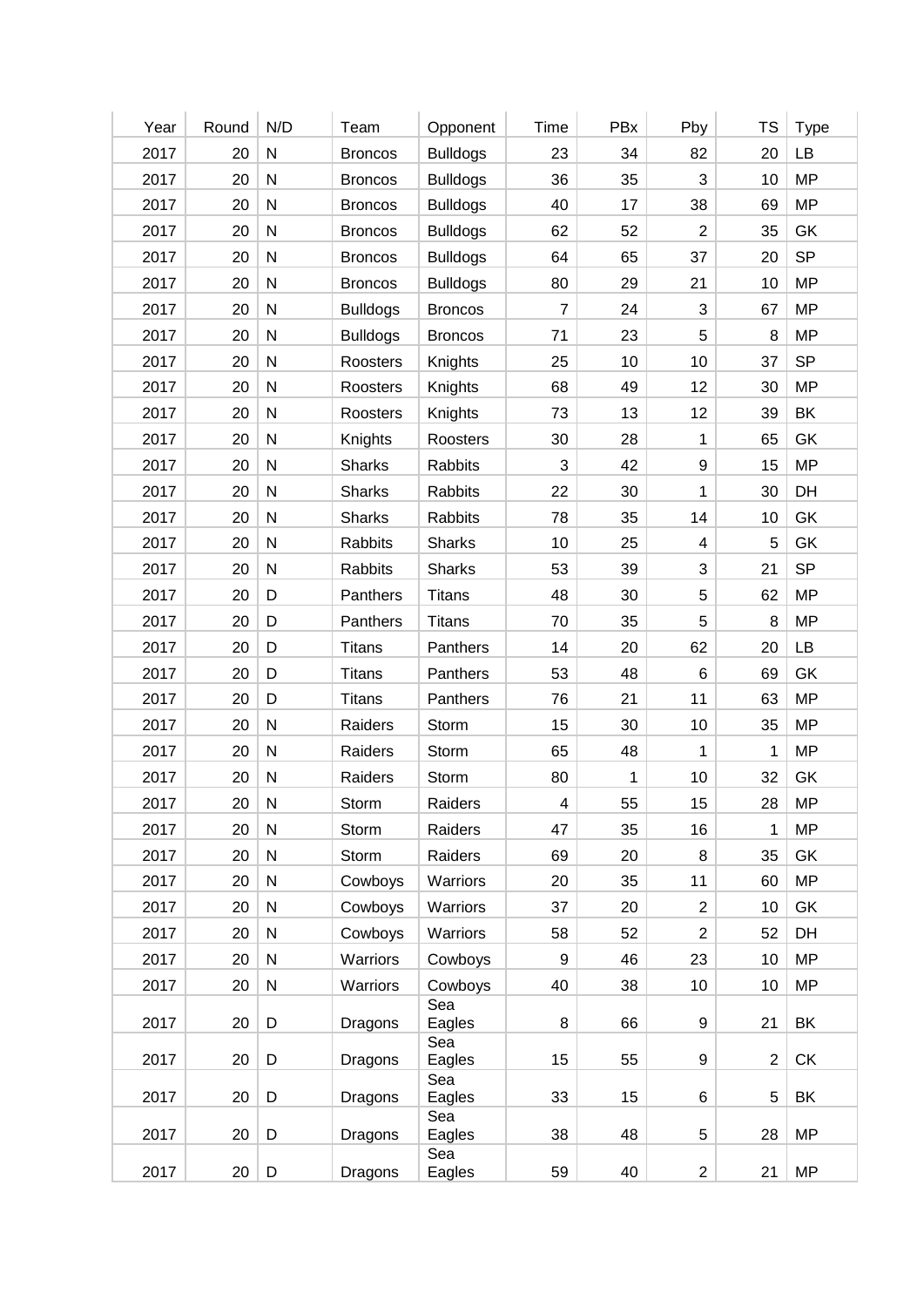| Year | Round | N/D | Team | Opponent | Time | PBx | Pby | TS | Type |
|---|---|---|---|---|---|---|---|---|---|
| 2017 | 20 | N | Broncos | Bulldogs | 23 | 34 | 82 | 20 | LB |
| 2017 | 20 | N | Broncos | Bulldogs | 36 | 35 | 3 | 10 | MP |
| 2017 | 20 | N | Broncos | Bulldogs | 40 | 17 | 38 | 69 | MP |
| 2017 | 20 | N | Broncos | Bulldogs | 62 | 52 | 2 | 35 | GK |
| 2017 | 20 | N | Broncos | Bulldogs | 64 | 65 | 37 | 20 | SP |
| 2017 | 20 | N | Broncos | Bulldogs | 80 | 29 | 21 | 10 | MP |
| 2017 | 20 | N | Bulldogs | Broncos | 7 | 24 | 3 | 67 | MP |
| 2017 | 20 | N | Bulldogs | Broncos | 71 | 23 | 5 | 8 | MP |
| 2017 | 20 | N | Roosters | Knights | 25 | 10 | 10 | 37 | SP |
| 2017 | 20 | N | Roosters | Knights | 68 | 49 | 12 | 30 | MP |
| 2017 | 20 | N | Roosters | Knights | 73 | 13 | 12 | 39 | BK |
| 2017 | 20 | N | Knights | Roosters | 30 | 28 | 1 | 65 | GK |
| 2017 | 20 | N | Sharks | Rabbits | 3 | 42 | 9 | 15 | MP |
| 2017 | 20 | N | Sharks | Rabbits | 22 | 30 | 1 | 30 | DH |
| 2017 | 20 | N | Sharks | Rabbits | 78 | 35 | 14 | 10 | GK |
| 2017 | 20 | N | Rabbits | Sharks | 10 | 25 | 4 | 5 | GK |
| 2017 | 20 | N | Rabbits | Sharks | 53 | 39 | 3 | 21 | SP |
| 2017 | 20 | D | Panthers | Titans | 48 | 30 | 5 | 62 | MP |
| 2017 | 20 | D | Panthers | Titans | 70 | 35 | 5 | 8 | MP |
| 2017 | 20 | D | Titans | Panthers | 14 | 20 | 62 | 20 | LB |
| 2017 | 20 | D | Titans | Panthers | 53 | 48 | 6 | 69 | GK |
| 2017 | 20 | D | Titans | Panthers | 76 | 21 | 11 | 63 | MP |
| 2017 | 20 | N | Raiders | Storm | 15 | 30 | 10 | 35 | MP |
| 2017 | 20 | N | Raiders | Storm | 65 | 48 | 1 | 1 | MP |
| 2017 | 20 | N | Raiders | Storm | 80 | 1 | 10 | 32 | GK |
| 2017 | 20 | N | Storm | Raiders | 4 | 55 | 15 | 28 | MP |
| 2017 | 20 | N | Storm | Raiders | 47 | 35 | 16 | 1 | MP |
| 2017 | 20 | N | Storm | Raiders | 69 | 20 | 8 | 35 | GK |
| 2017 | 20 | N | Cowboys | Warriors | 20 | 35 | 11 | 60 | MP |
| 2017 | 20 | N | Cowboys | Warriors | 37 | 20 | 2 | 10 | GK |
| 2017 | 20 | N | Cowboys | Warriors | 58 | 52 | 2 | 52 | DH |
| 2017 | 20 | N | Warriors | Cowboys | 9 | 46 | 23 | 10 | MP |
| 2017 | 20 | N | Warriors | Cowboys | 40 | 38 | 10 | 10 | MP |
| 2017 | 20 | D | Dragons | Sea Eagles | 8 | 66 | 9 | 21 | BK |
| 2017 | 20 | D | Dragons | Sea Eagles | 15 | 55 | 9 | 2 | CK |
| 2017 | 20 | D | Dragons | Sea Eagles | 33 | 15 | 6 | 5 | BK |
| 2017 | 20 | D | Dragons | Sea Eagles | 38 | 48 | 5 | 28 | MP |
| 2017 | 20 | D | Dragons | Sea Eagles | 59 | 40 | 2 | 21 | MP |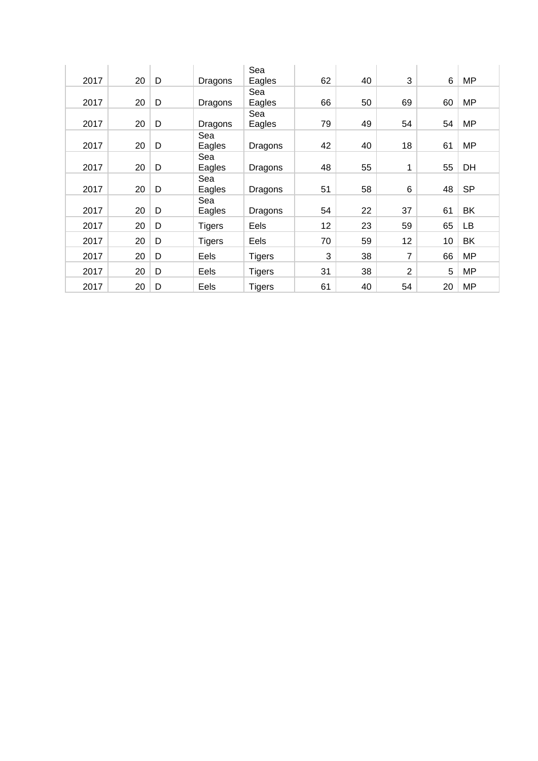| | | | | | | | | | |
|---|---|---|---|---|---|---|---|---|---|
| 2017 | 20 | D | Dragons | Sea Eagles | 62 | 40 | 3 | 6 | MP |
| 2017 | 20 | D | Dragons | Sea Eagles | 66 | 50 | 69 | 60 | MP |
| 2017 | 20 | D | Dragons | Sea Eagles | 79 | 49 | 54 | 54 | MP |
| 2017 | 20 | D | Sea Eagles | Dragons | 42 | 40 | 18 | 61 | MP |
| 2017 | 20 | D | Sea Eagles | Dragons | 48 | 55 | 1 | 55 | DH |
| 2017 | 20 | D | Sea Eagles | Dragons | 51 | 58 | 6 | 48 | SP |
| 2017 | 20 | D | Sea Eagles | Dragons | 54 | 22 | 37 | 61 | BK |
| 2017 | 20 | D | Tigers | Eels | 12 | 23 | 59 | 65 | LB |
| 2017 | 20 | D | Tigers | Eels | 70 | 59 | 12 | 10 | BK |
| 2017 | 20 | D | Eels | Tigers | 3 | 38 | 7 | 66 | MP |
| 2017 | 20 | D | Eels | Tigers | 31 | 38 | 2 | 5 | MP |
| 2017 | 20 | D | Eels | Tigers | 61 | 40 | 54 | 20 | MP |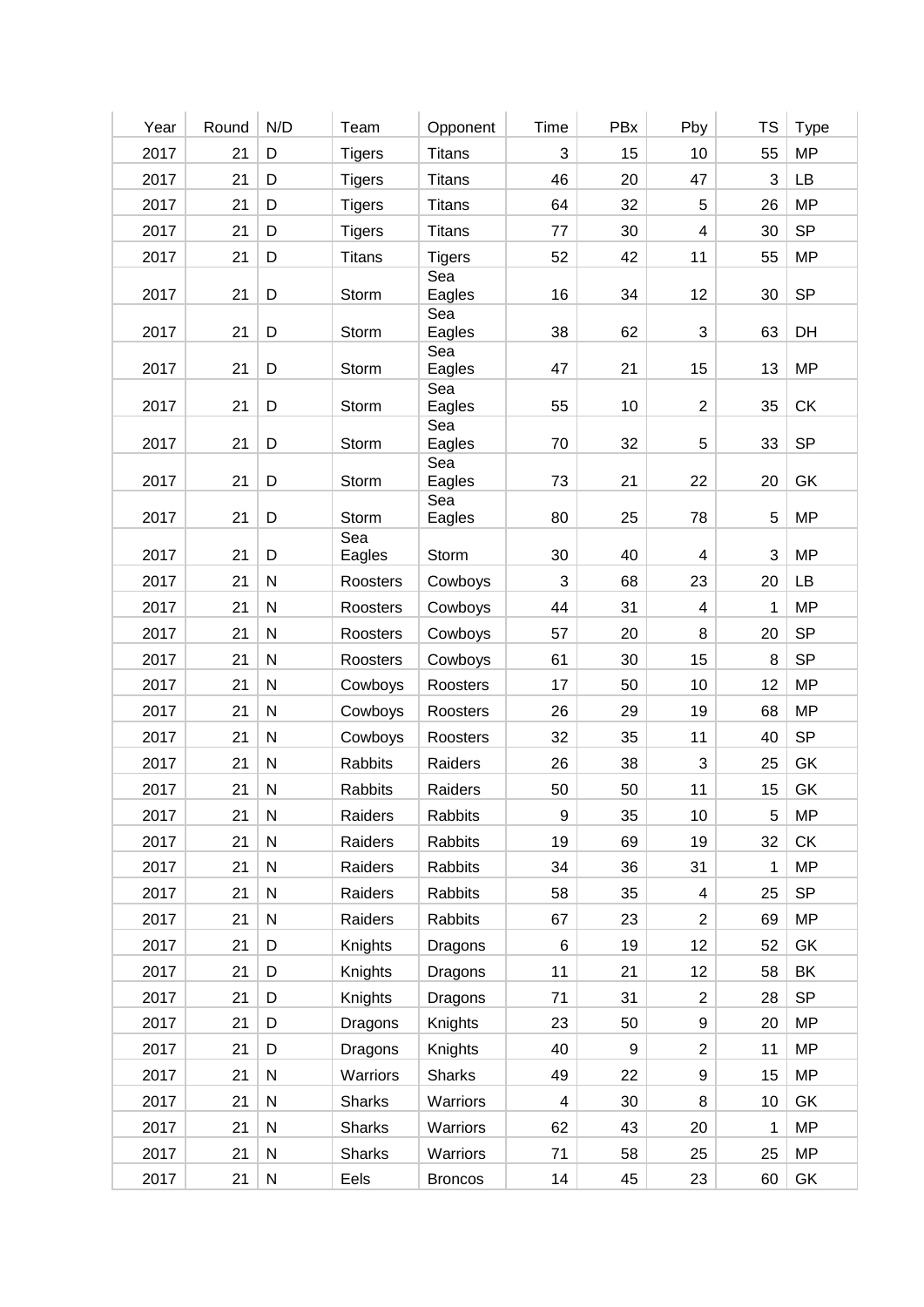| Year | Round | N/D | Team | Opponent | Time | PBx | Pby | TS | Type |
|---|---|---|---|---|---|---|---|---|---|
| 2017 | 21 | D | Tigers | Titans | 3 | 15 | 10 | 55 | MP |
| 2017 | 21 | D | Tigers | Titans | 46 | 20 | 47 | 3 | LB |
| 2017 | 21 | D | Tigers | Titans | 64 | 32 | 5 | 26 | MP |
| 2017 | 21 | D | Tigers | Titans | 77 | 30 | 4 | 30 | SP |
| 2017 | 21 | D | Titans | Tigers | 52 | 42 | 11 | 55 | MP |
| 2017 | 21 | D | Storm | Sea Eagles | 16 | 34 | 12 | 30 | SP |
| 2017 | 21 | D | Storm | Sea Eagles | 38 | 62 | 3 | 63 | DH |
| 2017 | 21 | D | Storm | Sea Eagles | 47 | 21 | 15 | 13 | MP |
| 2017 | 21 | D | Storm | Sea Eagles | 55 | 10 | 2 | 35 | CK |
| 2017 | 21 | D | Storm | Sea Eagles | 70 | 32 | 5 | 33 | SP |
| 2017 | 21 | D | Storm | Sea Eagles | 73 | 21 | 22 | 20 | GK |
| 2017 | 21 | D | Storm | Sea Eagles | 80 | 25 | 78 | 5 | MP |
| 2017 | 21 | D | Sea Eagles | Storm | 30 | 40 | 4 | 3 | MP |
| 2017 | 21 | N | Roosters | Cowboys | 3 | 68 | 23 | 20 | LB |
| 2017 | 21 | N | Roosters | Cowboys | 44 | 31 | 4 | 1 | MP |
| 2017 | 21 | N | Roosters | Cowboys | 57 | 20 | 8 | 20 | SP |
| 2017 | 21 | N | Roosters | Cowboys | 61 | 30 | 15 | 8 | SP |
| 2017 | 21 | N | Cowboys | Roosters | 17 | 50 | 10 | 12 | MP |
| 2017 | 21 | N | Cowboys | Roosters | 26 | 29 | 19 | 68 | MP |
| 2017 | 21 | N | Cowboys | Roosters | 32 | 35 | 11 | 40 | SP |
| 2017 | 21 | N | Rabbits | Raiders | 26 | 38 | 3 | 25 | GK |
| 2017 | 21 | N | Rabbits | Raiders | 50 | 50 | 11 | 15 | GK |
| 2017 | 21 | N | Raiders | Rabbits | 9 | 35 | 10 | 5 | MP |
| 2017 | 21 | N | Raiders | Rabbits | 19 | 69 | 19 | 32 | CK |
| 2017 | 21 | N | Raiders | Rabbits | 34 | 36 | 31 | 1 | MP |
| 2017 | 21 | N | Raiders | Rabbits | 58 | 35 | 4 | 25 | SP |
| 2017 | 21 | N | Raiders | Rabbits | 67 | 23 | 2 | 69 | MP |
| 2017 | 21 | D | Knights | Dragons | 6 | 19 | 12 | 52 | GK |
| 2017 | 21 | D | Knights | Dragons | 11 | 21 | 12 | 58 | BK |
| 2017 | 21 | D | Knights | Dragons | 71 | 31 | 2 | 28 | SP |
| 2017 | 21 | D | Dragons | Knights | 23 | 50 | 9 | 20 | MP |
| 2017 | 21 | D | Dragons | Knights | 40 | 9 | 2 | 11 | MP |
| 2017 | 21 | N | Warriors | Sharks | 49 | 22 | 9 | 15 | MP |
| 2017 | 21 | N | Sharks | Warriors | 4 | 30 | 8 | 10 | GK |
| 2017 | 21 | N | Sharks | Warriors | 62 | 43 | 20 | 1 | MP |
| 2017 | 21 | N | Sharks | Warriors | 71 | 58 | 25 | 25 | MP |
| 2017 | 21 | N | Eels | Broncos | 14 | 45 | 23 | 60 | GK |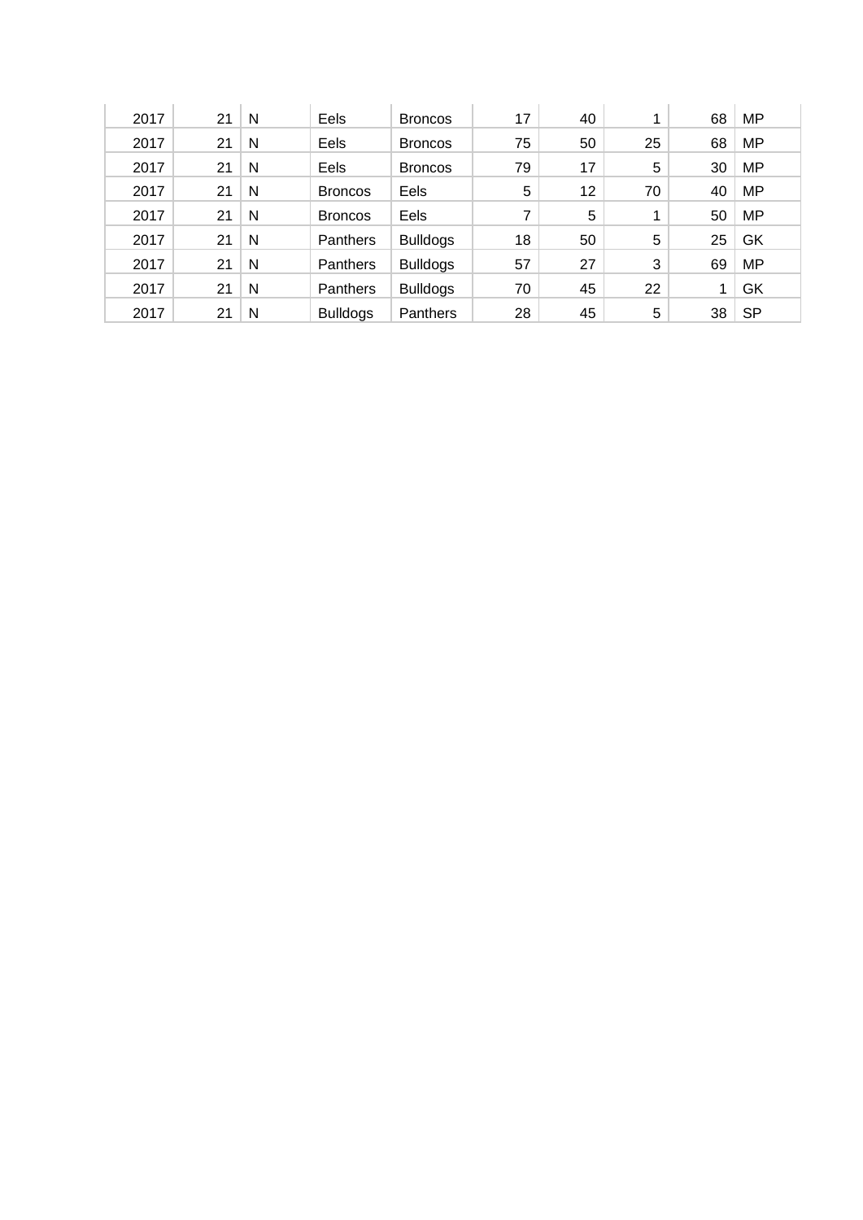| | | | | | | | | | |
|---|---|---|---|---|---|---|---|---|---|
| 2017 | 21 | N | Eels | Broncos | 17 | 40 | 1 | 68 | MP |
| 2017 | 21 | N | Eels | Broncos | 75 | 50 | 25 | 68 | MP |
| 2017 | 21 | N | Eels | Broncos | 79 | 17 | 5 | 30 | MP |
| 2017 | 21 | N | Broncos | Eels | 5 | 12 | 70 | 40 | MP |
| 2017 | 21 | N | Broncos | Eels | 7 | 5 | 1 | 50 | MP |
| 2017 | 21 | N | Panthers | Bulldogs | 18 | 50 | 5 | 25 | GK |
| 2017 | 21 | N | Panthers | Bulldogs | 57 | 27 | 3 | 69 | MP |
| 2017 | 21 | N | Panthers | Bulldogs | 70 | 45 | 22 | 1 | GK |
| 2017 | 21 | N | Bulldogs | Panthers | 28 | 45 | 5 | 38 | SP |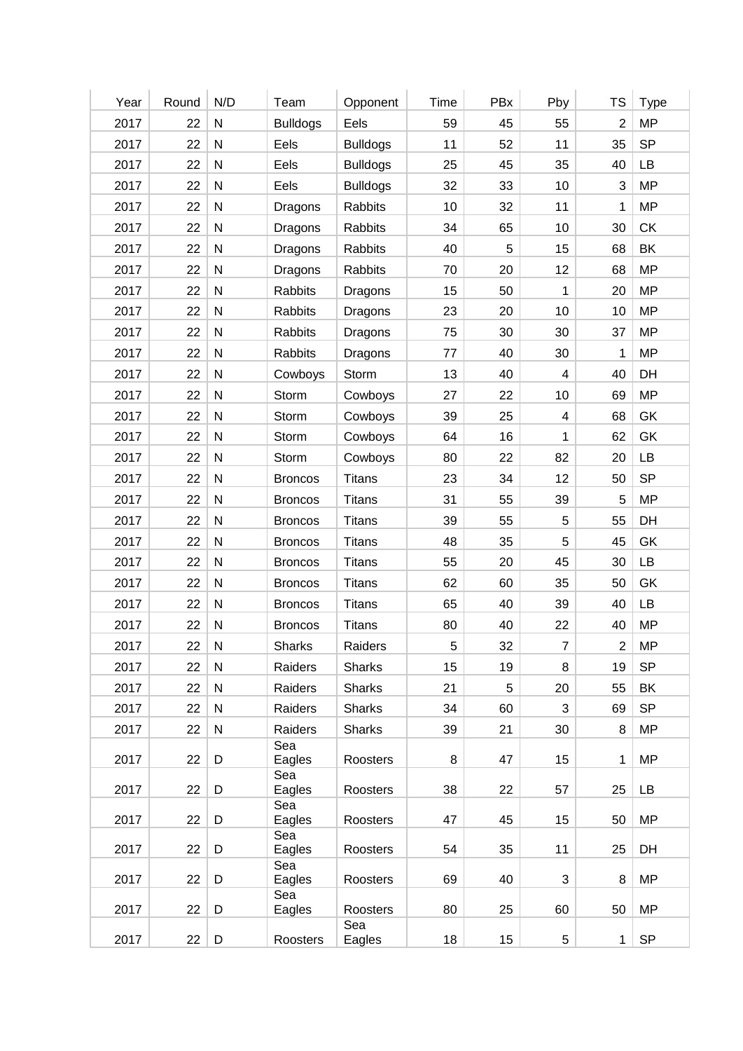| Year | Round | N/D | Team | Opponent | Time | PBx | Pby | TS | Type |
|---|---|---|---|---|---|---|---|---|---|
| 2017 | 22 | N | Bulldogs | Eels | 59 | 45 | 55 | 2 | MP |
| 2017 | 22 | N | Eels | Bulldogs | 11 | 52 | 11 | 35 | SP |
| 2017 | 22 | N | Eels | Bulldogs | 25 | 45 | 35 | 40 | LB |
| 2017 | 22 | N | Eels | Bulldogs | 32 | 33 | 10 | 3 | MP |
| 2017 | 22 | N | Dragons | Rabbits | 10 | 32 | 11 | 1 | MP |
| 2017 | 22 | N | Dragons | Rabbits | 34 | 65 | 10 | 30 | CK |
| 2017 | 22 | N | Dragons | Rabbits | 40 | 5 | 15 | 68 | BK |
| 2017 | 22 | N | Dragons | Rabbits | 70 | 20 | 12 | 68 | MP |
| 2017 | 22 | N | Rabbits | Dragons | 15 | 50 | 1 | 20 | MP |
| 2017 | 22 | N | Rabbits | Dragons | 23 | 20 | 10 | 10 | MP |
| 2017 | 22 | N | Rabbits | Dragons | 75 | 30 | 30 | 37 | MP |
| 2017 | 22 | N | Rabbits | Dragons | 77 | 40 | 30 | 1 | MP |
| 2017 | 22 | N | Cowboys | Storm | 13 | 40 | 4 | 40 | DH |
| 2017 | 22 | N | Storm | Cowboys | 27 | 22 | 10 | 69 | MP |
| 2017 | 22 | N | Storm | Cowboys | 39 | 25 | 4 | 68 | GK |
| 2017 | 22 | N | Storm | Cowboys | 64 | 16 | 1 | 62 | GK |
| 2017 | 22 | N | Storm | Cowboys | 80 | 22 | 82 | 20 | LB |
| 2017 | 22 | N | Broncos | Titans | 23 | 34 | 12 | 50 | SP |
| 2017 | 22 | N | Broncos | Titans | 31 | 55 | 39 | 5 | MP |
| 2017 | 22 | N | Broncos | Titans | 39 | 55 | 5 | 55 | DH |
| 2017 | 22 | N | Broncos | Titans | 48 | 35 | 5 | 45 | GK |
| 2017 | 22 | N | Broncos | Titans | 55 | 20 | 45 | 30 | LB |
| 2017 | 22 | N | Broncos | Titans | 62 | 60 | 35 | 50 | GK |
| 2017 | 22 | N | Broncos | Titans | 65 | 40 | 39 | 40 | LB |
| 2017 | 22 | N | Broncos | Titans | 80 | 40 | 22 | 40 | MP |
| 2017 | 22 | N | Sharks | Raiders | 5 | 32 | 7 | 2 | MP |
| 2017 | 22 | N | Raiders | Sharks | 15 | 19 | 8 | 19 | SP |
| 2017 | 22 | N | Raiders | Sharks | 21 | 5 | 20 | 55 | BK |
| 2017 | 22 | N | Raiders | Sharks | 34 | 60 | 3 | 69 | SP |
| 2017 | 22 | N | Raiders | Sharks | 39 | 21 | 30 | 8 | MP |
| 2017 | 22 | D | Sea Eagles | Roosters | 8 | 47 | 15 | 1 | MP |
| 2017 | 22 | D | Sea Eagles | Roosters | 38 | 22 | 57 | 25 | LB |
| 2017 | 22 | D | Sea Eagles | Roosters | 47 | 45 | 15 | 50 | MP |
| 2017 | 22 | D | Sea Eagles | Roosters | 54 | 35 | 11 | 25 | DH |
| 2017 | 22 | D | Sea Eagles | Roosters | 69 | 40 | 3 | 8 | MP |
| 2017 | 22 | D | Sea Eagles | Roosters | 80 | 25 | 60 | 50 | MP |
| 2017 | 22 | D | Roosters | Sea Eagles | 18 | 15 | 5 | 1 | SP |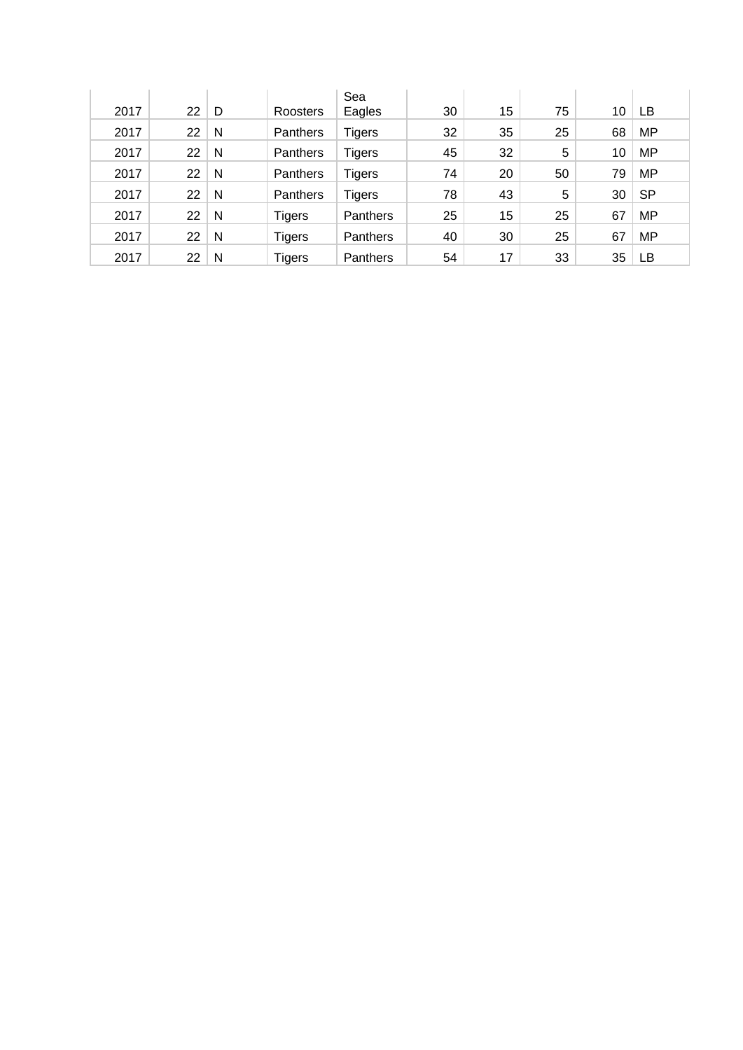|  |  |  |  |  |  |  |  |  |  |
|---|---|---|---|---|---|---|---|---|---|
| 2017 | 22 | D | Roosters | Sea Eagles | 30 | 15 | 75 | 10 | LB |
| 2017 | 22 | N | Panthers | Tigers | 32 | 35 | 25 | 68 | MP |
| 2017 | 22 | N | Panthers | Tigers | 45 | 32 | 5 | 10 | MP |
| 2017 | 22 | N | Panthers | Tigers | 74 | 20 | 50 | 79 | MP |
| 2017 | 22 | N | Panthers | Tigers | 78 | 43 | 5 | 30 | SP |
| 2017 | 22 | N | Tigers | Panthers | 25 | 15 | 25 | 67 | MP |
| 2017 | 22 | N | Tigers | Panthers | 40 | 30 | 25 | 67 | MP |
| 2017 | 22 | N | Tigers | Panthers | 54 | 17 | 33 | 35 | LB |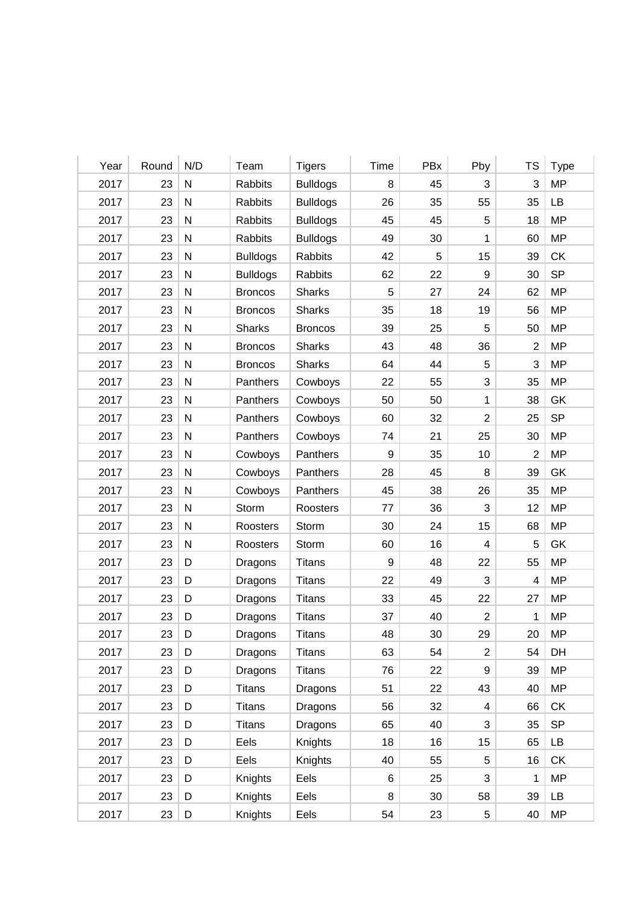| Year | Round | N/D | Team | Tigers | Time | PBx | Pby | TS | Type |
|---|---|---|---|---|---|---|---|---|---|
| 2017 | 23 | N | Rabbits | Bulldogs | 8 | 45 | 3 | 3 | MP |
| 2017 | 23 | N | Rabbits | Bulldogs | 26 | 35 | 55 | 35 | LB |
| 2017 | 23 | N | Rabbits | Bulldogs | 45 | 45 | 5 | 18 | MP |
| 2017 | 23 | N | Rabbits | Bulldogs | 49 | 30 | 1 | 60 | MP |
| 2017 | 23 | N | Bulldogs | Rabbits | 42 | 5 | 15 | 39 | CK |
| 2017 | 23 | N | Bulldogs | Rabbits | 62 | 22 | 9 | 30 | SP |
| 2017 | 23 | N | Broncos | Sharks | 5 | 27 | 24 | 62 | MP |
| 2017 | 23 | N | Broncos | Sharks | 35 | 18 | 19 | 56 | MP |
| 2017 | 23 | N | Sharks | Broncos | 39 | 25 | 5 | 50 | MP |
| 2017 | 23 | N | Broncos | Sharks | 43 | 48 | 36 | 2 | MP |
| 2017 | 23 | N | Broncos | Sharks | 64 | 44 | 5 | 3 | MP |
| 2017 | 23 | N | Panthers | Cowboys | 22 | 55 | 3 | 35 | MP |
| 2017 | 23 | N | Panthers | Cowboys | 50 | 50 | 1 | 38 | GK |
| 2017 | 23 | N | Panthers | Cowboys | 60 | 32 | 2 | 25 | SP |
| 2017 | 23 | N | Panthers | Cowboys | 74 | 21 | 25 | 30 | MP |
| 2017 | 23 | N | Cowboys | Panthers | 9 | 35 | 10 | 2 | MP |
| 2017 | 23 | N | Cowboys | Panthers | 28 | 45 | 8 | 39 | GK |
| 2017 | 23 | N | Cowboys | Panthers | 45 | 38 | 26 | 35 | MP |
| 2017 | 23 | N | Storm | Roosters | 77 | 36 | 3 | 12 | MP |
| 2017 | 23 | N | Roosters | Storm | 30 | 24 | 15 | 68 | MP |
| 2017 | 23 | N | Roosters | Storm | 60 | 16 | 4 | 5 | GK |
| 2017 | 23 | D | Dragons | Titans | 9 | 48 | 22 | 55 | MP |
| 2017 | 23 | D | Dragons | Titans | 22 | 49 | 3 | 4 | MP |
| 2017 | 23 | D | Dragons | Titans | 33 | 45 | 22 | 27 | MP |
| 2017 | 23 | D | Dragons | Titans | 37 | 40 | 2 | 1 | MP |
| 2017 | 23 | D | Dragons | Titans | 48 | 30 | 29 | 20 | MP |
| 2017 | 23 | D | Dragons | Titans | 63 | 54 | 2 | 54 | DH |
| 2017 | 23 | D | Dragons | Titans | 76 | 22 | 9 | 39 | MP |
| 2017 | 23 | D | Titans | Dragons | 51 | 22 | 43 | 40 | MP |
| 2017 | 23 | D | Titans | Dragons | 56 | 32 | 4 | 66 | CK |
| 2017 | 23 | D | Titans | Dragons | 65 | 40 | 3 | 35 | SP |
| 2017 | 23 | D | Eels | Knights | 18 | 16 | 15 | 65 | LB |
| 2017 | 23 | D | Eels | Knights | 40 | 55 | 5 | 16 | CK |
| 2017 | 23 | D | Knights | Eels | 6 | 25 | 3 | 1 | MP |
| 2017 | 23 | D | Knights | Eels | 8 | 30 | 58 | 39 | LB |
| 2017 | 23 | D | Knights | Eels | 54 | 23 | 5 | 40 | MP |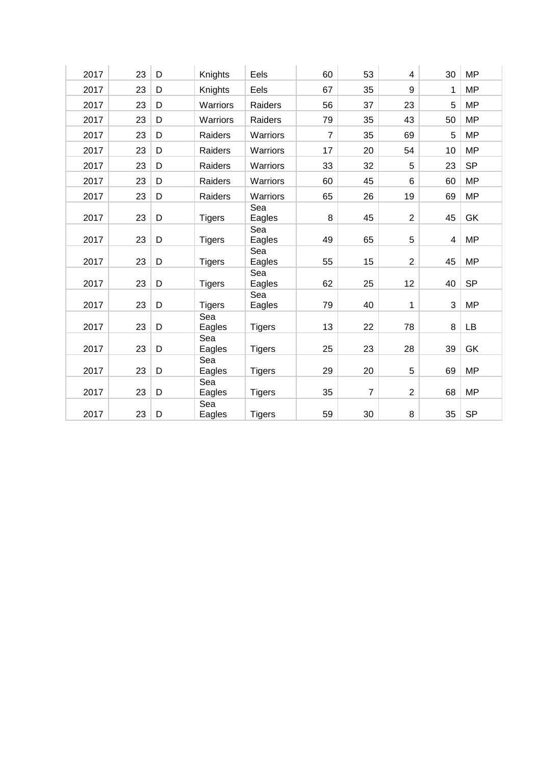| | | | | | | | | | |
|---|---|---|---|---|---|---|---|---|---|
| 2017 | 23 | D | Knights | Eels | 60 | 53 | 4 | 30 | MP |
| 2017 | 23 | D | Knights | Eels | 67 | 35 | 9 | 1 | MP |
| 2017 | 23 | D | Warriors | Raiders | 56 | 37 | 23 | 5 | MP |
| 2017 | 23 | D | Warriors | Raiders | 79 | 35 | 43 | 50 | MP |
| 2017 | 23 | D | Raiders | Warriors | 7 | 35 | 69 | 5 | MP |
| 2017 | 23 | D | Raiders | Warriors | 17 | 20 | 54 | 10 | MP |
| 2017 | 23 | D | Raiders | Warriors | 33 | 32 | 5 | 23 | SP |
| 2017 | 23 | D | Raiders | Warriors | 60 | 45 | 6 | 60 | MP |
| 2017 | 23 | D | Raiders | Warriors | 65 | 26 | 19 | 69 | MP |
| 2017 | 23 | D | Tigers | Sea Eagles | 8 | 45 | 2 | 45 | GK |
| 2017 | 23 | D | Tigers | Sea Eagles | 49 | 65 | 5 | 4 | MP |
| 2017 | 23 | D | Tigers | Sea Eagles | 55 | 15 | 2 | 45 | MP |
| 2017 | 23 | D | Tigers | Sea Eagles | 62 | 25 | 12 | 40 | SP |
| 2017 | 23 | D | Tigers | Sea Eagles | 79 | 40 | 1 | 3 | MP |
| 2017 | 23 | D | Sea Eagles | Tigers | 13 | 22 | 78 | 8 | LB |
| 2017 | 23 | D | Sea Eagles | Tigers | 25 | 23 | 28 | 39 | GK |
| 2017 | 23 | D | Sea Eagles | Tigers | 29 | 20 | 5 | 69 | MP |
| 2017 | 23 | D | Sea Eagles | Tigers | 35 | 7 | 2 | 68 | MP |
| 2017 | 23 | D | Sea Eagles | Tigers | 59 | 30 | 8 | 35 | SP |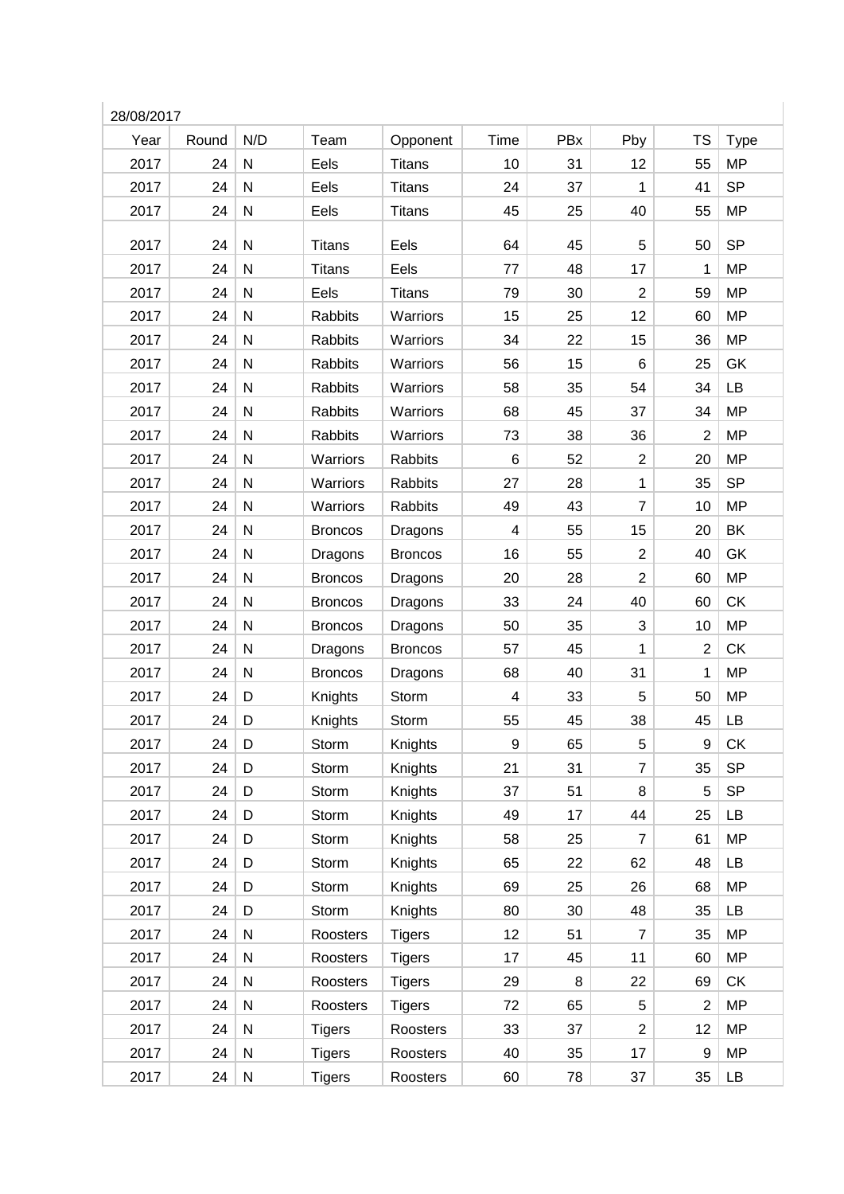28/08/2017

| Year | Round | N/D | Team | Opponent | Time | PBx | Pby | TS | Type |
|---|---|---|---|---|---|---|---|---|---|
| 2017 | 24 | N | Eels | Titans | 10 | 31 | 12 | 55 | MP |
| 2017 | 24 | N | Eels | Titans | 24 | 37 | 1 | 41 | SP |
| 2017 | 24 | N | Eels | Titans | 45 | 25 | 40 | 55 | MP |
| 2017 | 24 | N | Titans | Eels | 64 | 45 | 5 | 50 | SP |
| 2017 | 24 | N | Titans | Eels | 77 | 48 | 17 | 1 | MP |
| 2017 | 24 | N | Eels | Titans | 79 | 30 | 2 | 59 | MP |
| 2017 | 24 | N | Rabbits | Warriors | 15 | 25 | 12 | 60 | MP |
| 2017 | 24 | N | Rabbits | Warriors | 34 | 22 | 15 | 36 | MP |
| 2017 | 24 | N | Rabbits | Warriors | 56 | 15 | 6 | 25 | GK |
| 2017 | 24 | N | Rabbits | Warriors | 58 | 35 | 54 | 34 | LB |
| 2017 | 24 | N | Rabbits | Warriors | 68 | 45 | 37 | 34 | MP |
| 2017 | 24 | N | Rabbits | Warriors | 73 | 38 | 36 | 2 | MP |
| 2017 | 24 | N | Warriors | Rabbits | 6 | 52 | 2 | 20 | MP |
| 2017 | 24 | N | Warriors | Rabbits | 27 | 28 | 1 | 35 | SP |
| 2017 | 24 | N | Warriors | Rabbits | 49 | 43 | 7 | 10 | MP |
| 2017 | 24 | N | Broncos | Dragons | 4 | 55 | 15 | 20 | BK |
| 2017 | 24 | N | Dragons | Broncos | 16 | 55 | 2 | 40 | GK |
| 2017 | 24 | N | Broncos | Dragons | 20 | 28 | 2 | 60 | MP |
| 2017 | 24 | N | Broncos | Dragons | 33 | 24 | 40 | 60 | CK |
| 2017 | 24 | N | Broncos | Dragons | 50 | 35 | 3 | 10 | MP |
| 2017 | 24 | N | Dragons | Broncos | 57 | 45 | 1 | 2 | CK |
| 2017 | 24 | N | Broncos | Dragons | 68 | 40 | 31 | 1 | MP |
| 2017 | 24 | D | Knights | Storm | 4 | 33 | 5 | 50 | MP |
| 2017 | 24 | D | Knights | Storm | 55 | 45 | 38 | 45 | LB |
| 2017 | 24 | D | Storm | Knights | 9 | 65 | 5 | 9 | CK |
| 2017 | 24 | D | Storm | Knights | 21 | 31 | 7 | 35 | SP |
| 2017 | 24 | D | Storm | Knights | 37 | 51 | 8 | 5 | SP |
| 2017 | 24 | D | Storm | Knights | 49 | 17 | 44 | 25 | LB |
| 2017 | 24 | D | Storm | Knights | 58 | 25 | 7 | 61 | MP |
| 2017 | 24 | D | Storm | Knights | 65 | 22 | 62 | 48 | LB |
| 2017 | 24 | D | Storm | Knights | 69 | 25 | 26 | 68 | MP |
| 2017 | 24 | D | Storm | Knights | 80 | 30 | 48 | 35 | LB |
| 2017 | 24 | N | Roosters | Tigers | 12 | 51 | 7 | 35 | MP |
| 2017 | 24 | N | Roosters | Tigers | 17 | 45 | 11 | 60 | MP |
| 2017 | 24 | N | Roosters | Tigers | 29 | 8 | 22 | 69 | CK |
| 2017 | 24 | N | Roosters | Tigers | 72 | 65 | 5 | 2 | MP |
| 2017 | 24 | N | Tigers | Roosters | 33 | 37 | 2 | 12 | MP |
| 2017 | 24 | N | Tigers | Roosters | 40 | 35 | 17 | 9 | MP |
| 2017 | 24 | N | Tigers | Roosters | 60 | 78 | 37 | 35 | LB |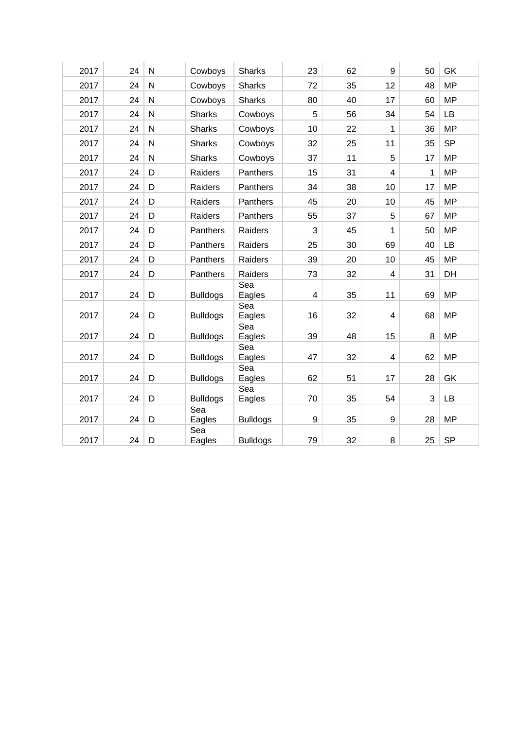| | | | | | | | | | |
|---|---|---|---|---|---|---|---|---|---|
| 2017 | 24 | N | Cowboys | Sharks | 23 | 62 | 9 | 50 | GK |
| 2017 | 24 | N | Cowboys | Sharks | 72 | 35 | 12 | 48 | MP |
| 2017 | 24 | N | Cowboys | Sharks | 80 | 40 | 17 | 60 | MP |
| 2017 | 24 | N | Sharks | Cowboys | 5 | 56 | 34 | 54 | LB |
| 2017 | 24 | N | Sharks | Cowboys | 10 | 22 | 1 | 36 | MP |
| 2017 | 24 | N | Sharks | Cowboys | 32 | 25 | 11 | 35 | SP |
| 2017 | 24 | N | Sharks | Cowboys | 37 | 11 | 5 | 17 | MP |
| 2017 | 24 | D | Raiders | Panthers | 15 | 31 | 4 | 1 | MP |
| 2017 | 24 | D | Raiders | Panthers | 34 | 38 | 10 | 17 | MP |
| 2017 | 24 | D | Raiders | Panthers | 45 | 20 | 10 | 45 | MP |
| 2017 | 24 | D | Raiders | Panthers | 55 | 37 | 5 | 67 | MP |
| 2017 | 24 | D | Panthers | Raiders | 3 | 45 | 1 | 50 | MP |
| 2017 | 24 | D | Panthers | Raiders | 25 | 30 | 69 | 40 | LB |
| 2017 | 24 | D | Panthers | Raiders | 39 | 20 | 10 | 45 | MP |
| 2017 | 24 | D | Panthers | Raiders | 73 | 32 | 4 | 31 | DH |
| 2017 | 24 | D | Bulldogs | Sea Eagles | 4 | 35 | 11 | 69 | MP |
| 2017 | 24 | D | Bulldogs | Sea Eagles | 16 | 32 | 4 | 68 | MP |
| 2017 | 24 | D | Bulldogs | Sea Eagles | 39 | 48 | 15 | 8 | MP |
| 2017 | 24 | D | Bulldogs | Sea Eagles | 47 | 32 | 4 | 62 | MP |
| 2017 | 24 | D | Bulldogs | Sea Eagles | 62 | 51 | 17 | 28 | GK |
| 2017 | 24 | D | Bulldogs | Sea Eagles | 70 | 35 | 54 | 3 | LB |
| 2017 | 24 | D | Sea Eagles | Bulldogs | 9 | 35 | 9 | 28 | MP |
| 2017 | 24 | D | Sea Eagles | Bulldogs | 79 | 32 | 8 | 25 | SP |